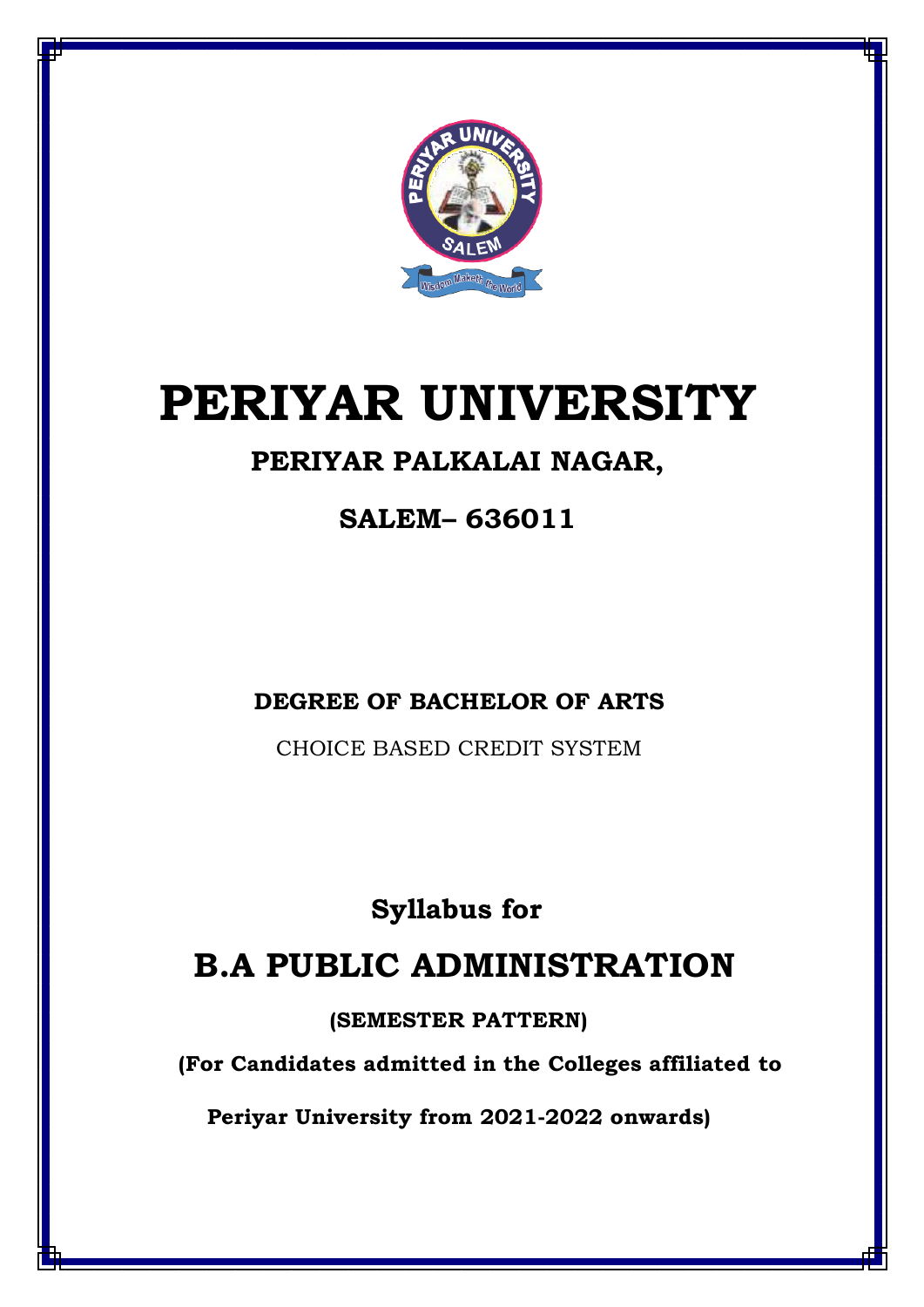# PERIYAR UNIVERSITY

## PERIYAR PALKALAI NAGAR,

## SALEM– 636011

**DEGREE OF BACHELOR OF ARTS**

CHOICE BASED CREDIT SYSTEM

**Syllabus for**

# B.A PUBLIC ADMINISTRATION

**(SEMESTER PATTERN)**

**(For Candidates admitted in the Colleges affiliated to**

**Periyar University from 2021-2022 onwards)**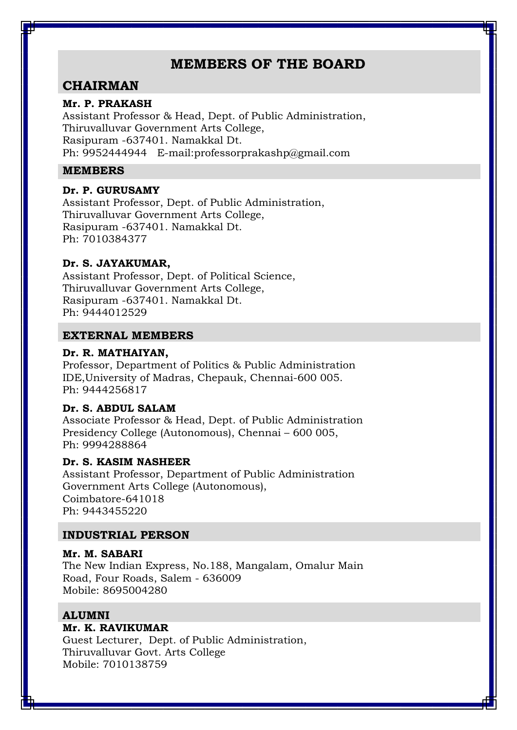# MEMBERS OF THE BOARD

## CHAIRMAN

**Mr. P. PRAKASH**
Assistant Professor & Head, Dept. of Public Administration,
Thiruvalluvar Government Arts College,
Rasipuram -637401. Namakkal Dt.
Ph: 9952444944 E-mail:professorprakashp@gmail.com

### MEMBERS

**Dr. P. GURUSAMY**
Assistant Professor, Dept. of Public Administration,
Thiruvalluvar Government Arts College,
Rasipuram -637401. Namakkal Dt.
Ph: 7010384377

**Dr. S. JAYAKUMAR,**
Assistant Professor, Dept. of Political Science,
Thiruvalluvar Government Arts College,
Rasipuram -637401. Namakkal Dt.
Ph: 9444012529

### EXTERNAL MEMBERS

**Dr. R. MATHAIYAN,**
Professor, Department of Politics & Public Administration
IDE,University of Madras, Chepauk, Chennai-600 005.
Ph: 9444256817

**Dr. S. ABDUL SALAM**
Associate Professor & Head, Dept. of Public Administration
Presidency College (Autonomous), Chennai – 600 005,
Ph: 9994288864

**Dr. S. KASIM NASHEER**
Assistant Professor, Department of Public Administration
Government Arts College (Autonomous),
Coimbatore-641018
Ph: 9443455220

### INDUSTRIAL PERSON

**Mr. M. SABARI**
The New Indian Express, No.188, Mangalam, Omalur Main Road, Four Roads, Salem - 636009
Mobile: 8695004280

### ALUMNI

**Mr. K. RAVIKUMAR**
Guest Lecturer, Dept. of Public Administration,
Thiruvalluvar Govt. Arts College
Mobile: 7010138759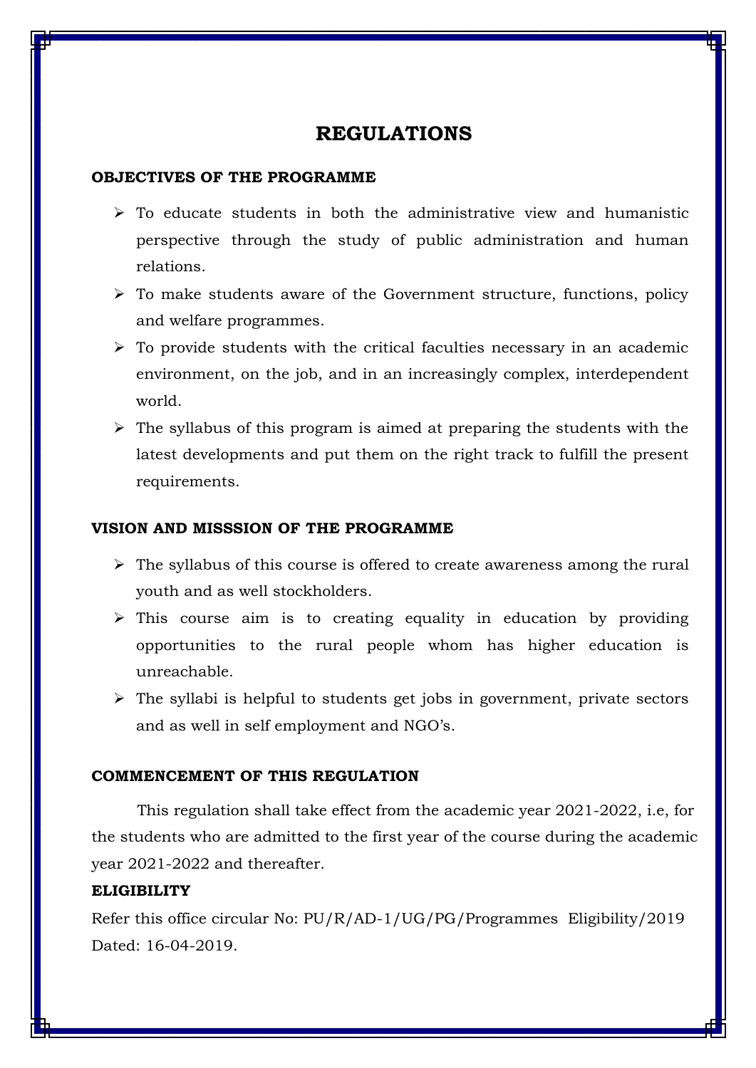# REGULATIONS

**OBJECTIVES OF THE PROGRAMME**

- To educate students in both the administrative view and humanistic perspective through the study of public administration and human relations.
- To make students aware of the Government structure, functions, policy and welfare programmes.
- To provide students with the critical faculties necessary in an academic environment, on the job, and in an increasingly complex, interdependent world.
- The syllabus of this program is aimed at preparing the students with the latest developments and put them on the right track to fulfill the present requirements.

**VISION AND MISSSION OF THE PROGRAMME**

- The syllabus of this course is offered to create awareness among the rural youth and as well stockholders.
- This course aim is to creating equality in education by providing opportunities to the rural people whom has higher education is unreachable.
- The syllabi is helpful to students get jobs in government, private sectors and as well in self employment and NGO's.

**COMMENCEMENT OF THIS REGULATION**

This regulation shall take effect from the academic year 2021-2022, i.e, for the students who are admitted to the first year of the course during the academic year 2021-2022 and thereafter.

**ELIGIBILITY**

Refer this office circular No: PU/R/AD-1/UG/PG/Programmes Eligibility/2019 Dated: 16-04-2019.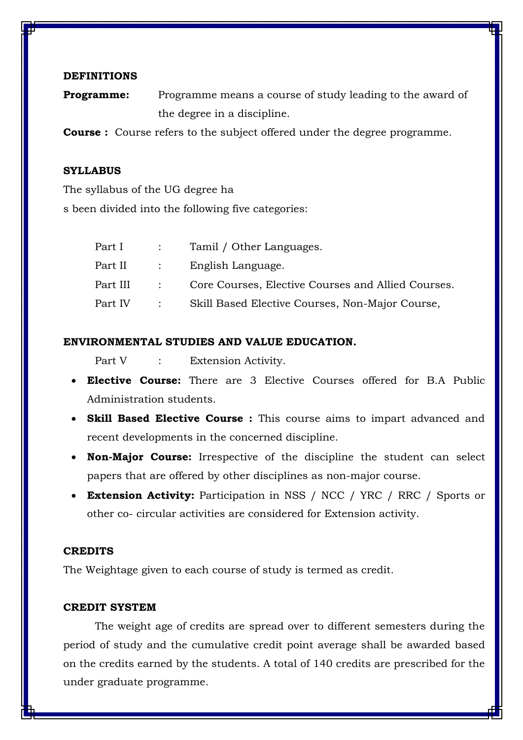## DEFINITIONS

**Programme:** Programme means a course of study leading to the award of the degree in a discipline.

**Course :** Course refers to the subject offered under the degree programme.

## SYLLABUS

The syllabus of the UG degree ha
s been divided into the following five categories:

| | | |
|---|---|---|
| Part I | : | Tamil / Other Languages. |
| Part II | : | English Language. |
| Part III | : | Core Courses, Elective Courses and Allied Courses. |
| Part IV | : | Skill Based Elective Courses, Non-Major Course, |

## ENVIRONMENTAL STUDIES AND VALUE EDUCATION.

| | | |
|---|---|---|
| Part V | : | Extension Activity. |

- **Elective Course:** There are 3 Elective Courses offered for B.A Public Administration students.
- **Skill Based Elective Course :** This course aims to impart advanced and recent developments in the concerned discipline.
- **Non-Major Course:** Irrespective of the discipline the student can select papers that are offered by other disciplines as non-major course.
- **Extension Activity:** Participation in NSS / NCC / YRC / RRC / Sports or other co- circular activities are considered for Extension activity.

## CREDITS

The Weightage given to each course of study is termed as credit.

## CREDIT SYSTEM

The weight age of credits are spread over to different semesters during the period of study and the cumulative credit point average shall be awarded based on the credits earned by the students. A total of 140 credits are prescribed for the under graduate programme.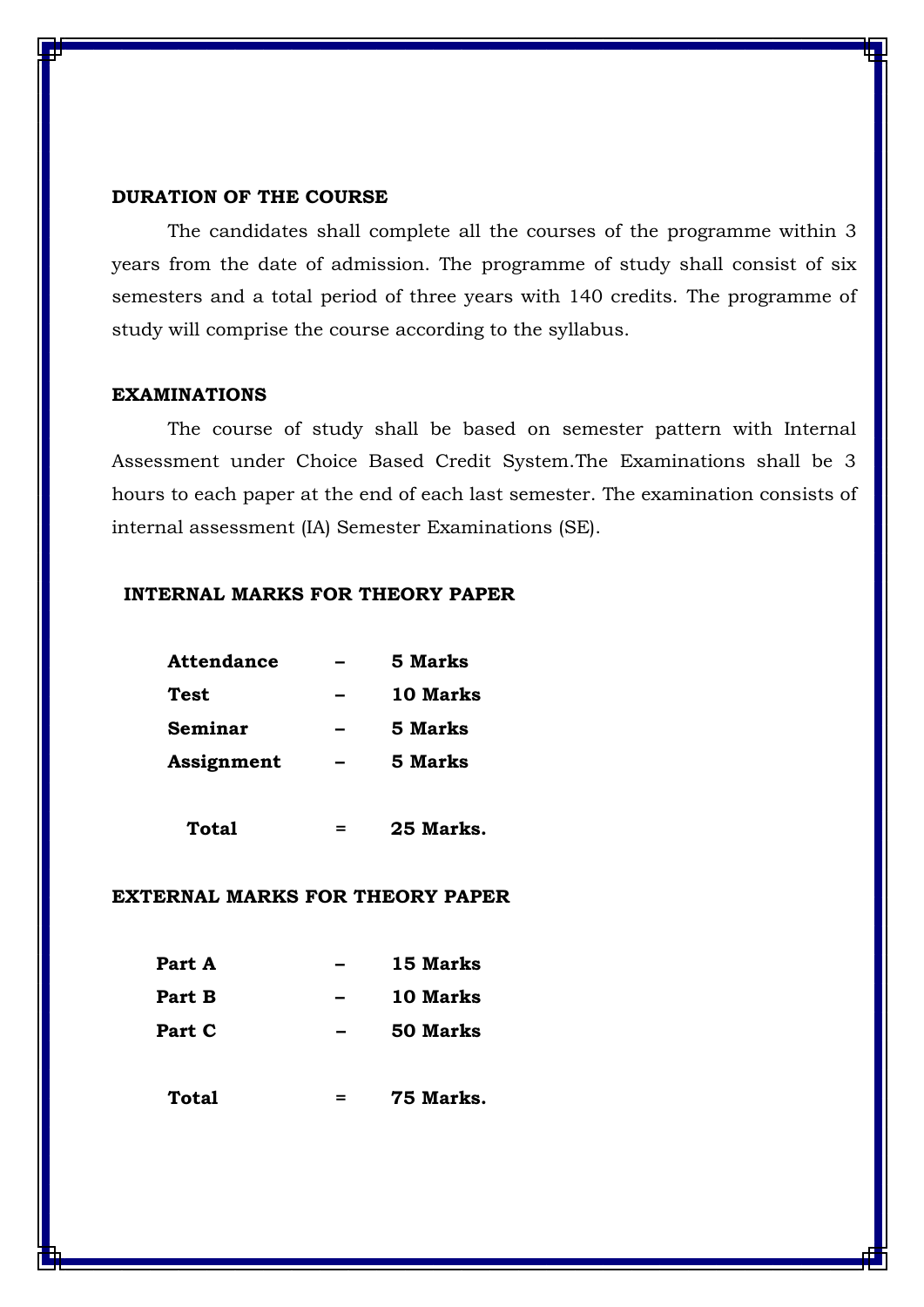**DURATION OF THE COURSE**

The candidates shall complete all the courses of the programme within 3 years from the date of admission. The programme of study shall consist of six semesters and a total period of three years with 140 credits. The programme of study will comprise the course according to the syllabus.

**EXAMINATIONS**

The course of study shall be based on semester pattern with Internal Assessment under Choice Based Credit System.The Examinations shall be 3 hours to each paper at the end of each last semester. The examination consists of internal assessment (IA) Semester Examinations (SE).

**INTERNAL MARKS FOR THEORY PAPER**

| | | |
|---|---|---|
| **Attendance** | – | **5 Marks** |
| **Test** | – | **10 Marks** |
| **Seminar** | – | **5 Marks** |
| **Assignment** | – | **5 Marks** |
| **Total** | = | **25 Marks.** |

**EXTERNAL MARKS FOR THEORY PAPER**

| | | |
|---|---|---|
| **Part A** | – | **15 Marks** |
| **Part B** | – | **10 Marks** |
| **Part C** | – | **50 Marks** |
| **Total** | = | **75 Marks.** |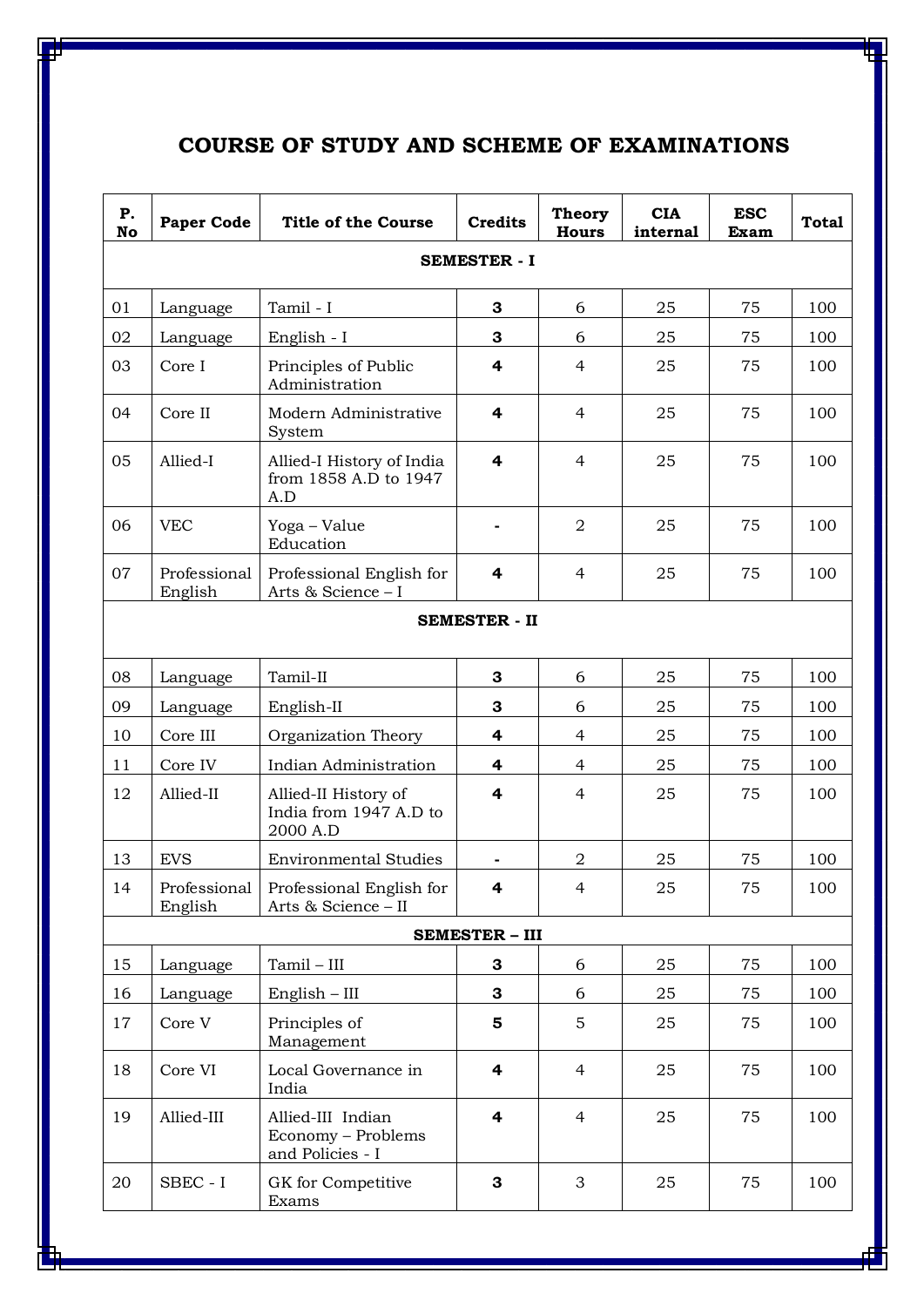# COURSE OF STUDY AND SCHEME OF EXAMINATIONS

| P. No | Paper Code | Title of the Course | Credits | Theory Hours | CIA internal | ESC Exam | Total |
|---|---|---|---|---|---|---|---|
| **SEMESTER - I** | | | | | | | |
| 01 | Language | Tamil - I | **3** | 6 | 25 | 75 | 100 |
| 02 | Language | English - I | **3** | 6 | 25 | 75 | 100 |
| 03 | Core I | Principles of Public Administration | **4** | 4 | 25 | 75 | 100 |
| 04 | Core II | Modern Administrative System | **4** | 4 | 25 | 75 | 100 |
| 05 | Allied-I | Allied-I History of India from 1858 A.D to 1947 A.D | **4** | 4 | 25 | 75 | 100 |
| 06 | VEC | Yoga – Value Education | **-** | 2 | 25 | 75 | 100 |
| 07 | Professional English | Professional English for Arts & Science – I | **4** | 4 | 25 | 75 | 100 |
| **SEMESTER - II** | | | | | | | |
| 08 | Language | Tamil-II | **3** | 6 | 25 | 75 | 100 |
| 09 | Language | English-II | **3** | 6 | 25 | 75 | 100 |
| 10 | Core III | Organization Theory | **4** | 4 | 25 | 75 | 100 |
| 11 | Core IV | Indian Administration | **4** | 4 | 25 | 75 | 100 |
| 12 | Allied-II | Allied-II History of India from 1947 A.D to 2000 A.D | **4** | 4 | 25 | 75 | 100 |
| 13 | EVS | Environmental Studies | **-** | 2 | 25 | 75 | 100 |
| 14 | Professional English | Professional English for Arts & Science – II | **4** | 4 | 25 | 75 | 100 |
| **SEMESTER – III** | | | | | | | |
| 15 | Language | Tamil – III | **3** | 6 | 25 | 75 | 100 |
| 16 | Language | English – III | **3** | 6 | 25 | 75 | 100 |
| 17 | Core V | Principles of Management | **5** | 5 | 25 | 75 | 100 |
| 18 | Core VI | Local Governance in India | **4** | 4 | 25 | 75 | 100 |
| 19 | Allied-III | Allied-III Indian Economy – Problems and Policies - I | **4** | 4 | 25 | 75 | 100 |
| 20 | SBEC - I | GK for Competitive Exams | **3** | 3 | 25 | 75 | 100 |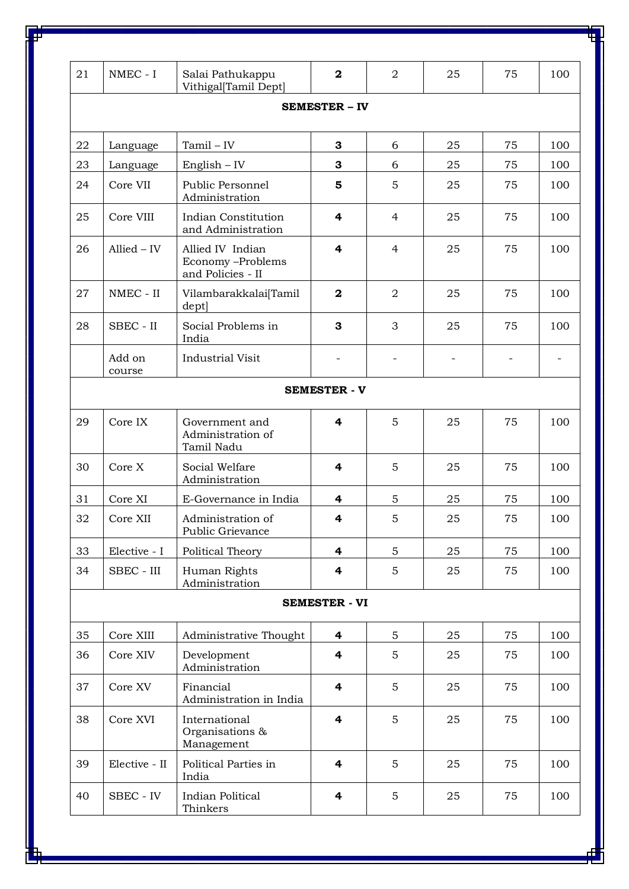| 21 | NMEC - I | Salai Pathukappu Vithigal[Tamil Dept] | **2** | 2 | 25 | 75 | 100 |
|---|---|---|---|---|---|---|---|
| **SEMESTER – IV** | | | | | | | |
| 22 | Language | Tamil – IV | **3** | 6 | 25 | 75 | 100 |
| 23 | Language | English – IV | **3** | 6 | 25 | 75 | 100 |
| 24 | Core VII | Public Personnel Administration | **5** | 5 | 25 | 75 | 100 |
| 25 | Core VIII | Indian Constitution and Administration | **4** | 4 | 25 | 75 | 100 |
| 26 | Allied – IV | Allied IV Indian Economy –Problems and Policies - II | **4** | 4 | 25 | 75 | 100 |
| 27 | NMEC - II | Vilambarakkalai[Tamil dept] | **2** | 2 | 25 | 75 | 100 |
| 28 | SBEC - II | Social Problems in India | **3** | 3 | 25 | 75 | 100 |
| | Add on course | Industrial Visit | - | - | - | - | - |
| **SEMESTER - V** | | | | | | | |
| 29 | Core IX | Government and Administration of Tamil Nadu | **4** | 5 | 25 | 75 | 100 |
| 30 | Core X | Social Welfare Administration | **4** | 5 | 25 | 75 | 100 |
| 31 | Core XI | E-Governance in India | **4** | 5 | 25 | 75 | 100 |
| 32 | Core XII | Administration of Public Grievance | **4** | 5 | 25 | 75 | 100 |
| 33 | Elective - I | Political Theory | **4** | 5 | 25 | 75 | 100 |
| 34 | SBEC - III | Human Rights Administration | **4** | 5 | 25 | 75 | 100 |
| **SEMESTER - VI** | | | | | | | |
| 35 | Core XIII | Administrative Thought | **4** | 5 | 25 | 75 | 100 |
| 36 | Core XIV | Development Administration | **4** | 5 | 25 | 75 | 100 |
| 37 | Core XV | Financial Administration in India | **4** | 5 | 25 | 75 | 100 |
| 38 | Core XVI | International Organisations & Management | **4** | 5 | 25 | 75 | 100 |
| 39 | Elective - II | Political Parties in India | **4** | 5 | 25 | 75 | 100 |
| 40 | SBEC - IV | Indian Political Thinkers | **4** | 5 | 25 | 75 | 100 |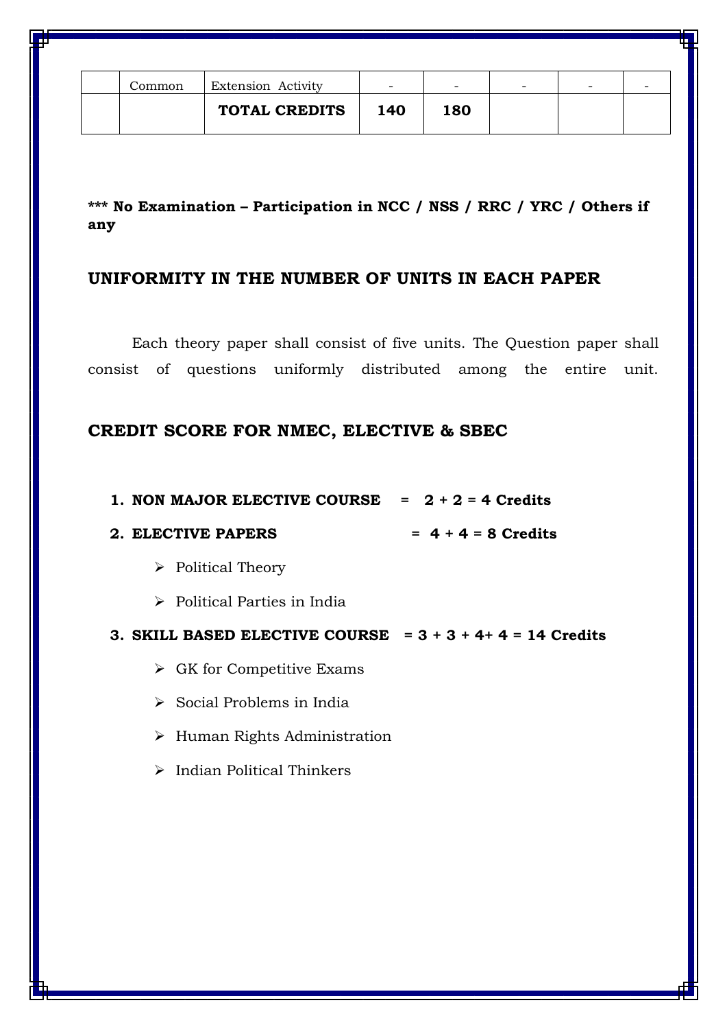|  | Common | Extension Activity | - | - | - | - | - |
|---|---|---|---|---|---|---|---|
|  |  | **TOTAL CREDITS** | **140** | **180** |  |  |  |

**\*\*\* No Examination – Participation in NCC / NSS / RRC / YRC / Others if any**

## UNIFORMITY IN THE NUMBER OF UNITS IN EACH PAPER

Each theory paper shall consist of five units. The Question paper shall consist of questions uniformly distributed among the entire unit.

## CREDIT SCORE FOR NMEC, ELECTIVE & SBEC

1. **NON MAJOR ELECTIVE COURSE = 2 + 2 = 4 Credits**
2. **ELECTIVE PAPERS = 4 + 4 = 8 Credits**
   - Political Theory
   - Political Parties in India
3. **SKILL BASED ELECTIVE COURSE = 3 + 3 + 4+ 4 = 14 Credits**
   - GK for Competitive Exams
   - Social Problems in India
   - Human Rights Administration
   - Indian Political Thinkers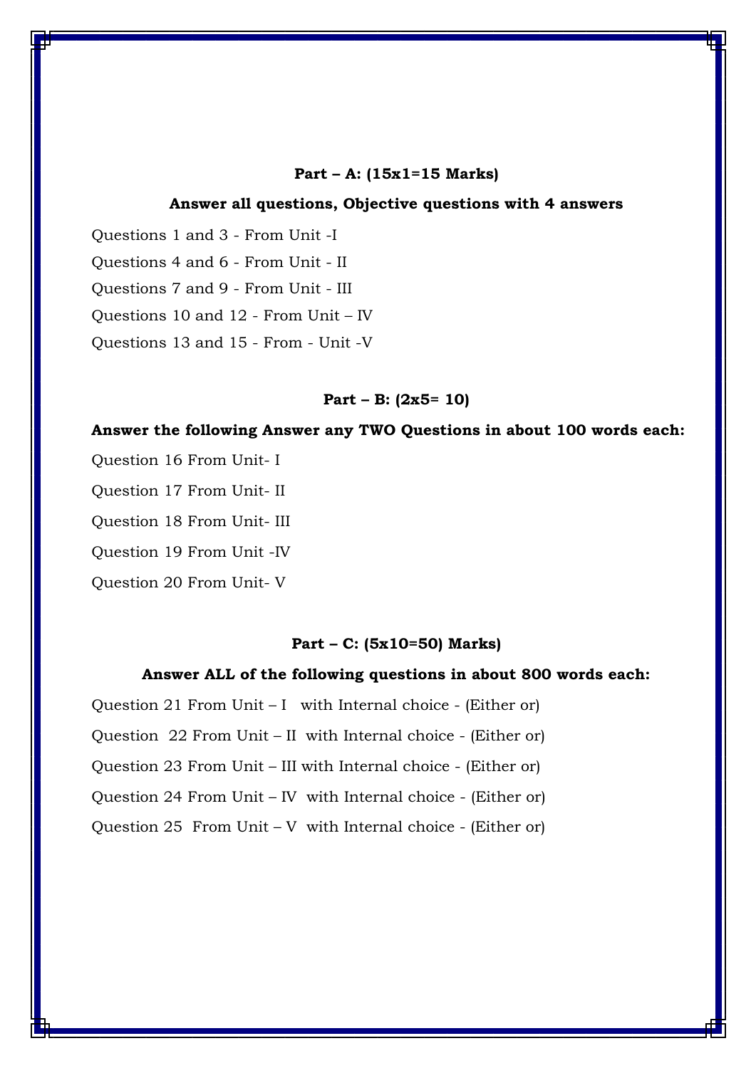**Part – A: (15x1=15 Marks)**

**Answer all questions, Objective questions with 4 answers**

Questions 1 and 3 - From Unit -I

Questions 4 and 6 - From Unit - II

Questions 7 and 9 - From Unit - III

Questions 10 and 12 - From Unit – IV

Questions 13 and 15 - From - Unit -V

**Part – B: (2x5= 10)**

**Answer the following Answer any TWO Questions in about 100 words each:**

Question 16 From Unit- I

Question 17 From Unit- II

Question 18 From Unit- III

Question 19 From Unit -IV

Question 20 From Unit- V

**Part – C: (5x10=50) Marks)**

**Answer ALL of the following questions in about 800 words each:**

Question 21 From Unit – I with Internal choice - (Either or)

Question 22 From Unit – II with Internal choice - (Either or)

Question 23 From Unit – III with Internal choice - (Either or)

Question 24 From Unit – IV with Internal choice - (Either or)

Question 25 From Unit – V with Internal choice - (Either or)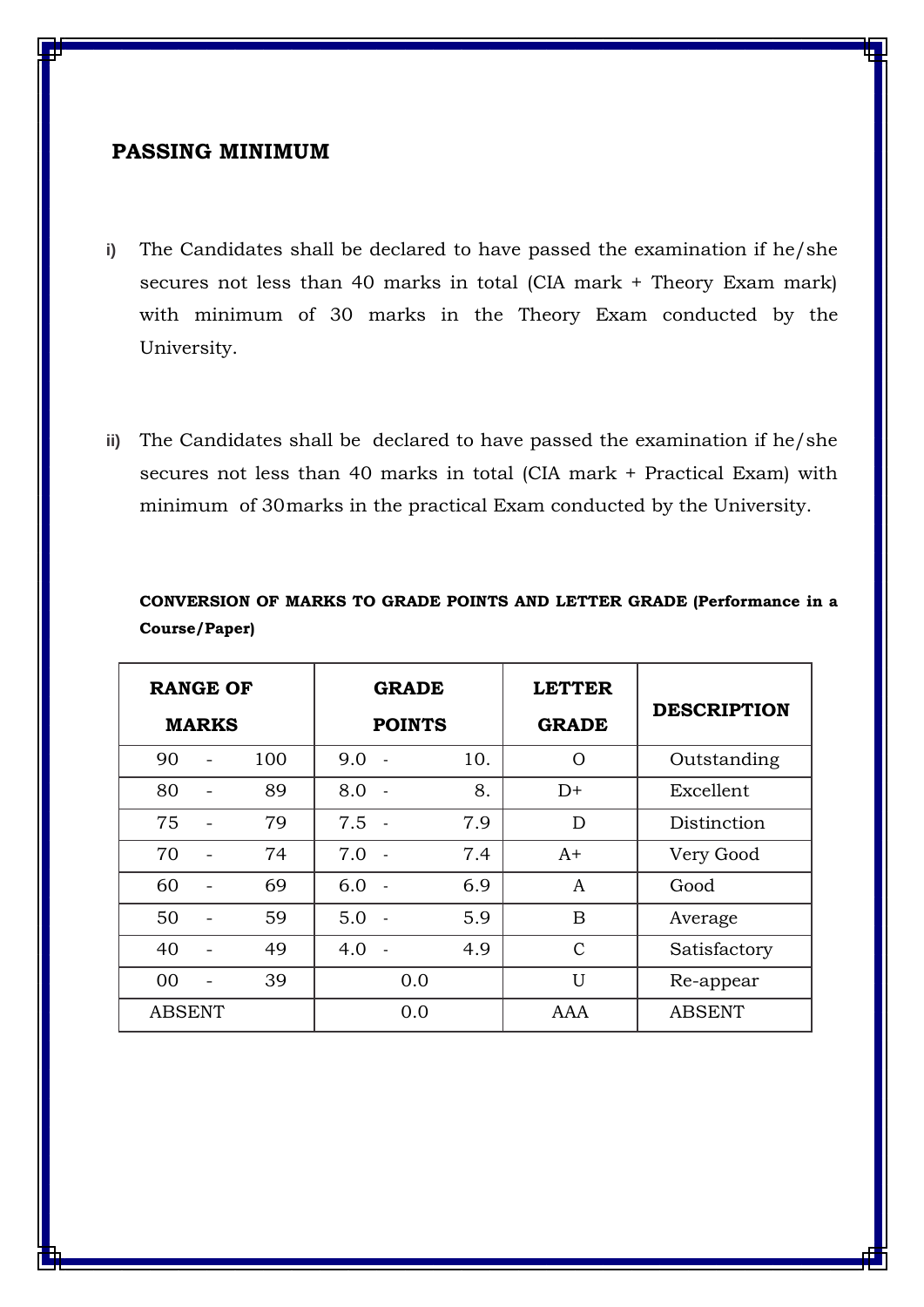## PASSING MINIMUM

i) The Candidates shall be declared to have passed the examination if he/she secures not less than 40 marks in total (CIA mark + Theory Exam mark) with minimum of 30 marks in the Theory Exam conducted by the University.

ii) The Candidates shall be declared to have passed the examination if he/she secures not less than 40 marks in total (CIA mark + Practical Exam) with minimum of 30marks in the practical Exam conducted by the University.

**CONVERSION OF MARKS TO GRADE POINTS AND LETTER GRADE (Performance in a Course/Paper)**

| RANGE OF MARKS | GRADE POINTS | LETTER GRADE | DESCRIPTION |
|---|---|---|---|
| 90 - 100 | 9.0 - 10. | O | Outstanding |
| 80 - 89 | 8.0 - 8. | D+ | Excellent |
| 75 - 79 | 7.5 - 7.9 | D | Distinction |
| 70 - 74 | 7.0 - 7.4 | A+ | Very Good |
| 60 - 69 | 6.0 - 6.9 | A | Good |
| 50 - 59 | 5.0 - 5.9 | B | Average |
| 40 - 49 | 4.0 - 4.9 | C | Satisfactory |
| 00 - 39 | 0.0 | U | Re-appear |
| ABSENT | 0.0 | AAA | ABSENT |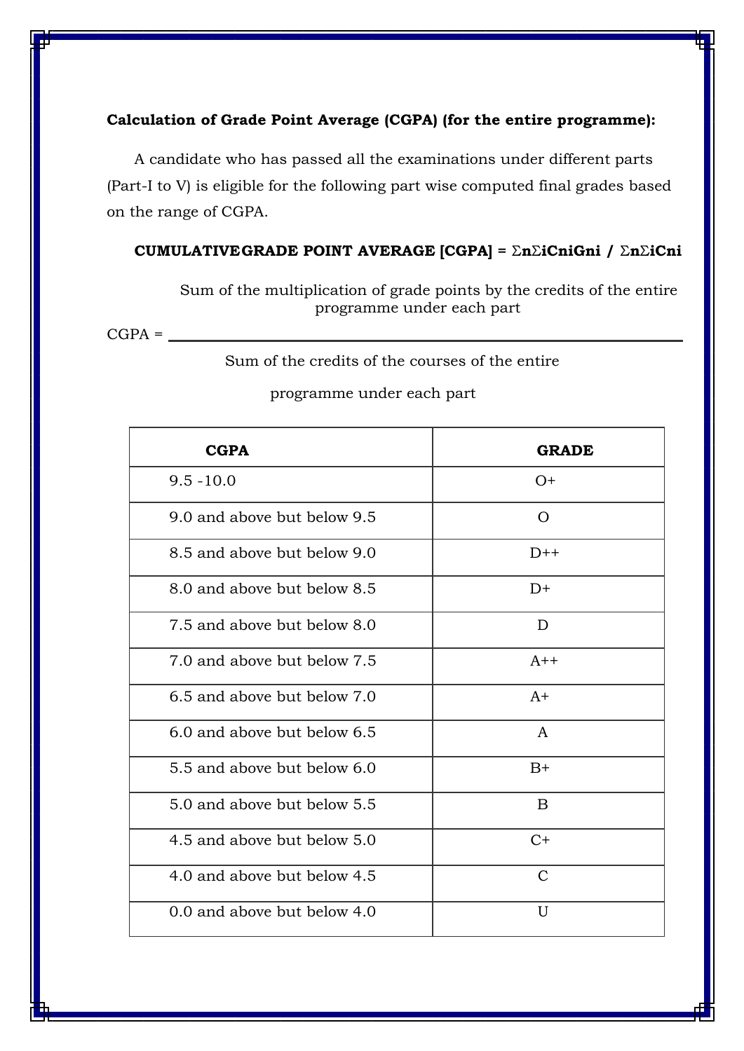**Calculation of Grade Point Average (CGPA) (for the entire programme):**

A candidate who has passed all the examinations under different parts (Part-I to V) is eligible for the following part wise computed final grades based on the range of CGPA.

**CUMULATIVEGRADE POINT AVERAGE [CGPA] = ΣnΣiCniGni / ΣnΣiCni**

$$\text{CGPA} = \frac{\text{Sum of the multiplication of grade points by the credits of the entire programme under each part}}{\text{Sum of the credits of the courses of the entire programme under each part}}$$

| CGPA | GRADE |
|---|---|
| 9.5 -10.0 | O+ |
| 9.0 and above but below 9.5 | O |
| 8.5 and above but below 9.0 | D++ |
| 8.0 and above but below 8.5 | D+ |
| 7.5 and above but below 8.0 | D |
| 7.0 and above but below 7.5 | A++ |
| 6.5 and above but below 7.0 | A+ |
| 6.0 and above but below 6.5 | A |
| 5.5 and above but below 6.0 | B+ |
| 5.0 and above but below 5.5 | B |
| 4.5 and above but below 5.0 | C+ |
| 4.0 and above but below 4.5 | C |
| 0.0 and above but below 4.0 | U |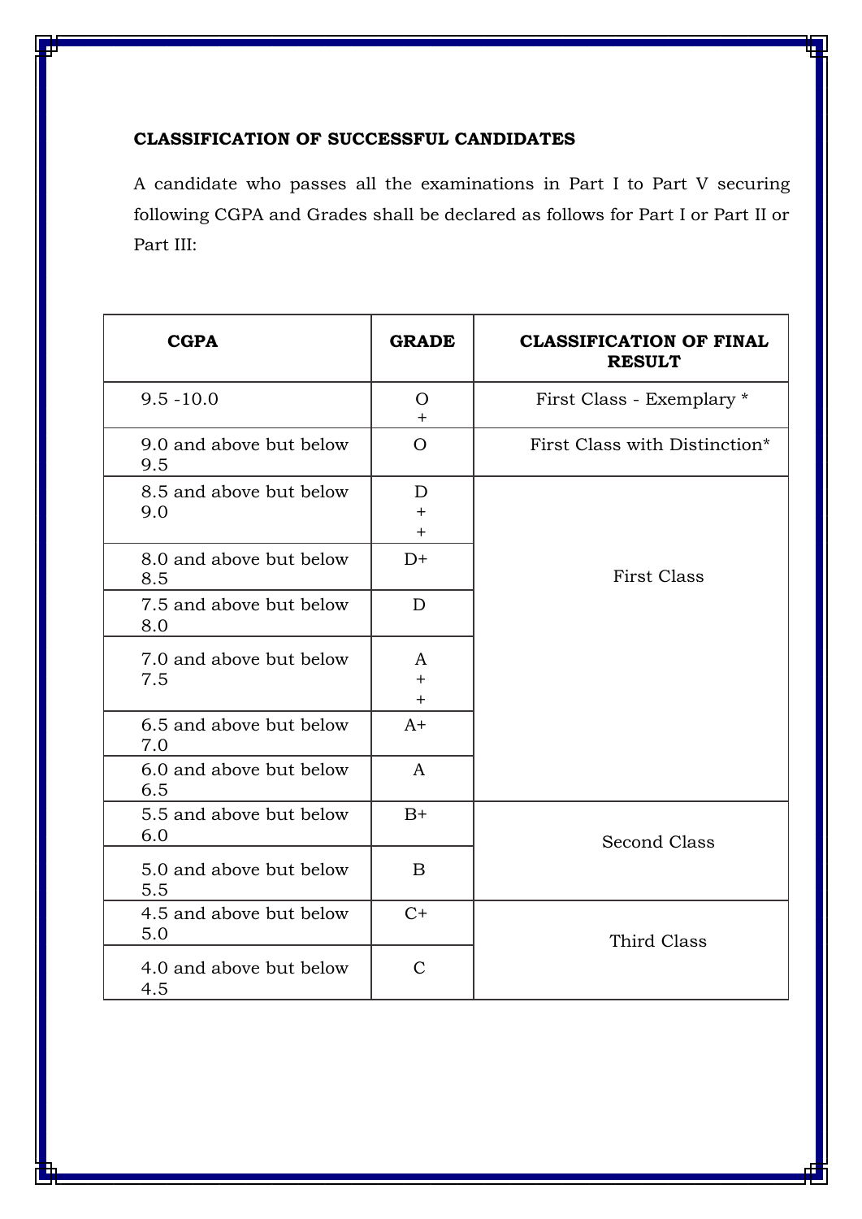### CLASSIFICATION OF SUCCESSFUL CANDIDATES

A candidate who passes all the examinations in Part I to Part V securing following CGPA and Grades shall be declared as follows for Part I or Part II or Part III:

| CGPA | GRADE | CLASSIFICATION OF FINAL RESULT |
|---|---|---|
| 9.5 -10.0 | O+ | First Class - Exemplary * |
| 9.0 and above but below 9.5 | O | First Class with Distinction* |
| 8.5 and above but below 9.0 | D++ | First Class |
| 8.0 and above but below 8.5 | D+ | |
| 7.5 and above but below 8.0 | D | |
| 7.0 and above but below 7.5 | A++ | |
| 6.5 and above but below 7.0 | A+ | |
| 6.0 and above but below 6.5 | A | |
| 5.5 and above but below 6.0 | B+ | Second Class |
| 5.0 and above but below 5.5 | B | |
| 4.5 and above but below 5.0 | C+ | Third Class |
| 4.0 and above but below 4.5 | C | |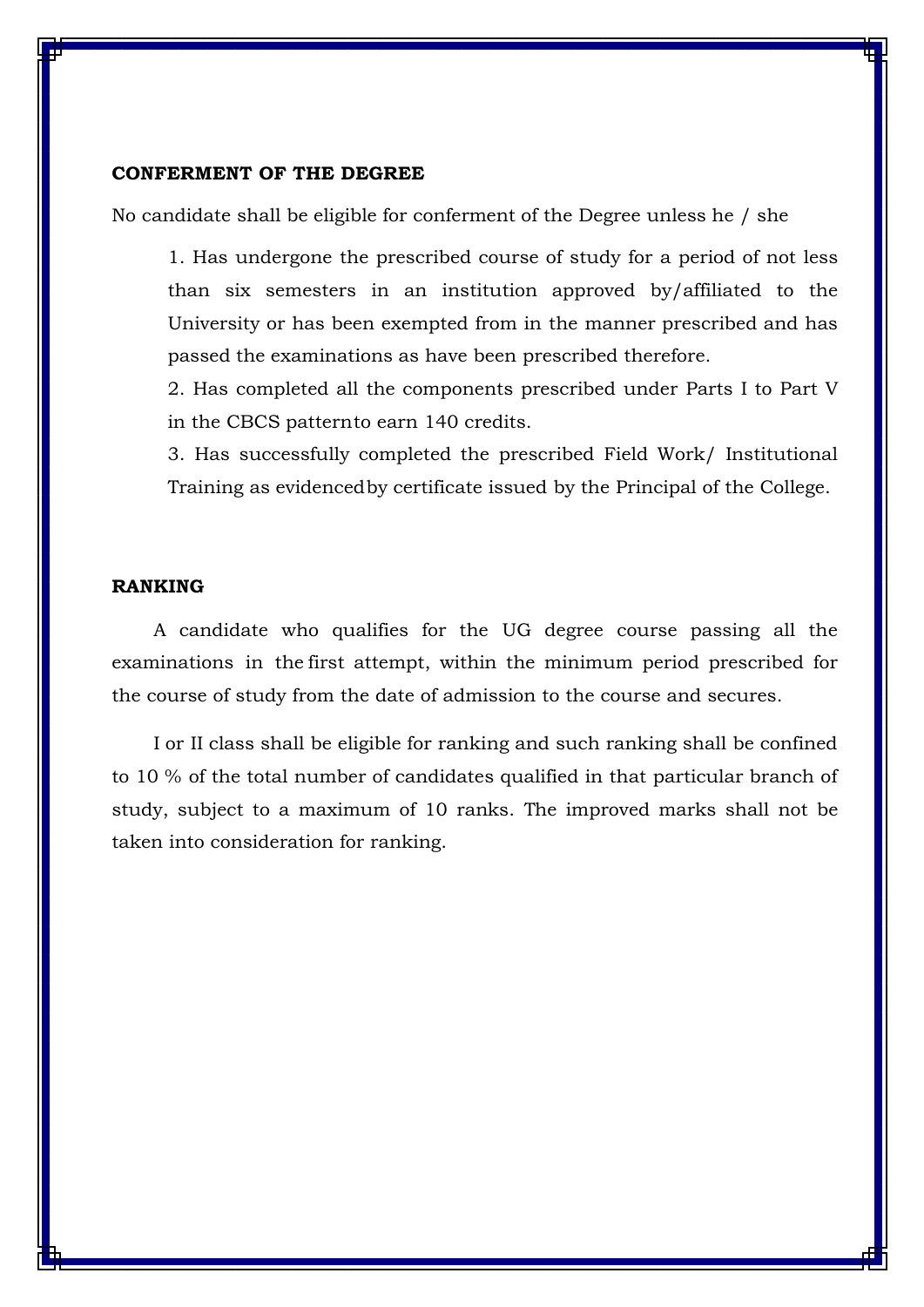**CONFERMENT OF THE DEGREE**

No candidate shall be eligible for conferment of the Degree unless he / she

1. Has undergone the prescribed course of study for a period of not less than six semesters in an institution approved by/affiliated to the University or has been exempted from in the manner prescribed and has passed the examinations as have been prescribed therefore.
2. Has completed all the components prescribed under Parts I to Part V in the CBCS pattern to earn 140 credits.
3. Has successfully completed the prescribed Field Work/ Institutional Training as evidenced by certificate issued by the Principal of the College.

**RANKING**

A candidate who qualifies for the UG degree course passing all the examinations in the first attempt, within the minimum period prescribed for the course of study from the date of admission to the course and secures.

I or II class shall be eligible for ranking and such ranking shall be confined to 10 % of the total number of candidates qualified in that particular branch of study, subject to a maximum of 10 ranks. The improved marks shall not be taken into consideration for ranking.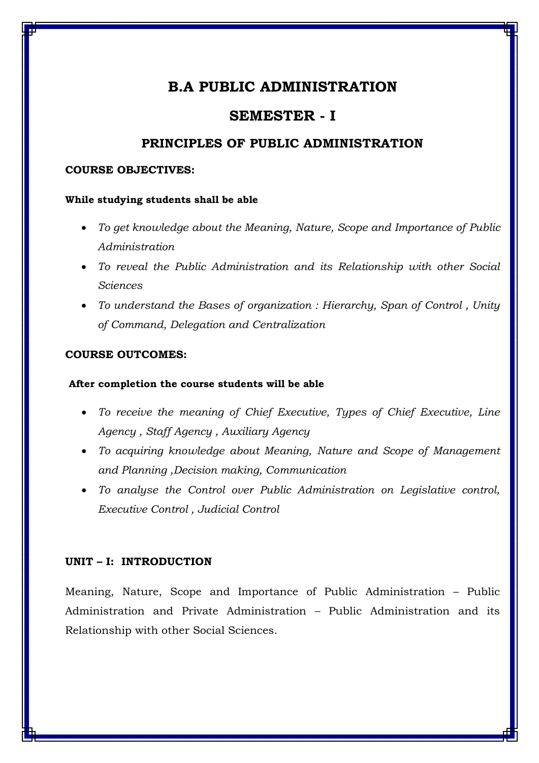# B.A PUBLIC ADMINISTRATION

## SEMESTER - I

### PRINCIPLES OF PUBLIC ADMINISTRATION

**COURSE OBJECTIVES:**

**While studying students shall be able**

- *To get knowledge about the Meaning, Nature, Scope and Importance of Public Administration*
- *To reveal the Public Administration and its Relationship with other Social Sciences*
- *To understand the Bases of organization : Hierarchy, Span of Control , Unity of Command, Delegation and Centralization*

**COURSE OUTCOMES:**

**After completion the course students will be able**

- *To receive the meaning of Chief Executive, Types of Chief Executive, Line Agency , Staff Agency , Auxiliary Agency*
- *To acquiring knowledge about Meaning, Nature and Scope of Management and Planning ,Decision making, Communication*
- *To analyse the Control over Public Administration on Legislative control, Executive Control , Judicial Control*

**UNIT – I: INTRODUCTION**

Meaning, Nature, Scope and Importance of Public Administration – Public Administration and Private Administration – Public Administration and its Relationship with other Social Sciences.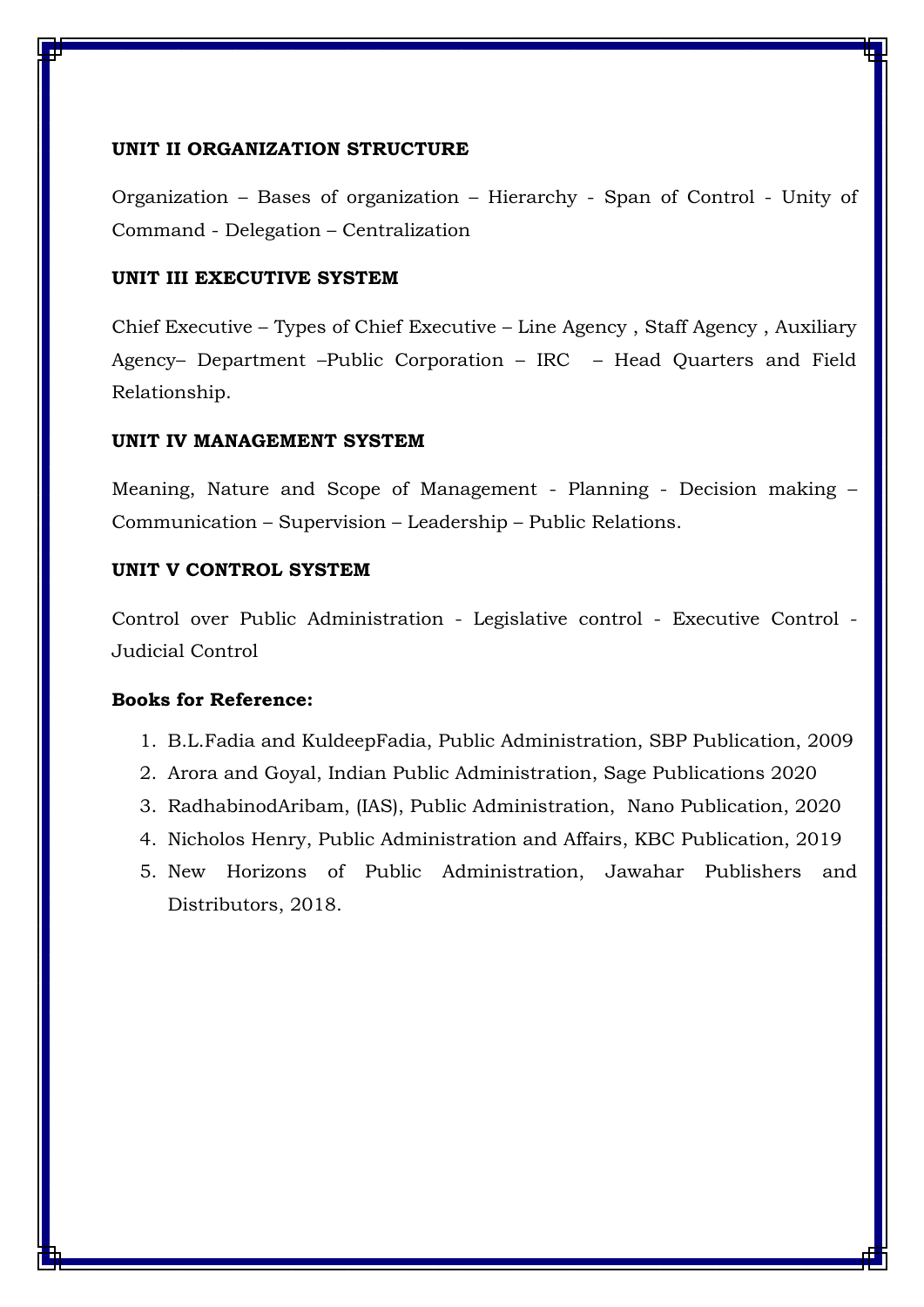**UNIT II ORGANIZATION STRUCTURE**

Organization – Bases of organization – Hierarchy - Span of Control - Unity of Command - Delegation – Centralization

**UNIT III EXECUTIVE SYSTEM**

Chief Executive – Types of Chief Executive – Line Agency , Staff Agency , Auxiliary Agency– Department –Public Corporation – IRC – Head Quarters and Field Relationship.

**UNIT IV MANAGEMENT SYSTEM**

Meaning, Nature and Scope of Management - Planning - Decision making – Communication – Supervision – Leadership – Public Relations.

**UNIT V CONTROL SYSTEM**

Control over Public Administration - Legislative control - Executive Control - Judicial Control

**Books for Reference:**

1. B.L.Fadia and KuldeepFadia, Public Administration, SBP Publication, 2009
2. Arora and Goyal, Indian Public Administration, Sage Publications 2020
3. RadhabinodAribam, (IAS), Public Administration, Nano Publication, 2020
4. Nicholos Henry, Public Administration and Affairs, KBC Publication, 2019
5. New Horizons of Public Administration, Jawahar Publishers and Distributors, 2018.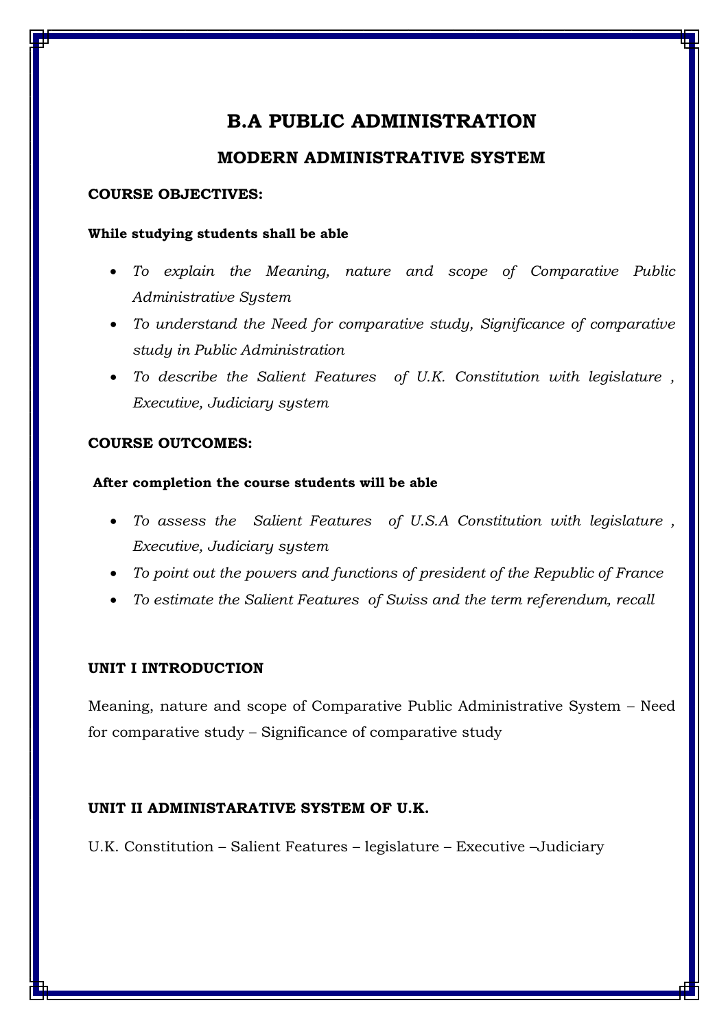# B.A PUBLIC ADMINISTRATION

## MODERN ADMINISTRATIVE SYSTEM

**COURSE OBJECTIVES:**

**While studying students shall be able**

- *To explain the Meaning, nature and scope of Comparative Public Administrative System*
- *To understand the Need for comparative study, Significance of comparative study in Public Administration*
- *To describe the Salient Features of U.K. Constitution with legislature , Executive, Judiciary system*

**COURSE OUTCOMES:**

**After completion the course students will be able**

- *To assess the Salient Features of U.S.A Constitution with legislature , Executive, Judiciary system*
- *To point out the powers and functions of president of the Republic of France*
- *To estimate the Salient Features of Swiss and the term referendum, recall*

**UNIT I INTRODUCTION**

Meaning, nature and scope of Comparative Public Administrative System – Need for comparative study – Significance of comparative study

**UNIT II ADMINISTARATIVE SYSTEM OF U.K.**

U.K. Constitution – Salient Features – legislature – Executive –Judiciary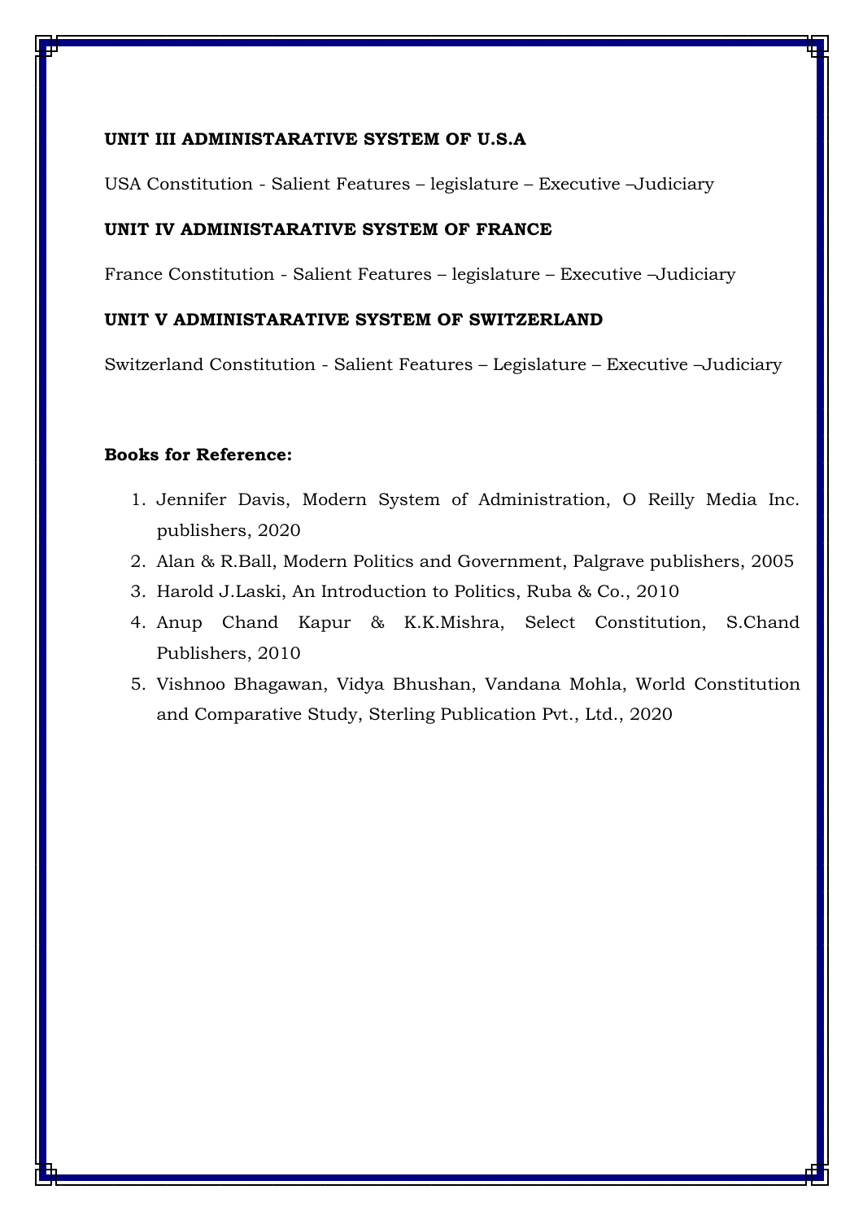**UNIT III ADMINISTARATIVE SYSTEM OF U.S.A**

USA Constitution - Salient Features – legislature – Executive –Judiciary

**UNIT IV ADMINISTARATIVE SYSTEM OF FRANCE**

France Constitution - Salient Features – legislature – Executive –Judiciary

**UNIT V ADMINISTARATIVE SYSTEM OF SWITZERLAND**

Switzerland Constitution - Salient Features – Legislature – Executive –Judiciary

**Books for Reference:**

1. Jennifer Davis, Modern System of Administration, O Reilly Media Inc. publishers, 2020
2. Alan & R.Ball, Modern Politics and Government, Palgrave publishers, 2005
3. Harold J.Laski, An Introduction to Politics, Ruba & Co., 2010
4. Anup Chand Kapur & K.K.Mishra, Select Constitution, S.Chand Publishers, 2010
5. Vishnoo Bhagawan, Vidya Bhushan, Vandana Mohla, World Constitution and Comparative Study, Sterling Publication Pvt., Ltd., 2020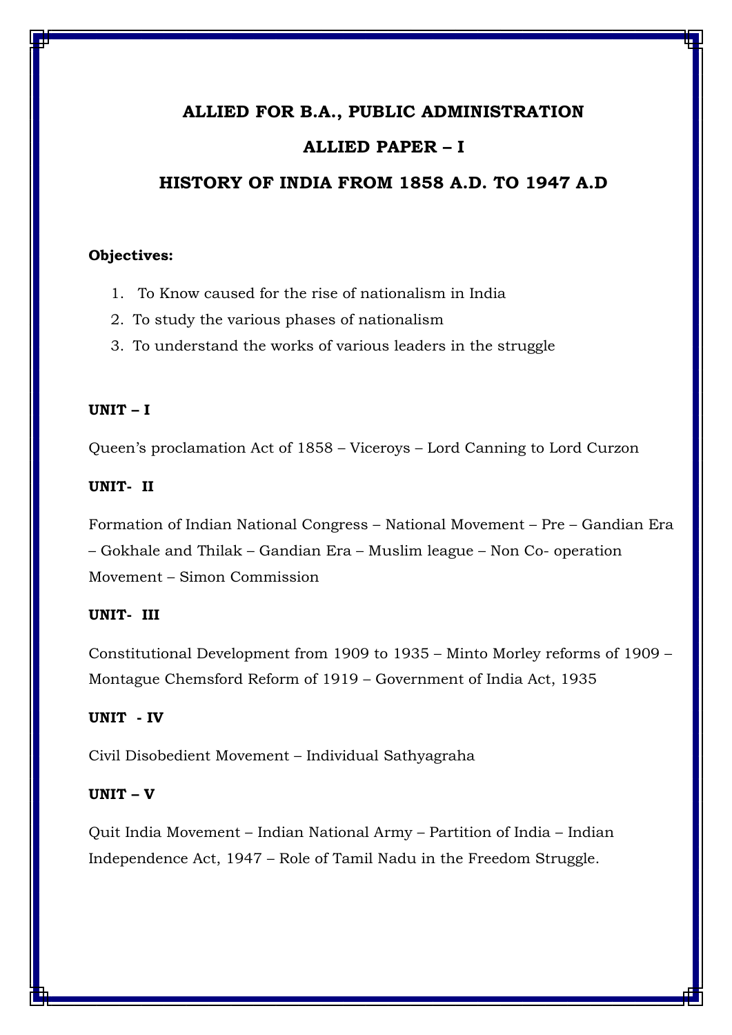# ALLIED FOR B.A., PUBLIC ADMINISTRATION

## ALLIED PAPER – I

## HISTORY OF INDIA FROM 1858 A.D. TO 1947 A.D

**Objectives:**

1. To Know caused for the rise of nationalism in India
2. To study the various phases of nationalism
3. To understand the works of various leaders in the struggle

**UNIT – I**

Queen's proclamation Act of 1858 – Viceroys – Lord Canning to Lord Curzon

**UNIT- II**

Formation of Indian National Congress – National Movement – Pre – Gandian Era – Gokhale and Thilak – Gandian Era – Muslim league – Non Co- operation Movement – Simon Commission

**UNIT- III**

Constitutional Development from 1909 to 1935 – Minto Morley reforms of 1909 – Montague Chemsford Reform of 1919 – Government of India Act, 1935

**UNIT - IV**

Civil Disobedient Movement – Individual Sathyagraha

**UNIT – V**

Quit India Movement – Indian National Army – Partition of India – Indian Independence Act, 1947 – Role of Tamil Nadu in the Freedom Struggle.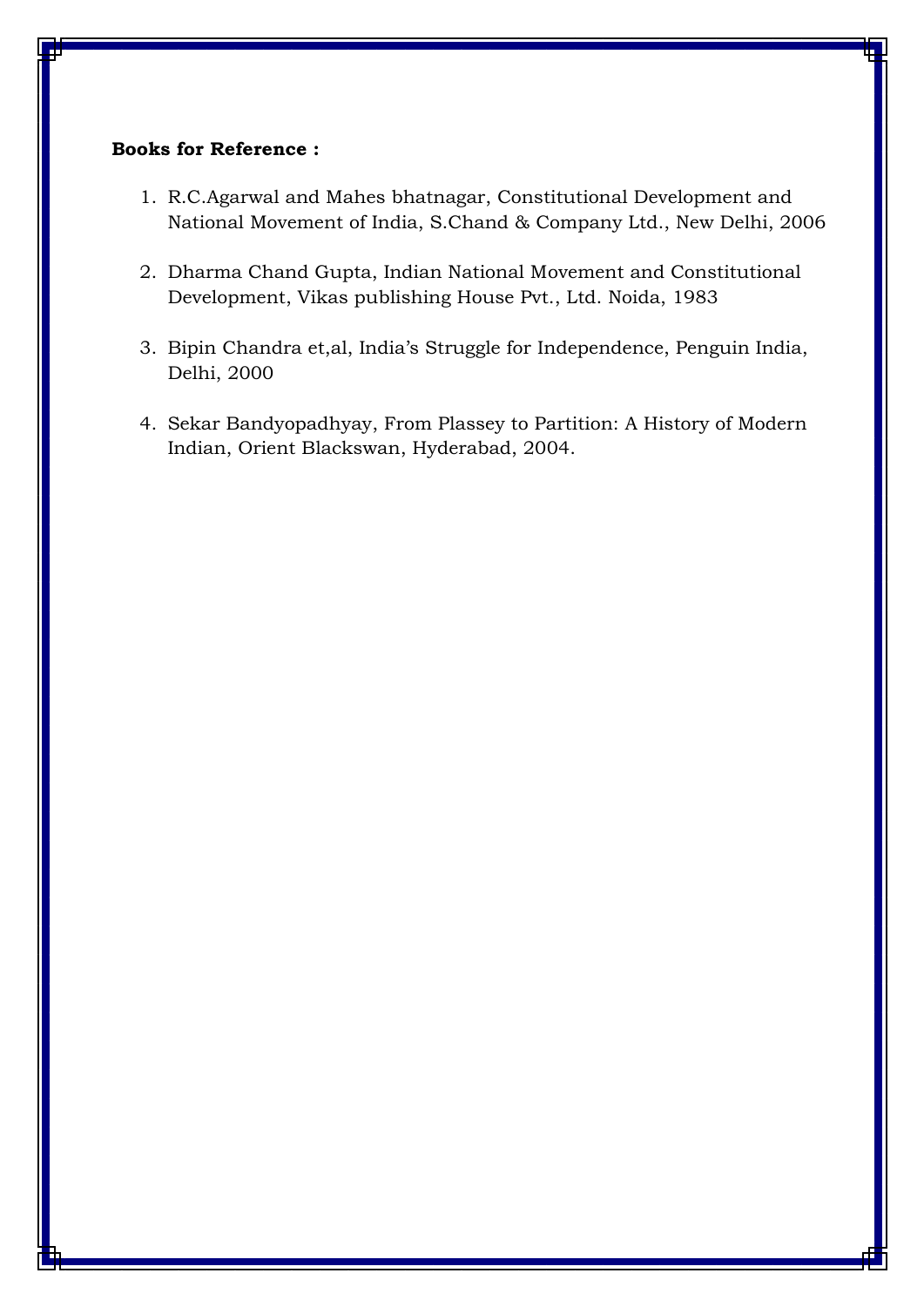**Books for Reference :**

1. R.C.Agarwal and Mahes bhatnagar, Constitutional Development and National Movement of India, S.Chand & Company Ltd., New Delhi, 2006

2. Dharma Chand Gupta, Indian National Movement and Constitutional Development, Vikas publishing House Pvt., Ltd. Noida, 1983

3. Bipin Chandra et,al, India's Struggle for Independence, Penguin India, Delhi, 2000

4. Sekar Bandyopadhyay, From Plassey to Partition: A History of Modern Indian, Orient Blackswan, Hyderabad, 2004.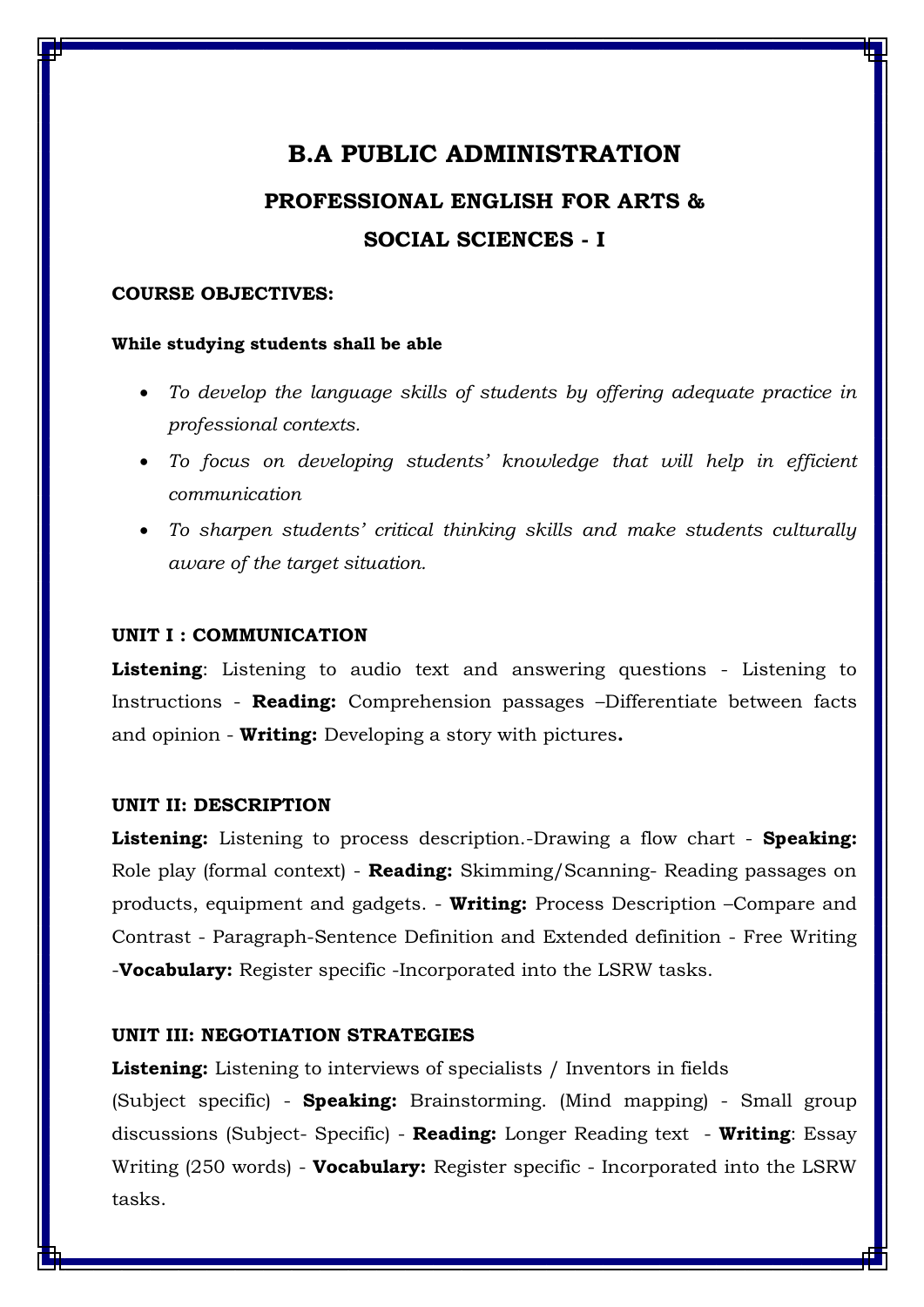# B.A PUBLIC ADMINISTRATION

## PROFESSIONAL ENGLISH FOR ARTS & SOCIAL SCIENCES - I

**COURSE OBJECTIVES:**

**While studying students shall be able**

- *To develop the language skills of students by offering adequate practice in professional contexts.*
- *To focus on developing students' knowledge that will help in efficient communication*
- *To sharpen students' critical thinking skills and make students culturally aware of the target situation.*

**UNIT I : COMMUNICATION**

**Listening**: Listening to audio text and answering questions - Listening to Instructions - **Reading:** Comprehension passages –Differentiate between facts and opinion - **Writing:** Developing a story with pictures**.**

**UNIT II: DESCRIPTION**

**Listening:** Listening to process description.-Drawing a flow chart - **Speaking:** Role play (formal context) - **Reading:** Skimming/Scanning- Reading passages on products, equipment and gadgets. - **Writing:** Process Description –Compare and Contrast - Paragraph-Sentence Definition and Extended definition - Free Writing -**Vocabulary:** Register specific -Incorporated into the LSRW tasks.

**UNIT III: NEGOTIATION STRATEGIES**

**Listening:** Listening to interviews of specialists / Inventors in fields (Subject specific) - **Speaking:** Brainstorming. (Mind mapping) - Small group discussions (Subject- Specific) - **Reading:** Longer Reading text - **Writing**: Essay Writing (250 words) - **Vocabulary:** Register specific - Incorporated into the LSRW tasks.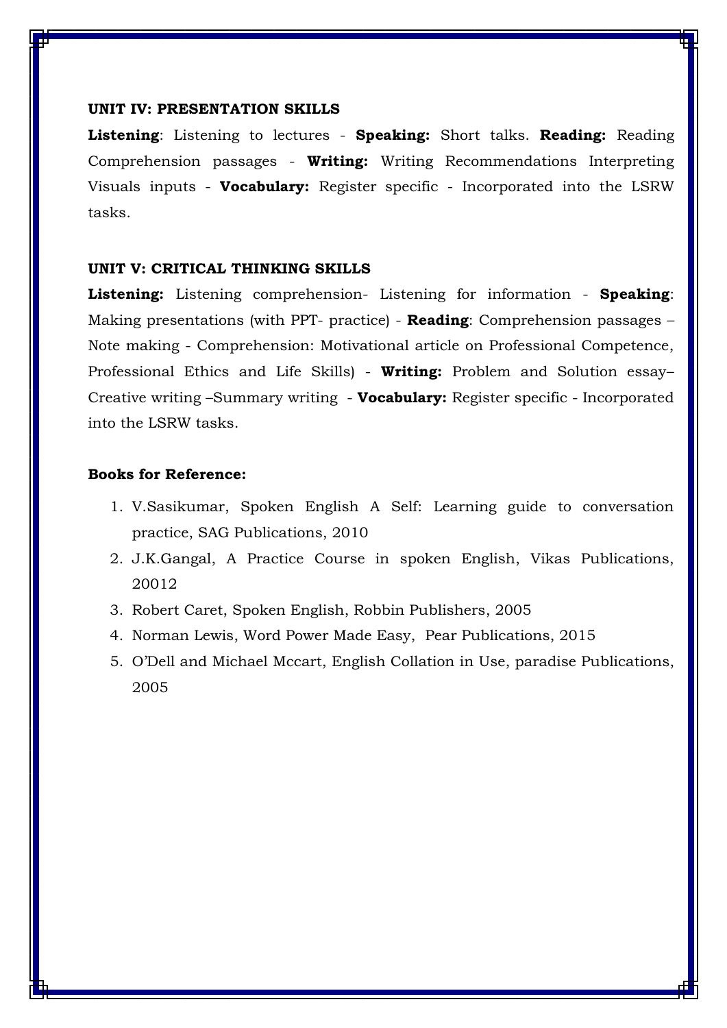**UNIT IV: PRESENTATION SKILLS**

**Listening**: Listening to lectures - **Speaking:** Short talks. **Reading:** Reading Comprehension passages - **Writing:** Writing Recommendations Interpreting Visuals inputs - **Vocabulary:** Register specific - Incorporated into the LSRW tasks.

**UNIT V: CRITICAL THINKING SKILLS**

**Listening:** Listening comprehension- Listening for information - **Speaking**: Making presentations (with PPT- practice) - **Reading**: Comprehension passages – Note making - Comprehension: Motivational article on Professional Competence, Professional Ethics and Life Skills) - **Writing:** Problem and Solution essay– Creative writing –Summary writing - **Vocabulary:** Register specific - Incorporated into the LSRW tasks.

**Books for Reference:**

1. V.Sasikumar, Spoken English A Self: Learning guide to conversation practice, SAG Publications, 2010
2. J.K.Gangal, A Practice Course in spoken English, Vikas Publications, 20012
3. Robert Caret, Spoken English, Robbin Publishers, 2005
4. Norman Lewis, Word Power Made Easy, Pear Publications, 2015
5. O'Dell and Michael Mccart, English Collation in Use, paradise Publications, 2005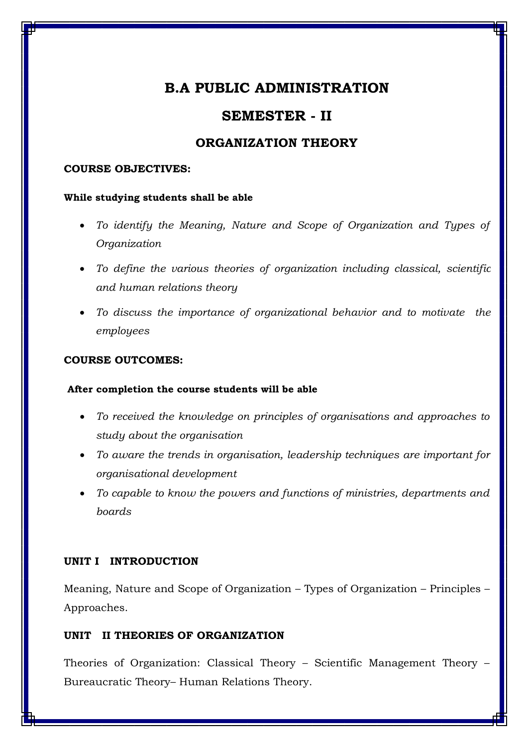# B.A PUBLIC ADMINISTRATION

## SEMESTER - II

### ORGANIZATION THEORY

**COURSE OBJECTIVES:**

**While studying students shall be able**

- *To identify the Meaning, Nature and Scope of Organization and Types of Organization*
- *To define the various theories of organization including classical, scientific and human relations theory*
- *To discuss the importance of organizational behavior and to motivate the employees*

**COURSE OUTCOMES:**

**After completion the course students will be able**

- *To received the knowledge on principles of organisations and approaches to study about the organisation*
- *To aware the trends in organisation, leadership techniques are important for organisational development*
- *To capable to know the powers and functions of ministries, departments and boards*

**UNIT I INTRODUCTION**

Meaning, Nature and Scope of Organization – Types of Organization – Principles – Approaches.

**UNIT II THEORIES OF ORGANIZATION**

Theories of Organization: Classical Theory – Scientific Management Theory – Bureaucratic Theory– Human Relations Theory.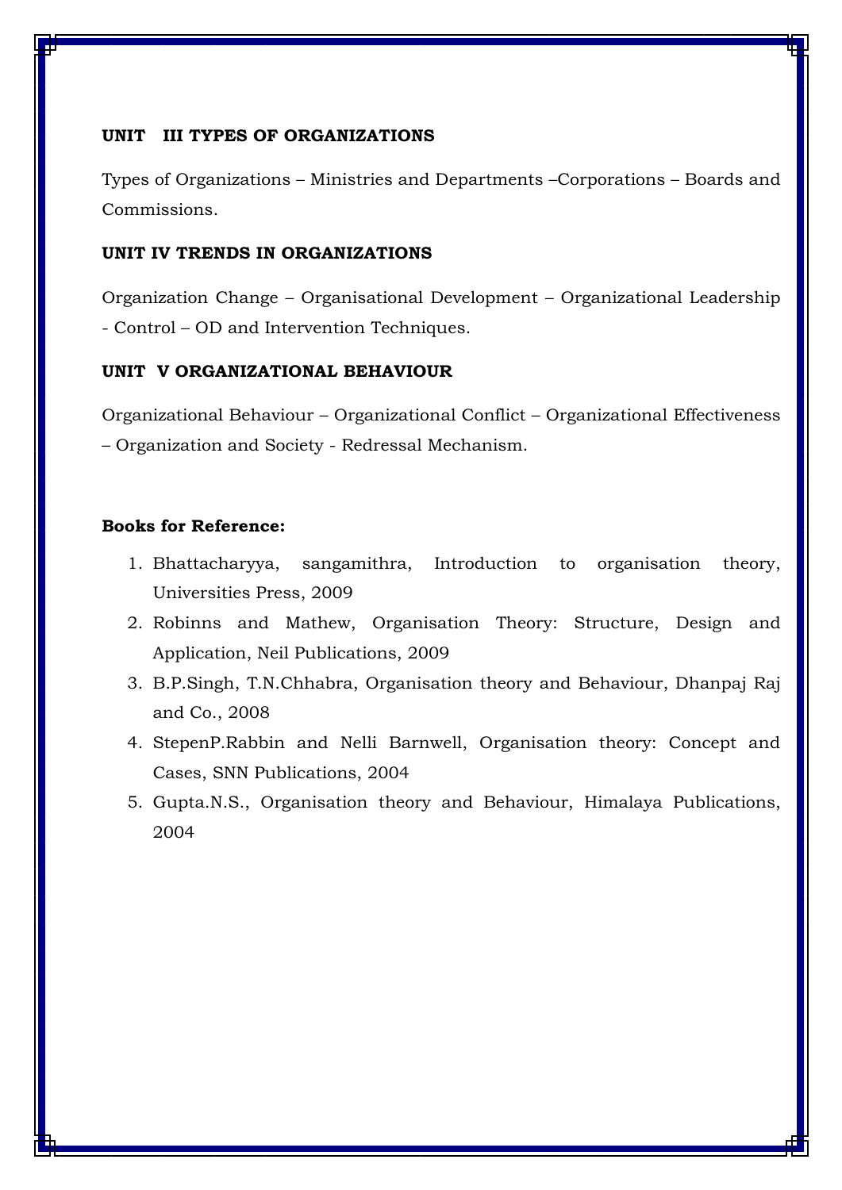**UNIT III TYPES OF ORGANIZATIONS**

Types of Organizations – Ministries and Departments –Corporations – Boards and Commissions.

**UNIT IV TRENDS IN ORGANIZATIONS**

Organization Change – Organisational Development – Organizational Leadership - Control – OD and Intervention Techniques.

**UNIT V ORGANIZATIONAL BEHAVIOUR**

Organizational Behaviour – Organizational Conflict – Organizational Effectiveness – Organization and Society - Redressal Mechanism.

**Books for Reference:**

1. Bhattacharyya, sangamithra, Introduction to organisation theory, Universities Press, 2009
2. Robinns and Mathew, Organisation Theory: Structure, Design and Application, Neil Publications, 2009
3. B.P.Singh, T.N.Chhabra, Organisation theory and Behaviour, Dhanpaj Raj and Co., 2008
4. StepenP.Rabbin and Nelli Barnwell, Organisation theory: Concept and Cases, SNN Publications, 2004
5. Gupta.N.S., Organisation theory and Behaviour, Himalaya Publications, 2004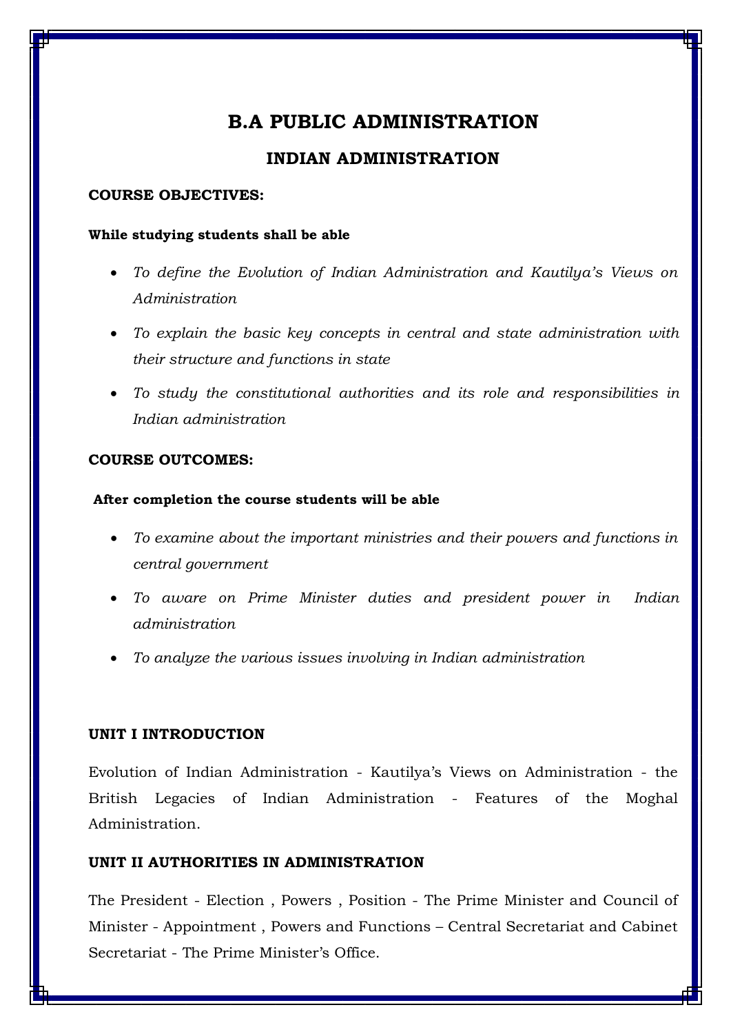# B.A PUBLIC ADMINISTRATION

## INDIAN ADMINISTRATION

**COURSE OBJECTIVES:**

**While studying students shall be able**

- *To define the Evolution of Indian Administration and Kautilya's Views on Administration*
- *To explain the basic key concepts in central and state administration with their structure and functions in state*
- *To study the constitutional authorities and its role and responsibilities in Indian administration*

**COURSE OUTCOMES:**

**After completion the course students will be able**

- *To examine about the important ministries and their powers and functions in central government*
- *To aware on Prime Minister duties and president power in Indian administration*
- *To analyze the various issues involving in Indian administration*

**UNIT I INTRODUCTION**

Evolution of Indian Administration - Kautilya's Views on Administration - the British Legacies of Indian Administration - Features of the Moghal Administration.

**UNIT II AUTHORITIES IN ADMINISTRATION**

The President - Election , Powers , Position - The Prime Minister and Council of Minister - Appointment , Powers and Functions – Central Secretariat and Cabinet Secretariat - The Prime Minister's Office.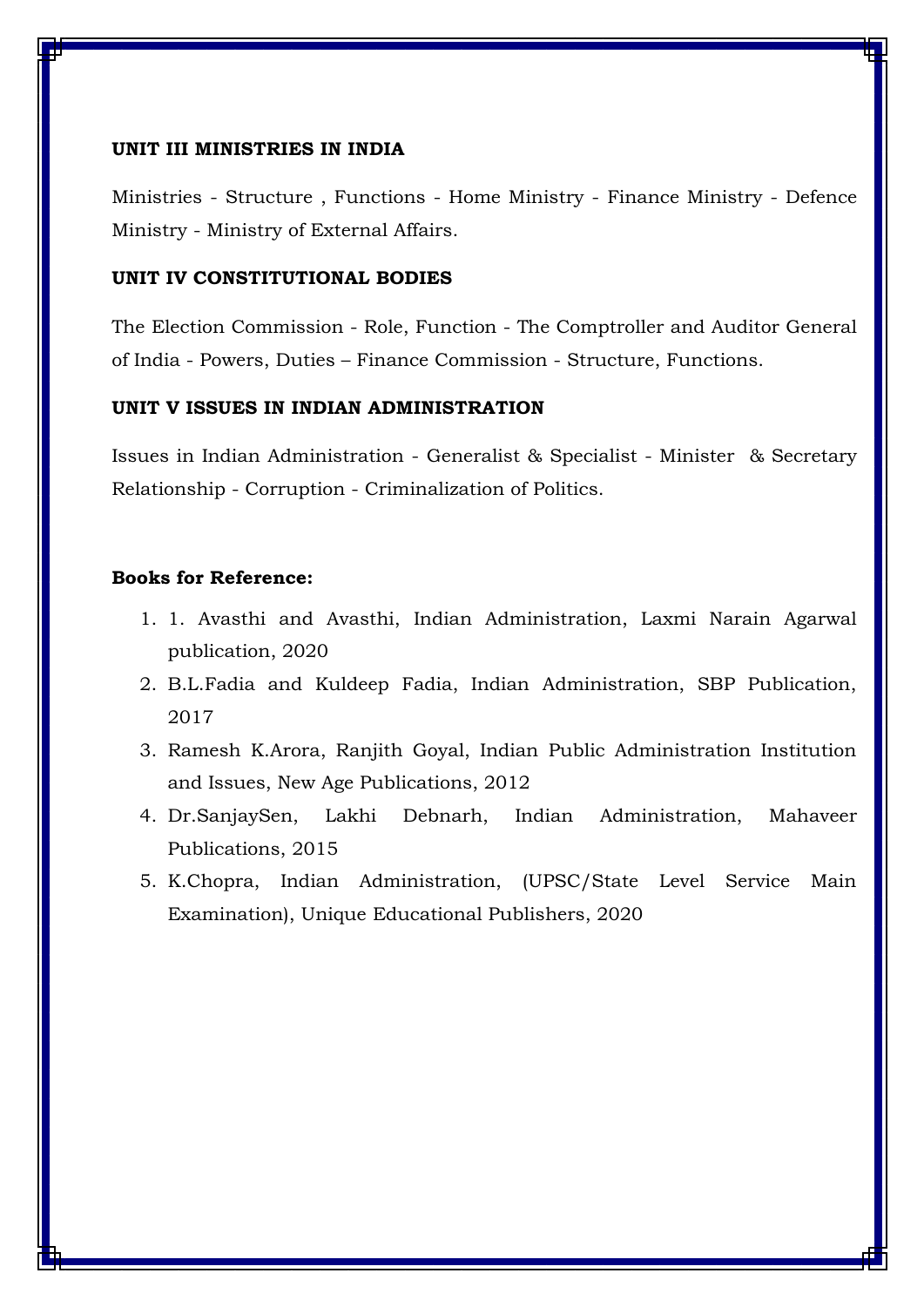**UNIT III MINISTRIES IN INDIA**

Ministries - Structure , Functions - Home Ministry - Finance Ministry - Defence Ministry - Ministry of External Affairs.

**UNIT IV CONSTITUTIONAL BODIES**

The Election Commission - Role, Function - The Comptroller and Auditor General of India - Powers, Duties – Finance Commission - Structure, Functions.

**UNIT V ISSUES IN INDIAN ADMINISTRATION**

Issues in Indian Administration - Generalist & Specialist - Minister & Secretary Relationship - Corruption - Criminalization of Politics.

**Books for Reference:**

1. 1. Avasthi and Avasthi, Indian Administration, Laxmi Narain Agarwal publication, 2020
2. B.L.Fadia and Kuldeep Fadia, Indian Administration, SBP Publication, 2017
3. Ramesh K.Arora, Ranjith Goyal, Indian Public Administration Institution and Issues, New Age Publications, 2012
4. Dr.SanjaySen, Lakhi Debnarh, Indian Administration, Mahaveer Publications, 2015
5. K.Chopra, Indian Administration, (UPSC/State Level Service Main Examination), Unique Educational Publishers, 2020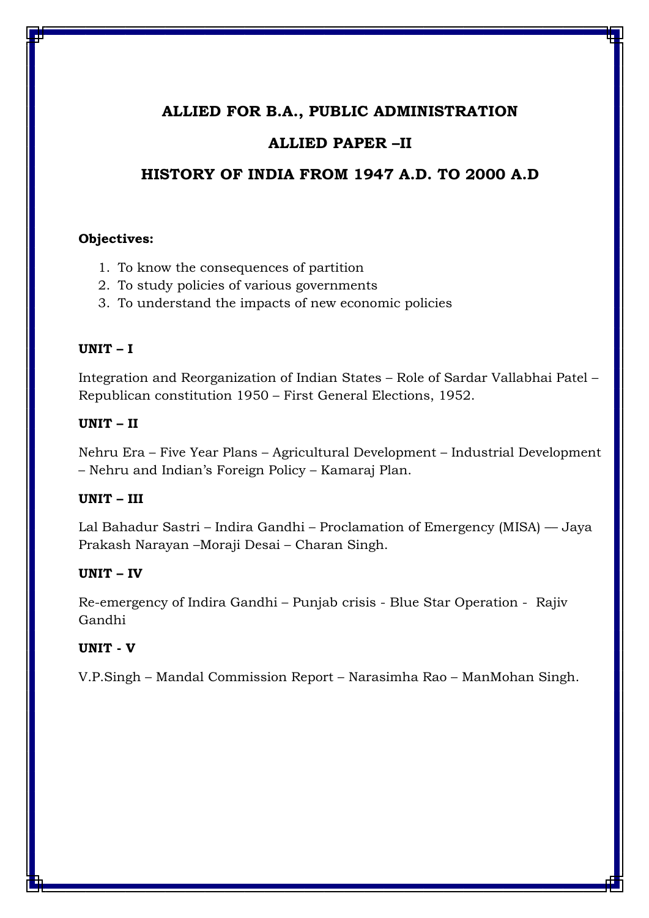# ALLIED FOR B.A., PUBLIC ADMINISTRATION

## ALLIED PAPER –II

## HISTORY OF INDIA FROM 1947 A.D. TO 2000 A.D

**Objectives:**

1. To know the consequences of partition
2. To study policies of various governments
3. To understand the impacts of new economic policies

**UNIT – I**

Integration and Reorganization of Indian States – Role of Sardar Vallabhai Patel – Republican constitution 1950 – First General Elections, 1952.

**UNIT – II**

Nehru Era – Five Year Plans – Agricultural Development – Industrial Development – Nehru and Indian's Foreign Policy – Kamaraj Plan.

**UNIT – III**

Lal Bahadur Sastri – Indira Gandhi – Proclamation of Emergency (MISA) — Jaya Prakash Narayan –Moraji Desai – Charan Singh.

**UNIT – IV**

Re-emergency of Indira Gandhi – Punjab crisis - Blue Star Operation - Rajiv Gandhi

**UNIT - V**

V.P.Singh – Mandal Commission Report – Narasimha Rao – ManMohan Singh.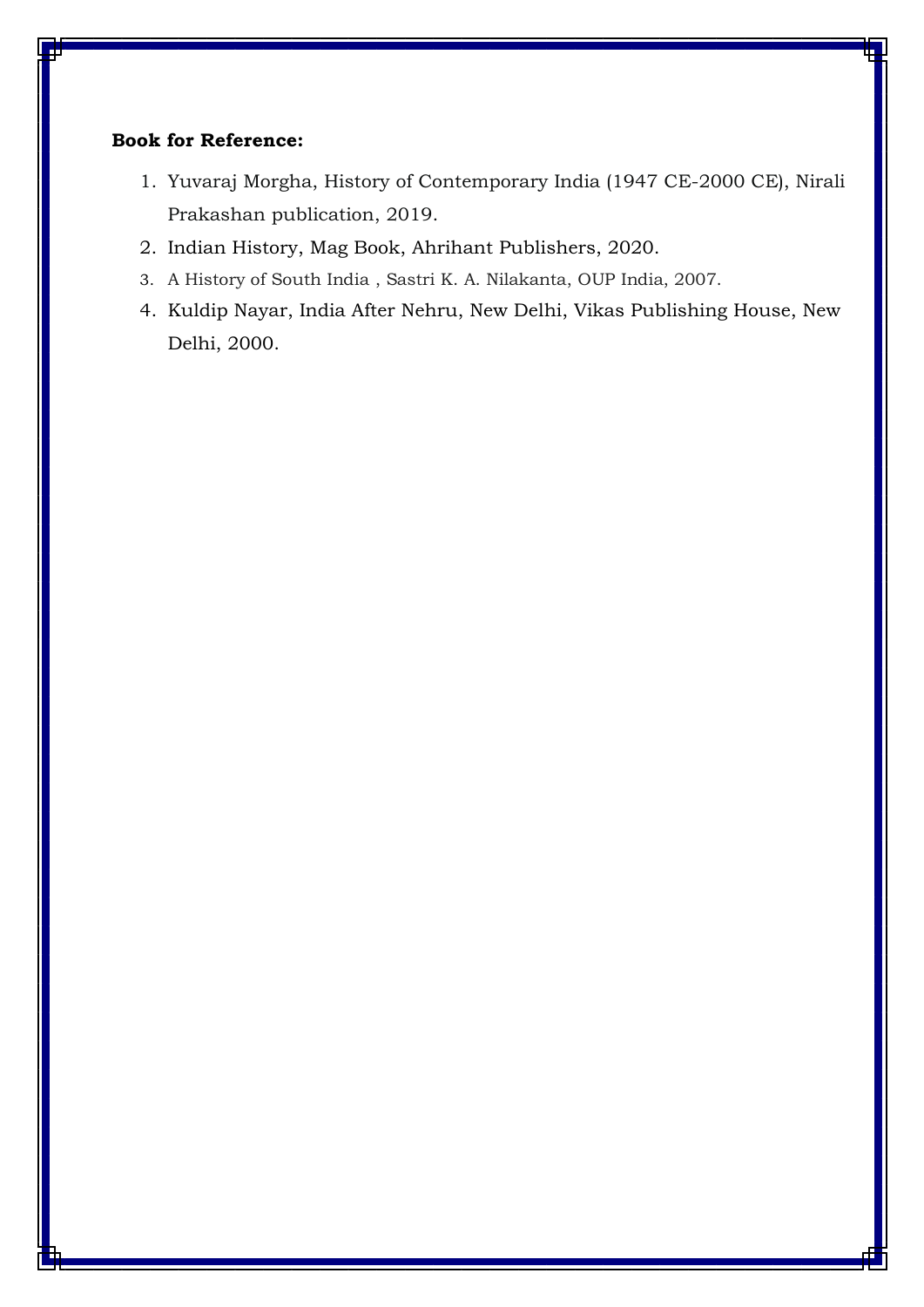**Book for Reference:**

1. Yuvaraj Morgha, History of Contemporary India (1947 CE-2000 CE), Nirali Prakashan publication, 2019.
2. Indian History, Mag Book, Ahrihant Publishers, 2020.
3. A History of South India , Sastri K. A. Nilakanta, OUP India, 2007.
4. Kuldip Nayar, India After Nehru, New Delhi, Vikas Publishing House, New Delhi, 2000.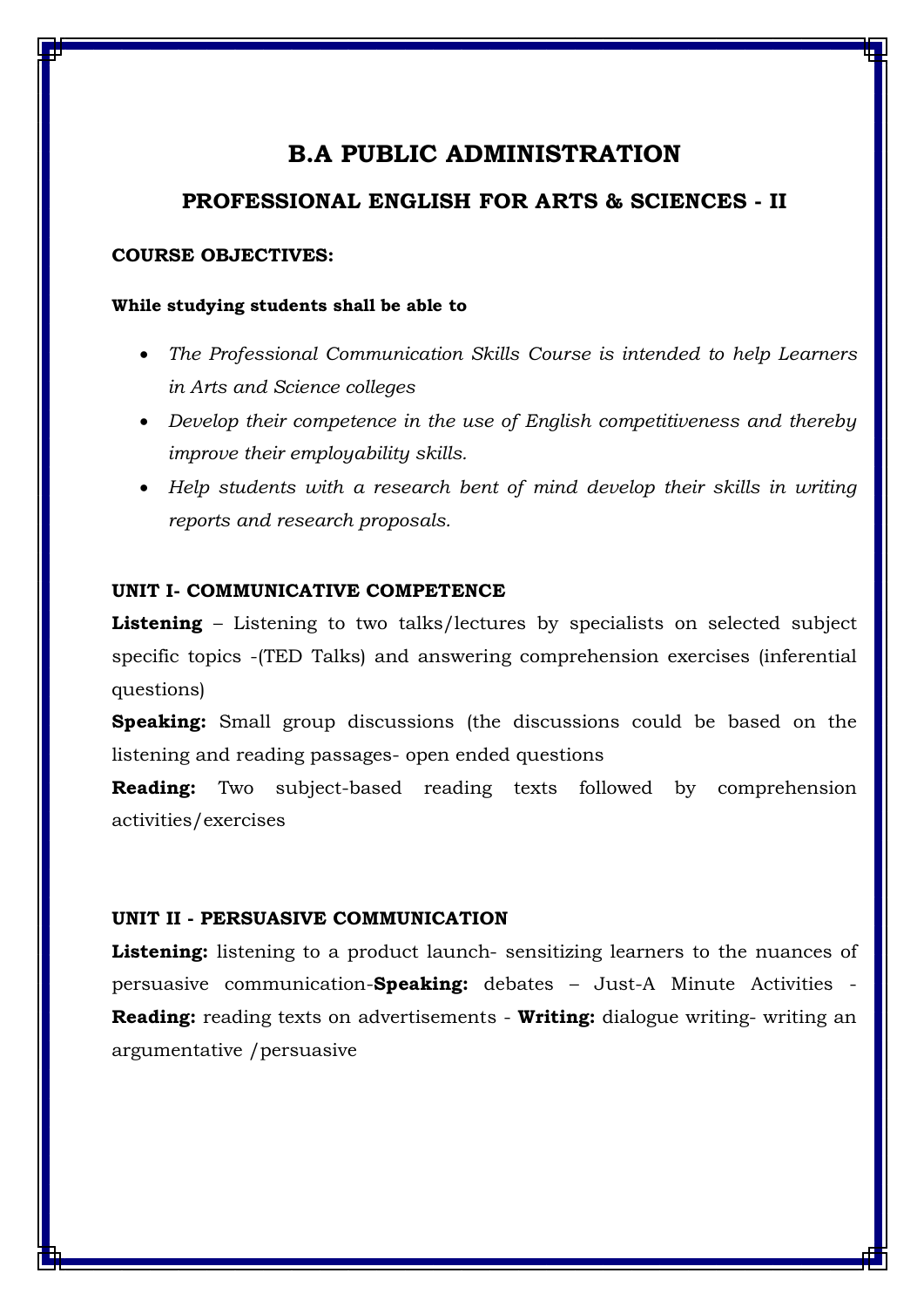# B.A PUBLIC ADMINISTRATION

## PROFESSIONAL ENGLISH FOR ARTS & SCIENCES - II

**COURSE OBJECTIVES:**

**While studying students shall be able to**

- *The Professional Communication Skills Course is intended to help Learners in Arts and Science colleges*
- *Develop their competence in the use of English competitiveness and thereby improve their employability skills.*
- *Help students with a research bent of mind develop their skills in writing reports and research proposals.*

**UNIT I- COMMUNICATIVE COMPETENCE**

**Listening** – Listening to two talks/lectures by specialists on selected subject specific topics -(TED Talks) and answering comprehension exercises (inferential questions)

**Speaking:** Small group discussions (the discussions could be based on the listening and reading passages- open ended questions

**Reading:** Two subject-based reading texts followed by comprehension activities/exercises

**UNIT II - PERSUASIVE COMMUNICATION**

**Listening:** listening to a product launch- sensitizing learners to the nuances of persuasive communication-**Speaking:** debates – Just-A Minute Activities - **Reading:** reading texts on advertisements - **Writing:** dialogue writing- writing an argumentative /persuasive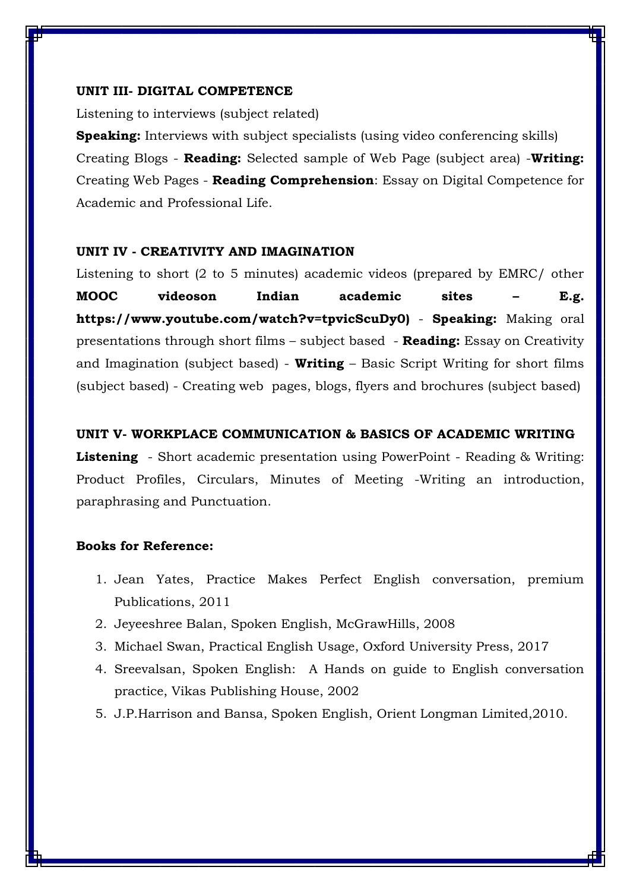**UNIT III- DIGITAL COMPETENCE**

Listening to interviews (subject related)

**Speaking:** Interviews with subject specialists (using video conferencing skills) Creating Blogs - **Reading:** Selected sample of Web Page (subject area) -**Writing:** Creating Web Pages - **Reading Comprehension**: Essay on Digital Competence for Academic and Professional Life.

**UNIT IV - CREATIVITY AND IMAGINATION**

Listening to short (2 to 5 minutes) academic videos (prepared by EMRC/ other **MOOC videoson Indian academic sites – E.g. https://www.youtube.com/watch?v=tpvicScuDy0)** - **Speaking:** Making oral presentations through short films – subject based - **Reading:** Essay on Creativity and Imagination (subject based) - **Writing** – Basic Script Writing for short films (subject based) - Creating web pages, blogs, flyers and brochures (subject based)

**UNIT V- WORKPLACE COMMUNICATION & BASICS OF ACADEMIC WRITING**

**Listening** - Short academic presentation using PowerPoint - Reading & Writing: Product Profiles, Circulars, Minutes of Meeting -Writing an introduction, paraphrasing and Punctuation.

**Books for Reference:**

1. Jean Yates, Practice Makes Perfect English conversation, premium Publications, 2011
2. Jeyeeshree Balan, Spoken English, McGrawHills, 2008
3. Michael Swan, Practical English Usage, Oxford University Press, 2017
4. Sreevalsan, Spoken English: A Hands on guide to English conversation practice, Vikas Publishing House, 2002
5. J.P.Harrison and Bansa, Spoken English, Orient Longman Limited,2010.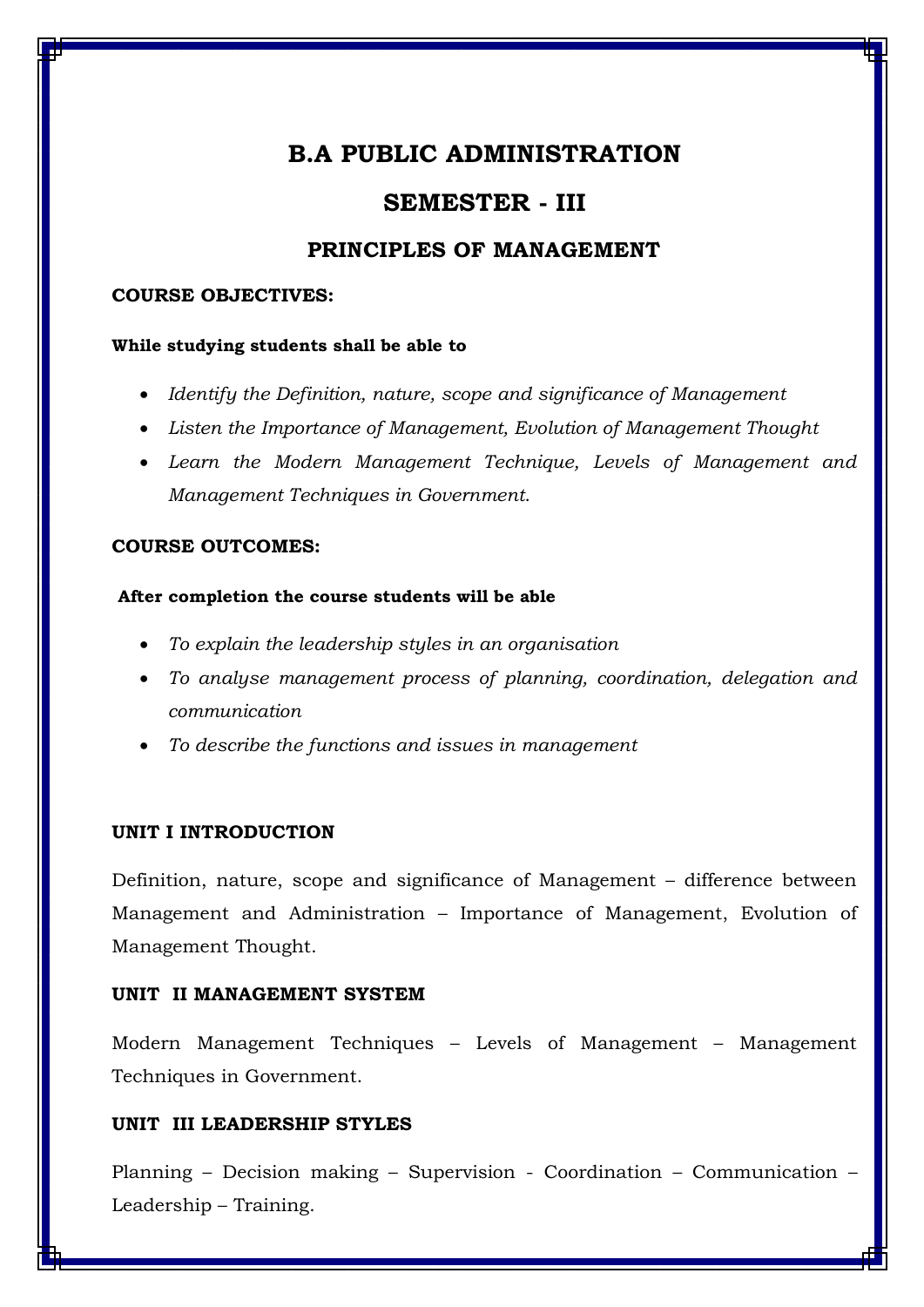# B.A PUBLIC ADMINISTRATION

## SEMESTER - III

### PRINCIPLES OF MANAGEMENT

**COURSE OBJECTIVES:**

**While studying students shall be able to**

- *Identify the Definition, nature, scope and significance of Management*
- *Listen the Importance of Management, Evolution of Management Thought*
- *Learn the Modern Management Technique, Levels of Management and Management Techniques in Government.*

**COURSE OUTCOMES:**

**After completion the course students will be able**

- *To explain the leadership styles in an organisation*
- *To analyse management process of planning, coordination, delegation and communication*
- *To describe the functions and issues in management*

**UNIT I INTRODUCTION**

Definition, nature, scope and significance of Management – difference between Management and Administration – Importance of Management, Evolution of Management Thought.

**UNIT II MANAGEMENT SYSTEM**

Modern Management Techniques – Levels of Management – Management Techniques in Government.

**UNIT III LEADERSHIP STYLES**

Planning – Decision making – Supervision - Coordination – Communication – Leadership – Training.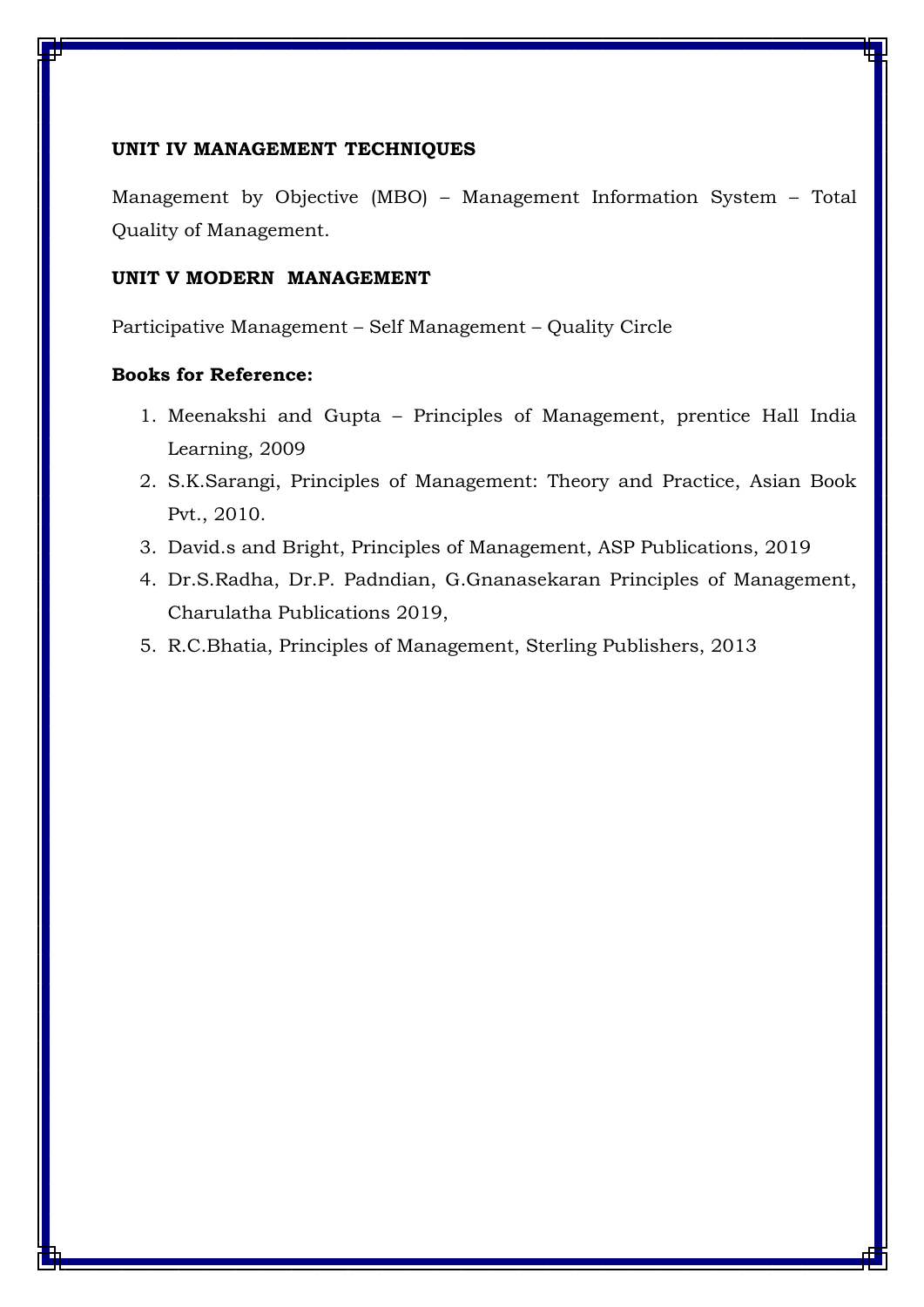**UNIT IV MANAGEMENT TECHNIQUES**

Management by Objective (MBO) – Management Information System – Total Quality of Management.

**UNIT V MODERN MANAGEMENT**

Participative Management – Self Management – Quality Circle

**Books for Reference:**

1. Meenakshi and Gupta – Principles of Management, prentice Hall India Learning, 2009
2. S.K.Sarangi, Principles of Management: Theory and Practice, Asian Book Pvt., 2010.
3. David.s and Bright, Principles of Management, ASP Publications, 2019
4. Dr.S.Radha, Dr.P. Padndian, G.Gnanasekaran Principles of Management, Charulatha Publications 2019,
5. R.C.Bhatia, Principles of Management, Sterling Publishers, 2013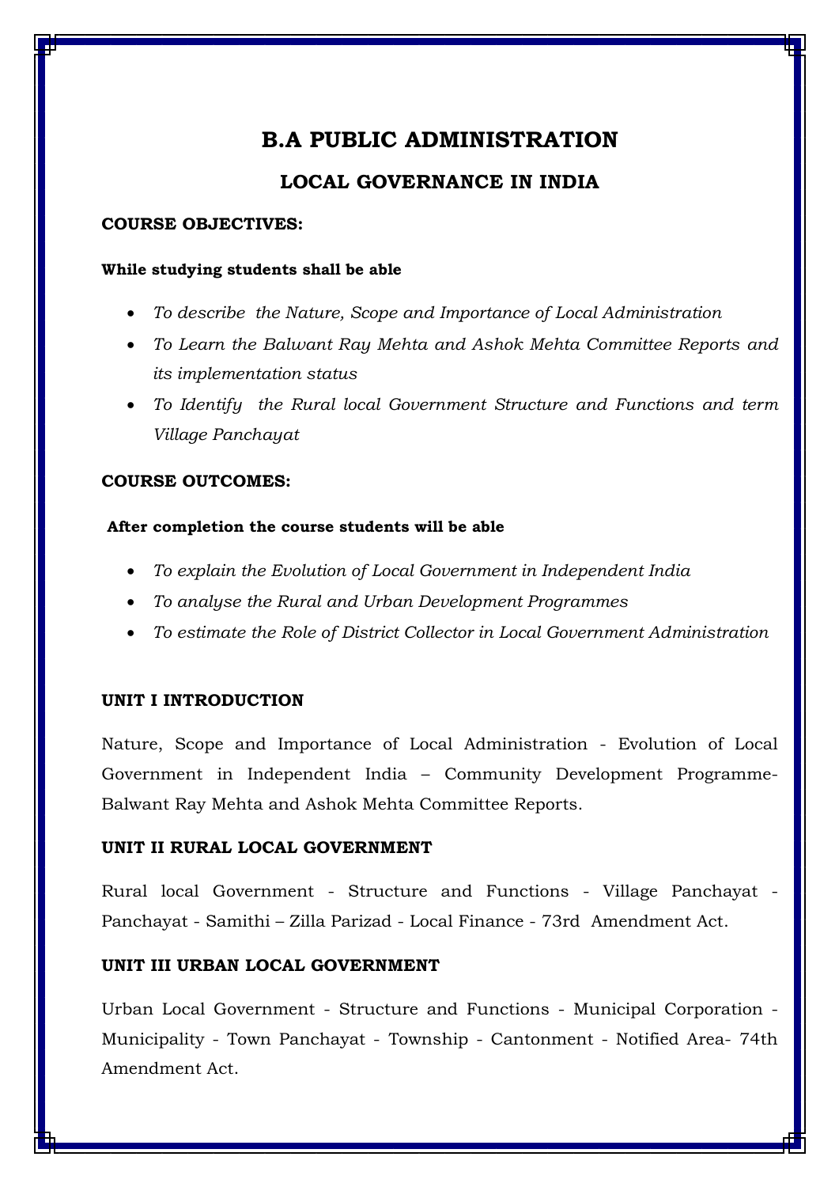# B.A PUBLIC ADMINISTRATION

## LOCAL GOVERNANCE IN INDIA

**COURSE OBJECTIVES:**

**While studying students shall be able**

- *To describe the Nature, Scope and Importance of Local Administration*
- *To Learn the Balwant Ray Mehta and Ashok Mehta Committee Reports and its implementation status*
- *To Identify the Rural local Government Structure and Functions and term Village Panchayat*

**COURSE OUTCOMES:**

**After completion the course students will be able**

- *To explain the Evolution of Local Government in Independent India*
- *To analyse the Rural and Urban Development Programmes*
- *To estimate the Role of District Collector in Local Government Administration*

**UNIT I INTRODUCTION**

Nature, Scope and Importance of Local Administration - Evolution of Local Government in Independent India – Community Development Programme- Balwant Ray Mehta and Ashok Mehta Committee Reports.

**UNIT II RURAL LOCAL GOVERNMENT**

Rural local Government - Structure and Functions - Village Panchayat - Panchayat - Samithi – Zilla Parizad - Local Finance - 73rd Amendment Act.

**UNIT III URBAN LOCAL GOVERNMENT**

Urban Local Government - Structure and Functions - Municipal Corporation - Municipality - Town Panchayat - Township - Cantonment - Notified Area- 74th Amendment Act.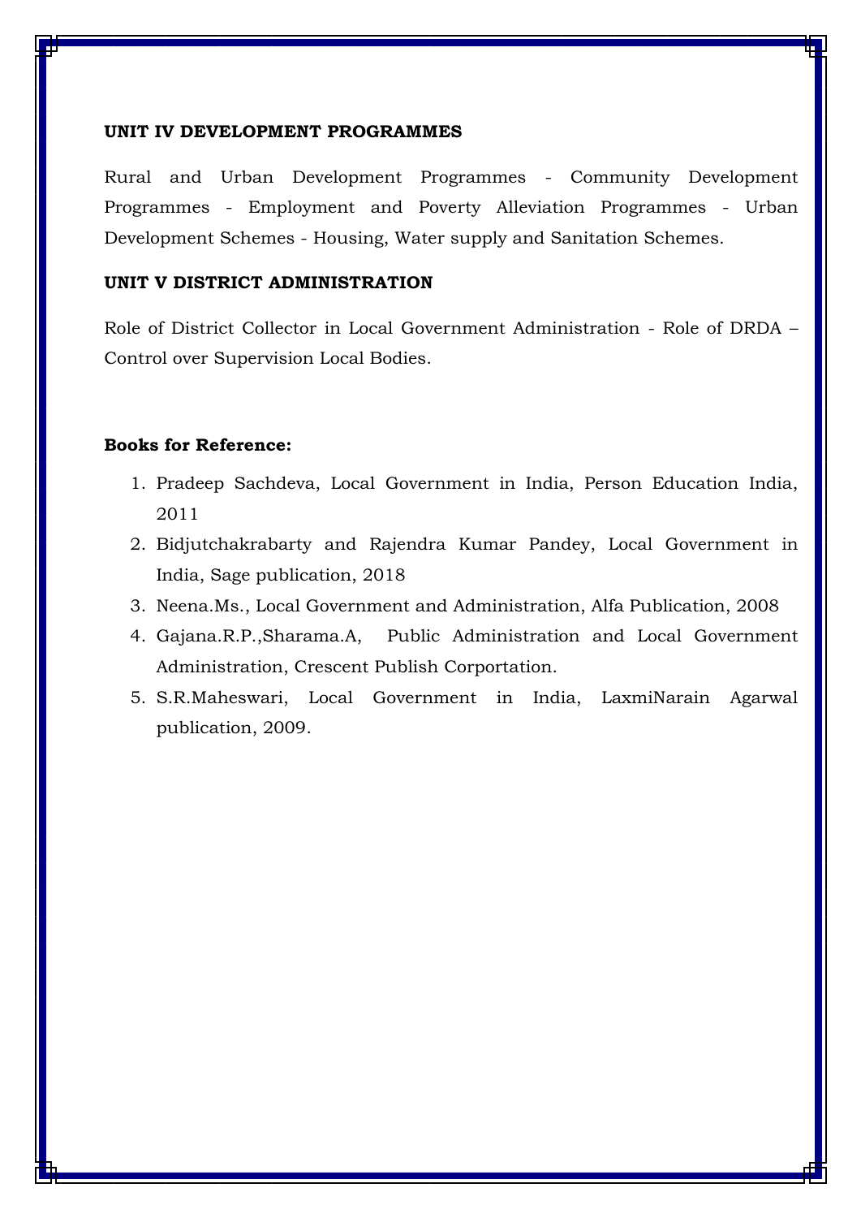**UNIT IV DEVELOPMENT PROGRAMMES**

Rural and Urban Development Programmes - Community Development Programmes - Employment and Poverty Alleviation Programmes - Urban Development Schemes - Housing, Water supply and Sanitation Schemes.

**UNIT V DISTRICT ADMINISTRATION**

Role of District Collector in Local Government Administration - Role of DRDA – Control over Supervision Local Bodies.

**Books for Reference:**

1. Pradeep Sachdeva, Local Government in India, Person Education India, 2011
2. Bidjutchakrabarty and Rajendra Kumar Pandey, Local Government in India, Sage publication, 2018
3. Neena.Ms., Local Government and Administration, Alfa Publication, 2008
4. Gajana.R.P.,Sharama.A, Public Administration and Local Government Administration, Crescent Publish Corportation.
5. S.R.Maheswari, Local Government in India, LaxmiNarain Agarwal publication, 2009.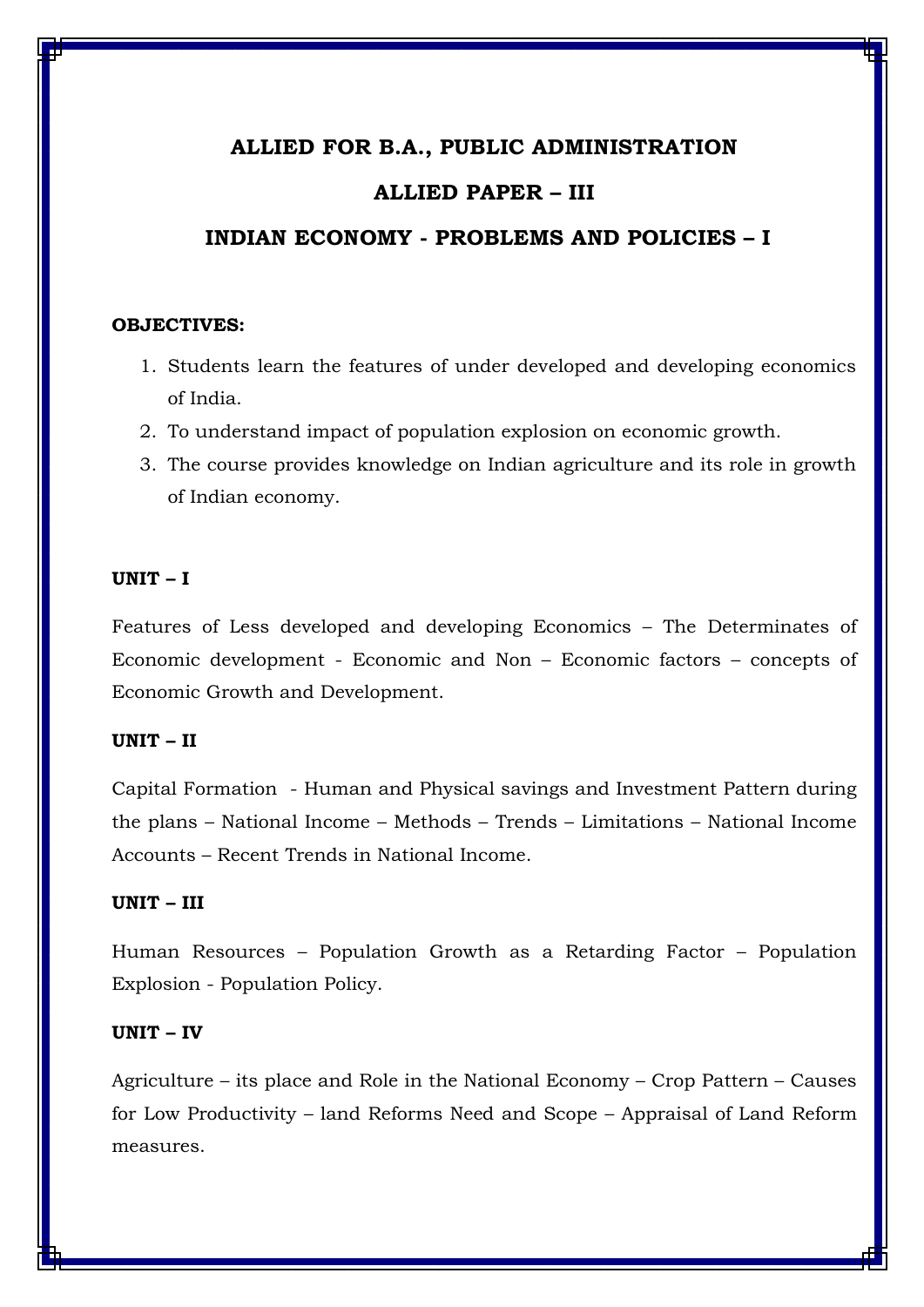# ALLIED FOR B.A., PUBLIC ADMINISTRATION

## ALLIED PAPER – III

## INDIAN ECONOMY - PROBLEMS AND POLICIES – I

**OBJECTIVES:**

1. Students learn the features of under developed and developing economics of India.
2. To understand impact of population explosion on economic growth.
3. The course provides knowledge on Indian agriculture and its role in growth of Indian economy.

**UNIT – I**

Features of Less developed and developing Economics – The Determinates of Economic development - Economic and Non – Economic factors – concepts of Economic Growth and Development.

**UNIT – II**

Capital Formation - Human and Physical savings and Investment Pattern during the plans – National Income – Methods – Trends – Limitations – National Income Accounts – Recent Trends in National Income.

**UNIT – III**

Human Resources – Population Growth as a Retarding Factor – Population Explosion - Population Policy.

**UNIT – IV**

Agriculture – its place and Role in the National Economy – Crop Pattern – Causes for Low Productivity – land Reforms Need and Scope – Appraisal of Land Reform measures.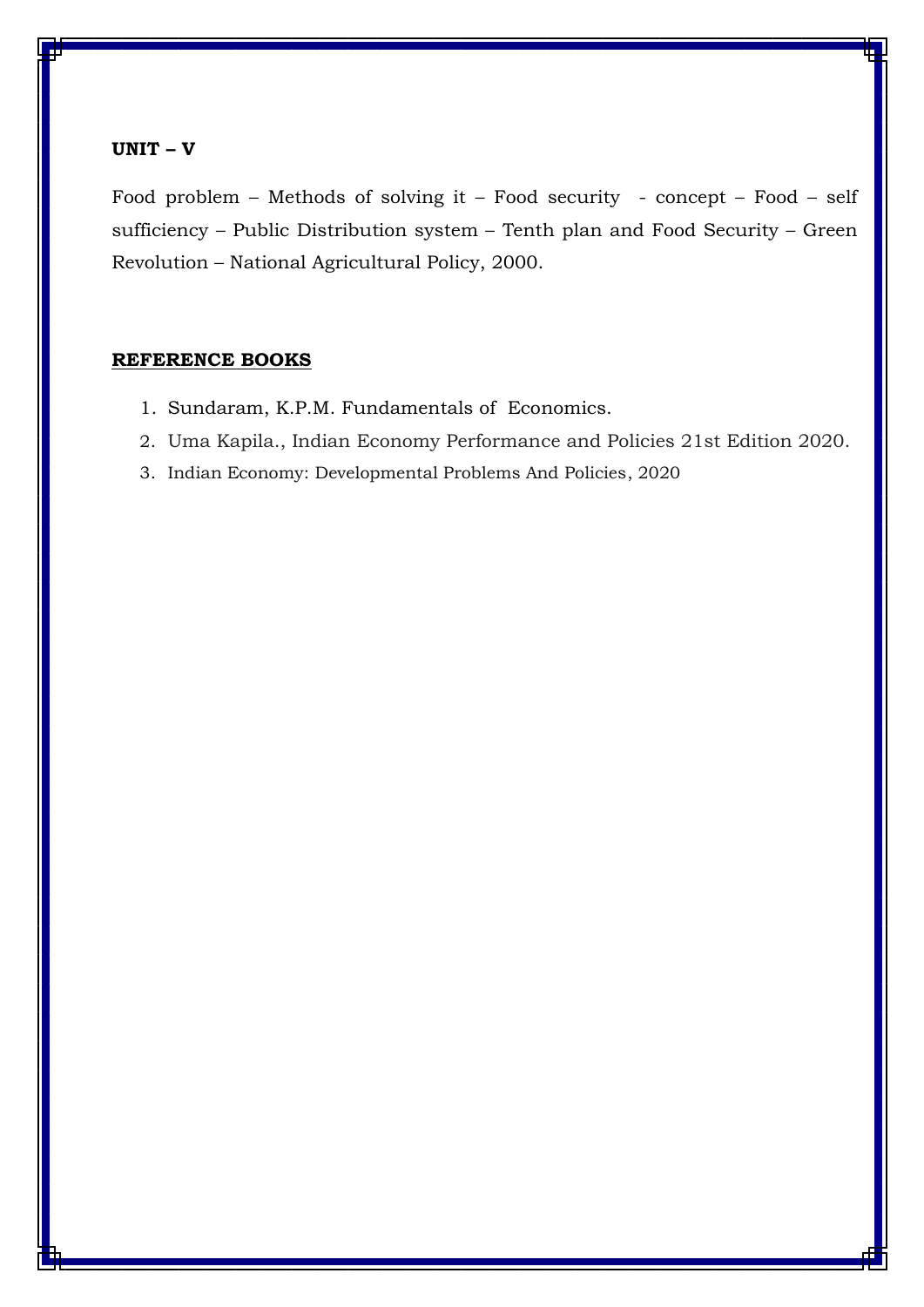**UNIT – V**

Food problem – Methods of solving it – Food security - concept – Food – self sufficiency – Public Distribution system – Tenth plan and Food Security – Green Revolution – National Agricultural Policy, 2000.

**REFERENCE BOOKS**

1. Sundaram, K.P.M. Fundamentals of Economics.
2. Uma Kapila., Indian Economy Performance and Policies 21st Edition 2020.
3. Indian Economy: Developmental Problems And Policies, 2020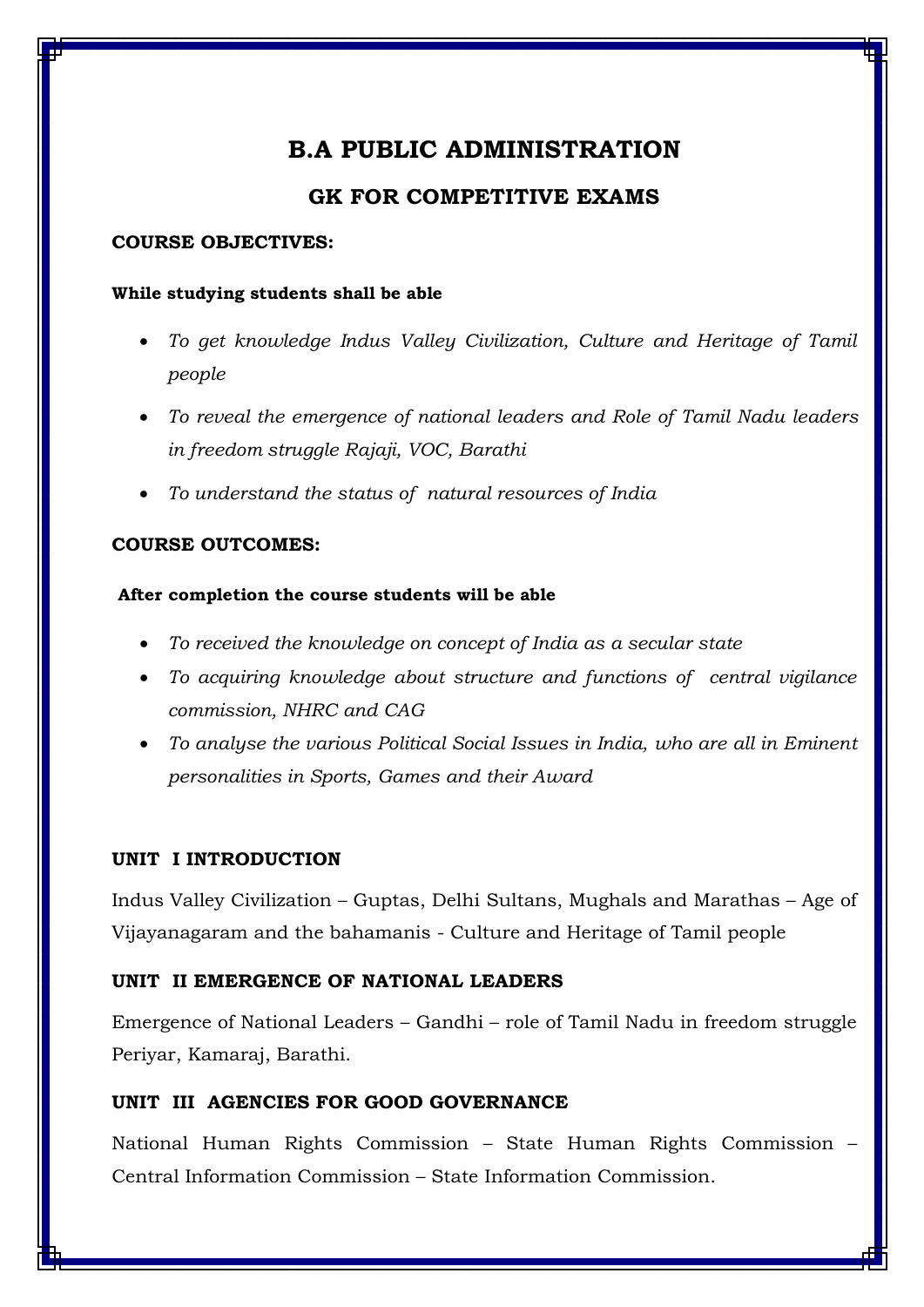# B.A PUBLIC ADMINISTRATION

## GK FOR COMPETITIVE EXAMS

**COURSE OBJECTIVES:**

**While studying students shall be able**

- *To get knowledge Indus Valley Civilization, Culture and Heritage of Tamil people*
- *To reveal the emergence of national leaders and Role of Tamil Nadu leaders in freedom struggle Rajaji, VOC, Barathi*
- *To understand the status of natural resources of India*

**COURSE OUTCOMES:**

**After completion the course students will be able**

- *To received the knowledge on concept of India as a secular state*
- *To acquiring knowledge about structure and functions of central vigilance commission, NHRC and CAG*
- *To analyse the various Political Social Issues in India, who are all in Eminent personalities in Sports, Games and their Award*

**UNIT I INTRODUCTION**

Indus Valley Civilization – Guptas, Delhi Sultans, Mughals and Marathas – Age of Vijayanagaram and the bahamanis - Culture and Heritage of Tamil people

**UNIT II EMERGENCE OF NATIONAL LEADERS**

Emergence of National Leaders – Gandhi – role of Tamil Nadu in freedom struggle Periyar, Kamaraj, Barathi.

**UNIT III AGENCIES FOR GOOD GOVERNANCE**

National Human Rights Commission – State Human Rights Commission – Central Information Commission – State Information Commission.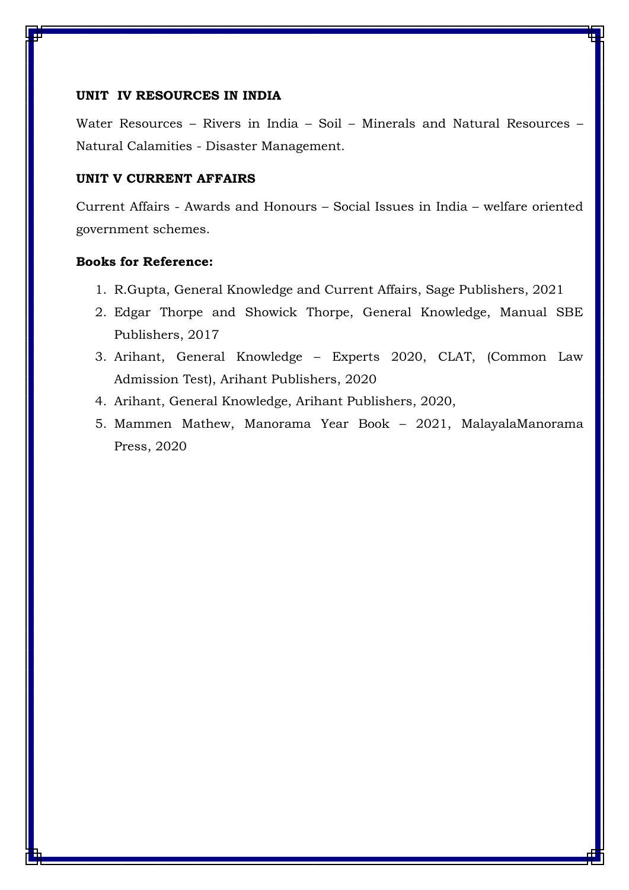**UNIT IV RESOURCES IN INDIA**

Water Resources – Rivers in India – Soil – Minerals and Natural Resources – Natural Calamities - Disaster Management.

**UNIT V CURRENT AFFAIRS**

Current Affairs - Awards and Honours – Social Issues in India – welfare oriented government schemes.

**Books for Reference:**

1. R.Gupta, General Knowledge and Current Affairs, Sage Publishers, 2021
2. Edgar Thorpe and Showick Thorpe, General Knowledge, Manual SBE Publishers, 2017
3. Arihant, General Knowledge – Experts 2020, CLAT, (Common Law Admission Test), Arihant Publishers, 2020
4. Arihant, General Knowledge, Arihant Publishers, 2020,
5. Mammen Mathew, Manorama Year Book – 2021, MalayalaManorama Press, 2020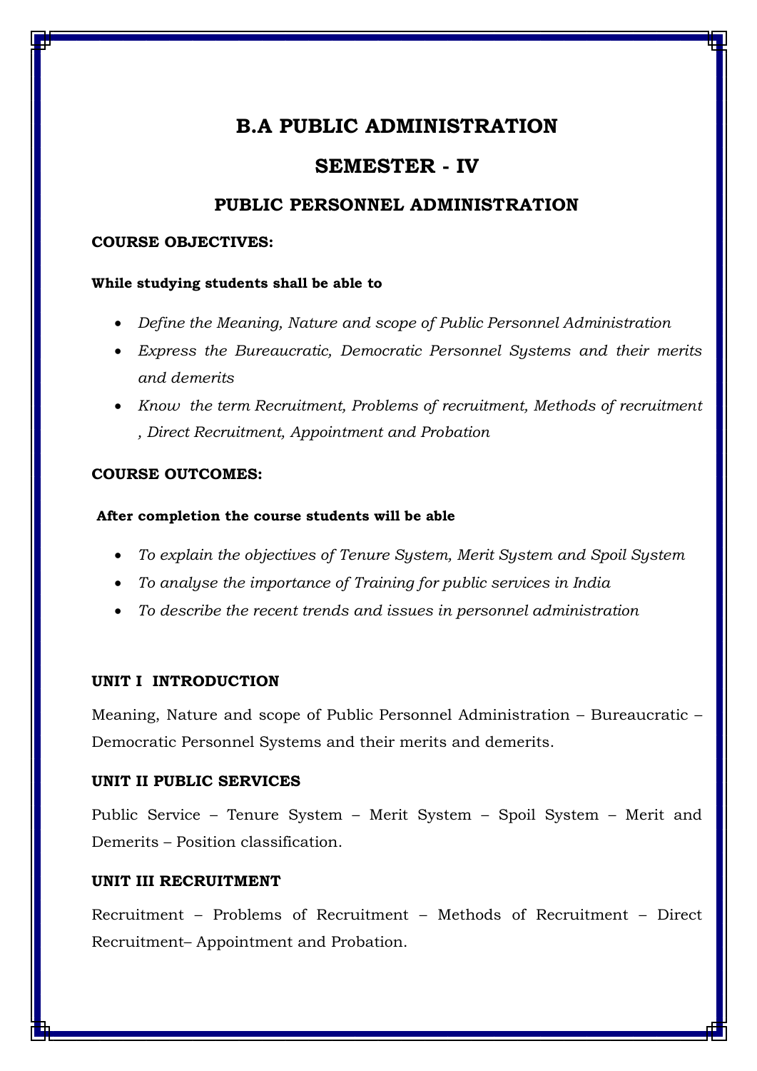# B.A PUBLIC ADMINISTRATION

# SEMESTER - IV

## PUBLIC PERSONNEL ADMINISTRATION

**COURSE OBJECTIVES:**

**While studying students shall be able to**

- *Define the Meaning, Nature and scope of Public Personnel Administration*
- *Express the Bureaucratic, Democratic Personnel Systems and their merits and demerits*
- *Know the term Recruitment, Problems of recruitment, Methods of recruitment , Direct Recruitment, Appointment and Probation*

**COURSE OUTCOMES:**

**After completion the course students will be able**

- *To explain the objectives of Tenure System, Merit System and Spoil System*
- *To analyse the importance of Training for public services in India*
- *To describe the recent trends and issues in personnel administration*

**UNIT I INTRODUCTION**

Meaning, Nature and scope of Public Personnel Administration – Bureaucratic – Democratic Personnel Systems and their merits and demerits.

**UNIT II PUBLIC SERVICES**

Public Service – Tenure System – Merit System – Spoil System – Merit and Demerits – Position classification.

**UNIT III RECRUITMENT**

Recruitment – Problems of Recruitment – Methods of Recruitment – Direct Recruitment– Appointment and Probation.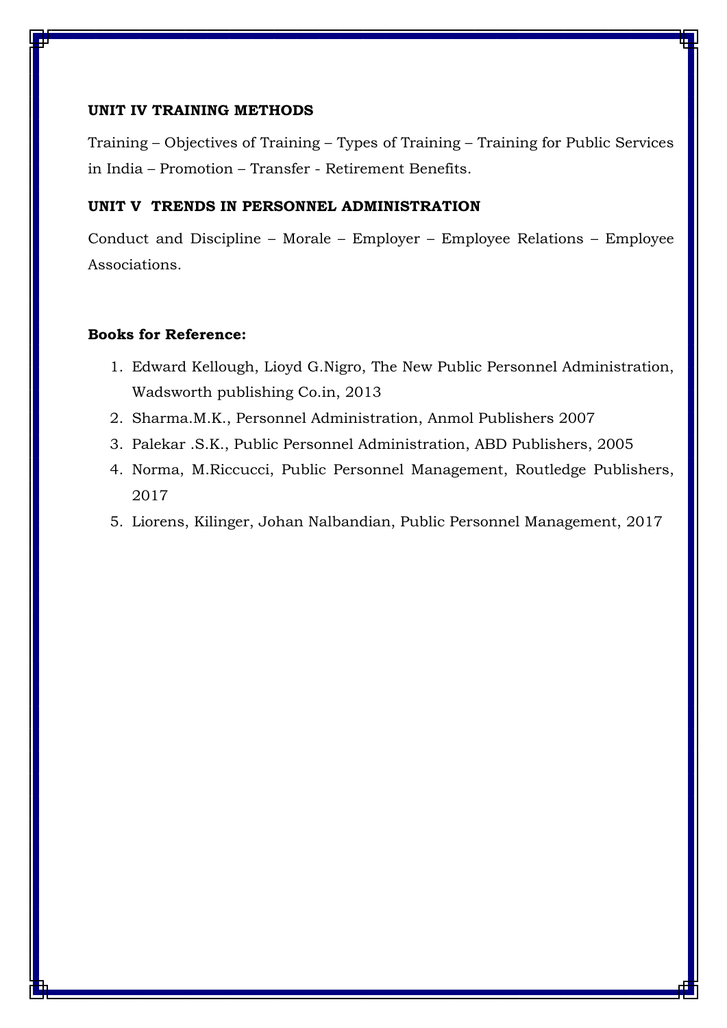**UNIT IV TRAINING METHODS**

Training – Objectives of Training – Types of Training – Training for Public Services in India – Promotion – Transfer - Retirement Benefits.

**UNIT V TRENDS IN PERSONNEL ADMINISTRATION**

Conduct and Discipline – Morale – Employer – Employee Relations – Employee Associations.

**Books for Reference:**

1. Edward Kellough, Lioyd G.Nigro, The New Public Personnel Administration, Wadsworth publishing Co.in, 2013
2. Sharma.M.K., Personnel Administration, Anmol Publishers 2007
3. Palekar .S.K., Public Personnel Administration, ABD Publishers, 2005
4. Norma, M.Riccucci, Public Personnel Management, Routledge Publishers, 2017
5. Liorens, Kilinger, Johan Nalbandian, Public Personnel Management, 2017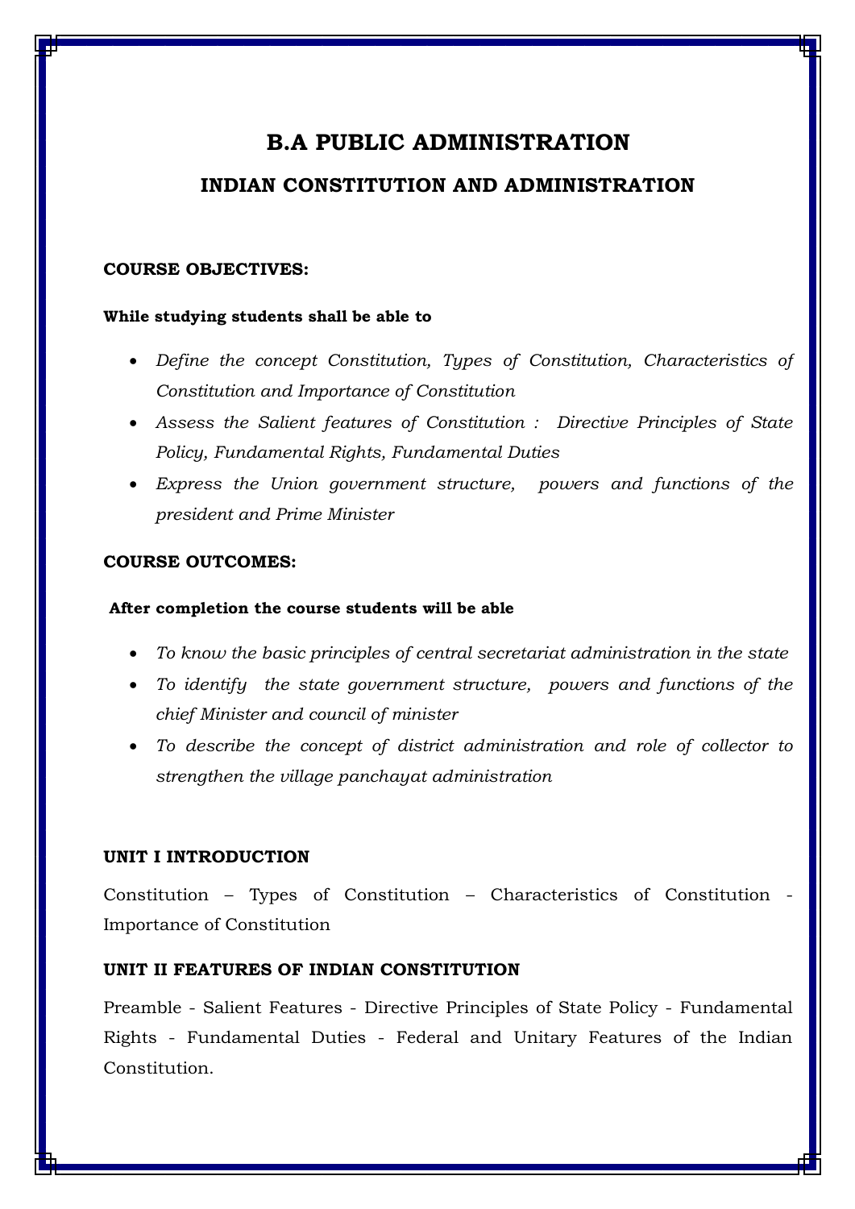# B.A PUBLIC ADMINISTRATION

## INDIAN CONSTITUTION AND ADMINISTRATION

**COURSE OBJECTIVES:**

**While studying students shall be able to**

- *Define the concept Constitution, Types of Constitution, Characteristics of Constitution and Importance of Constitution*
- *Assess the Salient features of Constitution : Directive Principles of State Policy, Fundamental Rights, Fundamental Duties*
- *Express the Union government structure, powers and functions of the president and Prime Minister*

**COURSE OUTCOMES:**

**After completion the course students will be able**

- *To know the basic principles of central secretariat administration in the state*
- *To identify the state government structure, powers and functions of the chief Minister and council of minister*
- *To describe the concept of district administration and role of collector to strengthen the village panchayat administration*

**UNIT I INTRODUCTION**

Constitution – Types of Constitution – Characteristics of Constitution - Importance of Constitution

**UNIT II FEATURES OF INDIAN CONSTITUTION**

Preamble - Salient Features - Directive Principles of State Policy - Fundamental Rights - Fundamental Duties - Federal and Unitary Features of the Indian Constitution.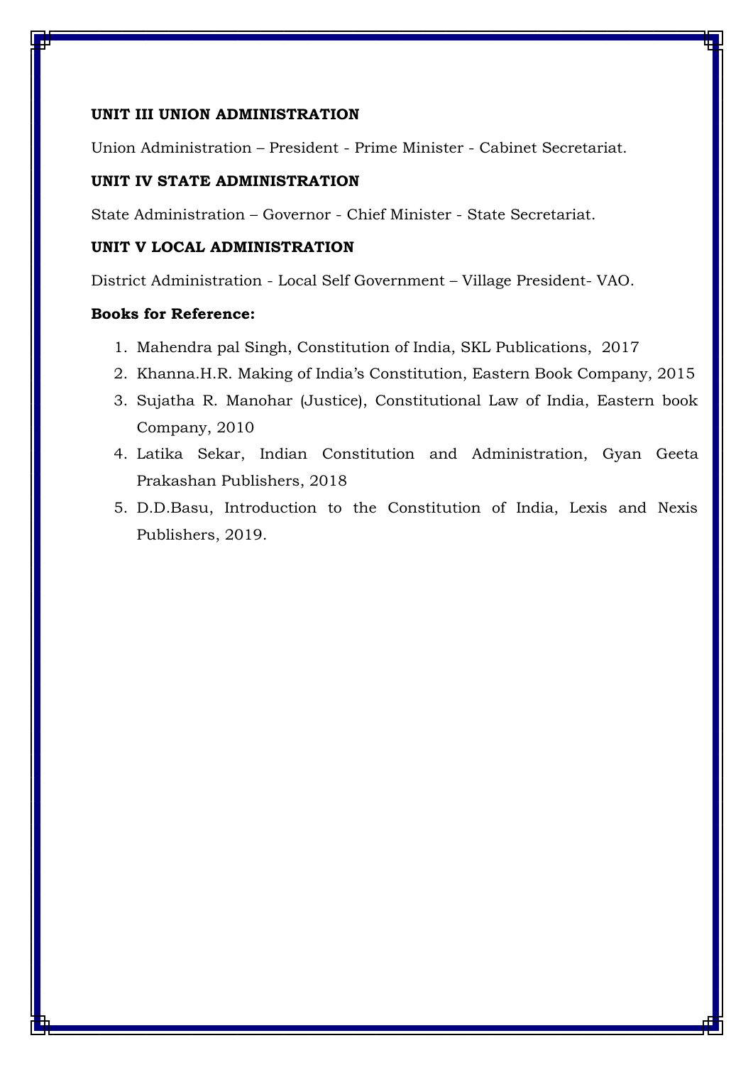**UNIT III UNION ADMINISTRATION**

Union Administration – President - Prime Minister - Cabinet Secretariat.

**UNIT IV STATE ADMINISTRATION**

State Administration – Governor - Chief Minister - State Secretariat.

**UNIT V LOCAL ADMINISTRATION**

District Administration - Local Self Government – Village President- VAO.

**Books for Reference:**

1. Mahendra pal Singh, Constitution of India, SKL Publications, 2017
2. Khanna.H.R. Making of India's Constitution, Eastern Book Company, 2015
3. Sujatha R. Manohar (Justice), Constitutional Law of India, Eastern book Company, 2010
4. Latika Sekar, Indian Constitution and Administration, Gyan Geeta Prakashan Publishers, 2018
5. D.D.Basu, Introduction to the Constitution of India, Lexis and Nexis Publishers, 2019.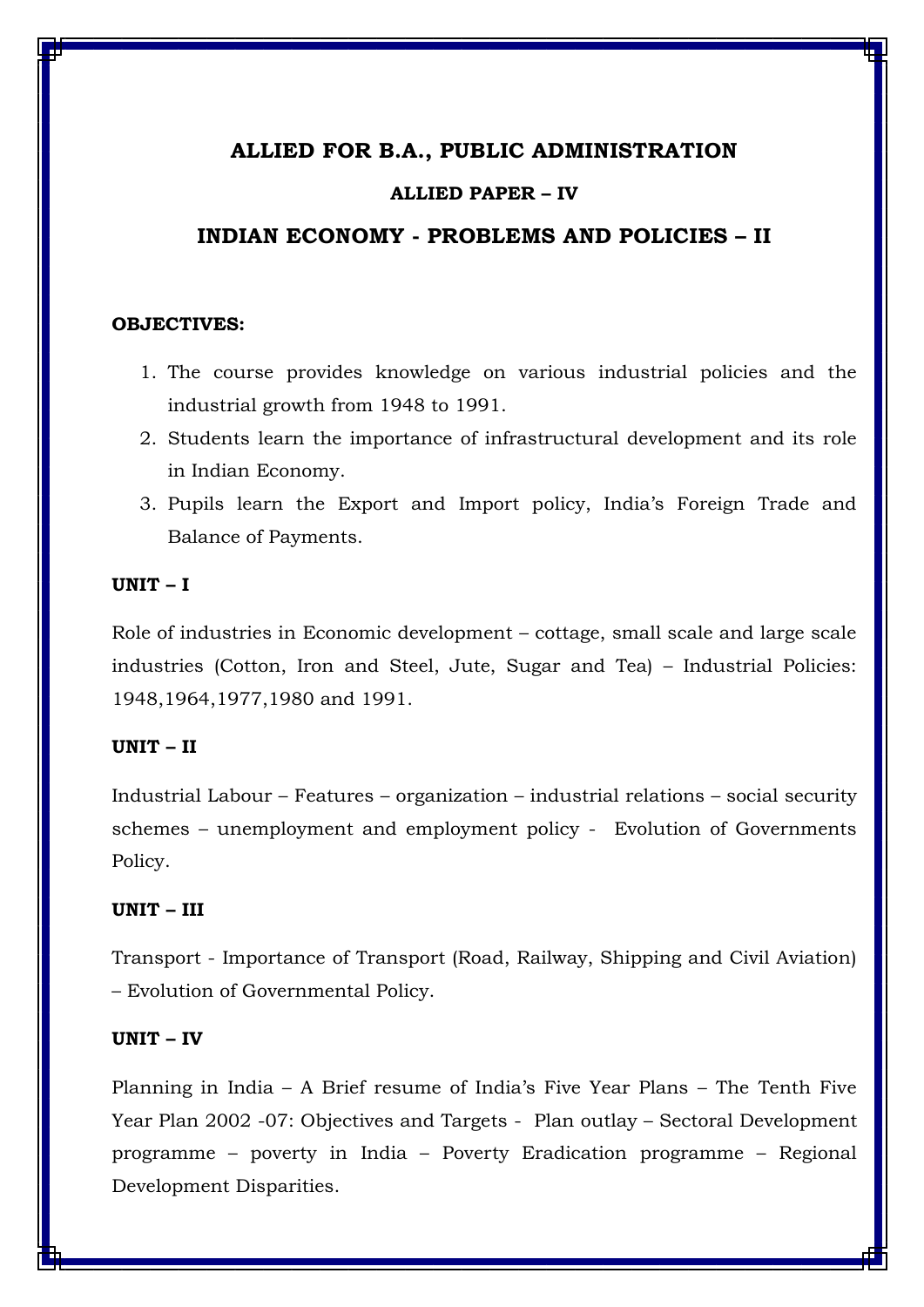# ALLIED FOR B.A., PUBLIC ADMINISTRATION

### ALLIED PAPER – IV

## INDIAN ECONOMY - PROBLEMS AND POLICIES – II

**OBJECTIVES:**

1. The course provides knowledge on various industrial policies and the industrial growth from 1948 to 1991.
2. Students learn the importance of infrastructural development and its role in Indian Economy.
3. Pupils learn the Export and Import policy, India's Foreign Trade and Balance of Payments.

**UNIT – I**

Role of industries in Economic development – cottage, small scale and large scale industries (Cotton, Iron and Steel, Jute, Sugar and Tea) – Industrial Policies: 1948,1964,1977,1980 and 1991.

**UNIT – II**

Industrial Labour – Features – organization – industrial relations – social security schemes – unemployment and employment policy - Evolution of Governments Policy.

**UNIT – III**

Transport - Importance of Transport (Road, Railway, Shipping and Civil Aviation) – Evolution of Governmental Policy.

**UNIT – IV**

Planning in India – A Brief resume of India's Five Year Plans – The Tenth Five Year Plan 2002 -07: Objectives and Targets - Plan outlay – Sectoral Development programme – poverty in India – Poverty Eradication programme – Regional Development Disparities.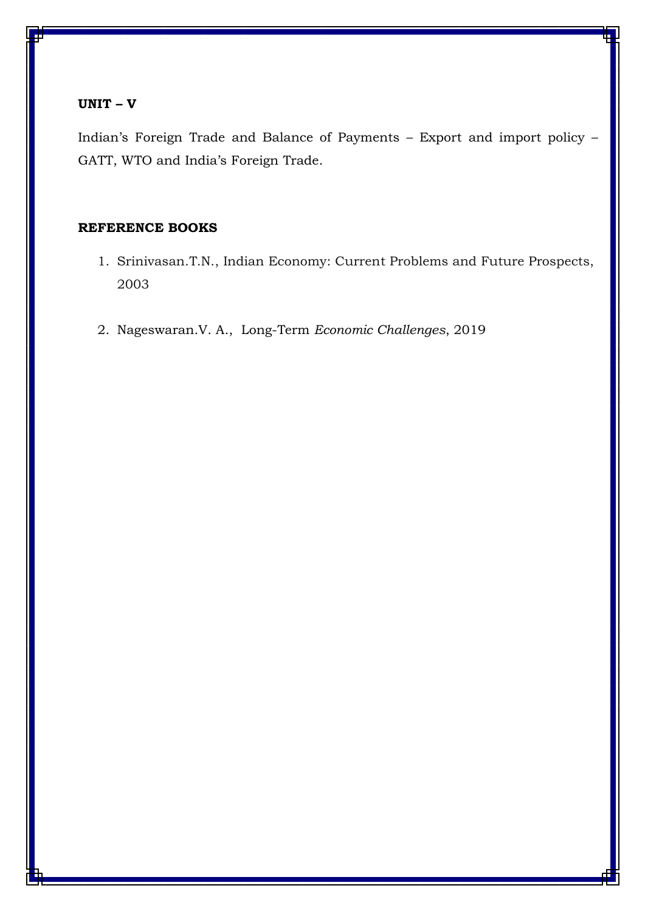**UNIT – V**

Indian's Foreign Trade and Balance of Payments – Export and import policy – GATT, WTO and India's Foreign Trade.

**REFERENCE BOOKS**

1. Srinivasan.T.N., Indian Economy: Current Problems and Future Prospects, 2003

2. Nageswaran.V. A., Long-Term *Economic Challenges*, 2019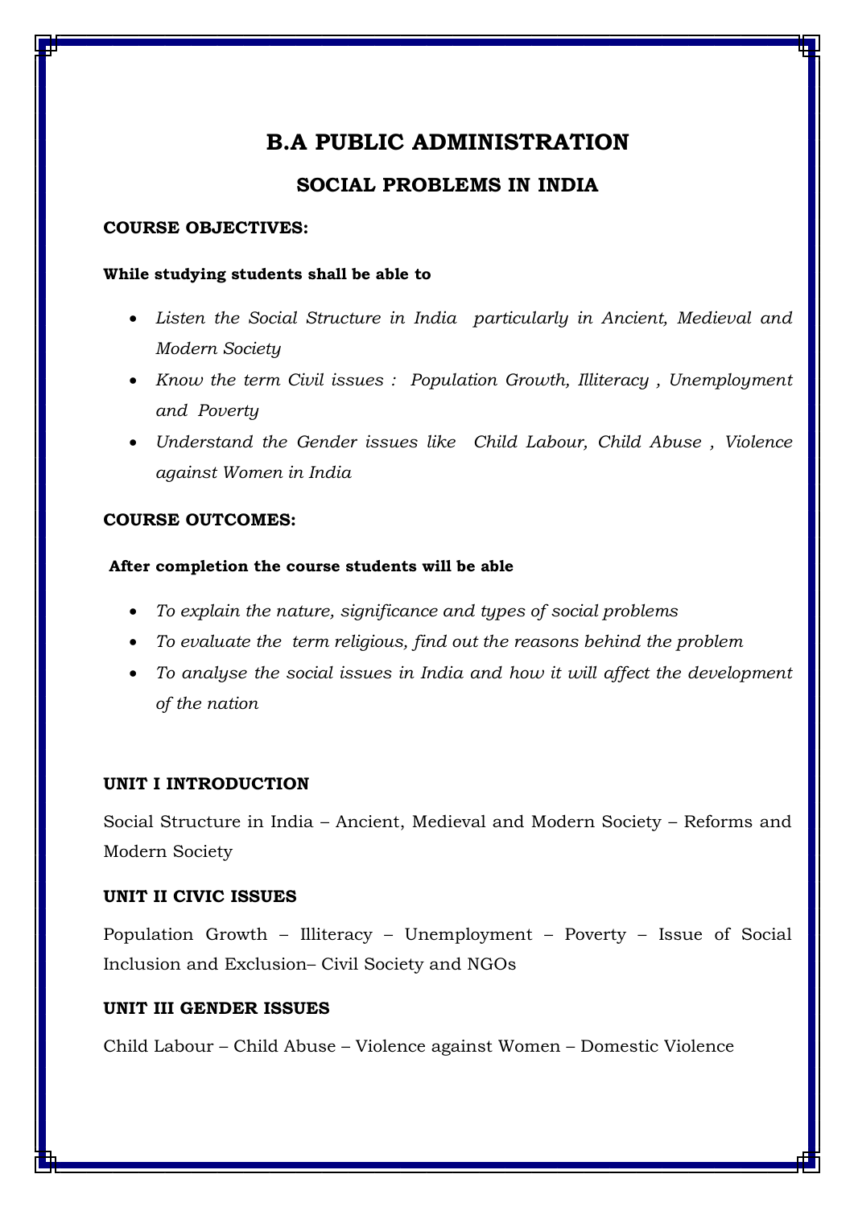# B.A PUBLIC ADMINISTRATION

## SOCIAL PROBLEMS IN INDIA

**COURSE OBJECTIVES:**

**While studying students shall be able to**

- *Listen the Social Structure in India particularly in Ancient, Medieval and Modern Society*
- *Know the term Civil issues : Population Growth, Illiteracy , Unemployment and Poverty*
- *Understand the Gender issues like Child Labour, Child Abuse , Violence against Women in India*

**COURSE OUTCOMES:**

**After completion the course students will be able**

- *To explain the nature, significance and types of social problems*
- *To evaluate the term religious, find out the reasons behind the problem*
- *To analyse the social issues in India and how it will affect the development of the nation*

**UNIT I INTRODUCTION**

Social Structure in India – Ancient, Medieval and Modern Society – Reforms and Modern Society

**UNIT II CIVIC ISSUES**

Population Growth – Illiteracy – Unemployment – Poverty – Issue of Social Inclusion and Exclusion– Civil Society and NGOs

**UNIT III GENDER ISSUES**

Child Labour – Child Abuse – Violence against Women – Domestic Violence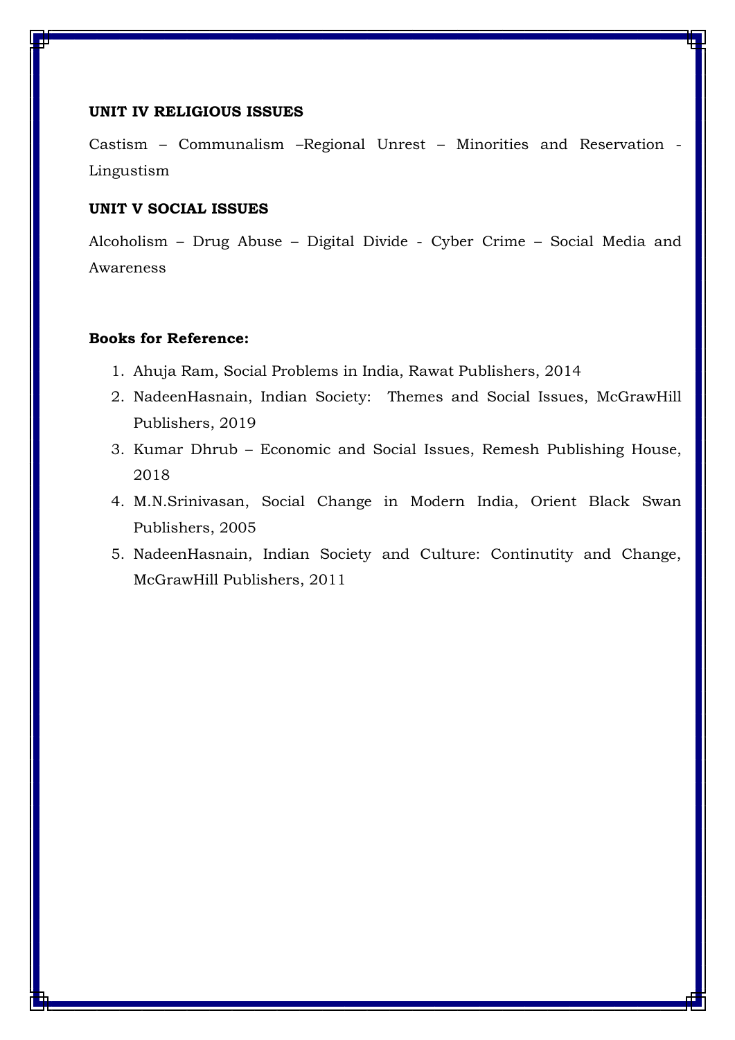**UNIT IV RELIGIOUS ISSUES**

Castism – Communalism –Regional Unrest – Minorities and Reservation - Lingustism

**UNIT V SOCIAL ISSUES**

Alcoholism – Drug Abuse – Digital Divide - Cyber Crime – Social Media and Awareness

**Books for Reference:**

1. Ahuja Ram, Social Problems in India, Rawat Publishers, 2014
2. NadeenHasnain, Indian Society: Themes and Social Issues, McGrawHill Publishers, 2019
3. Kumar Dhrub – Economic and Social Issues, Remesh Publishing House, 2018
4. M.N.Srinivasan, Social Change in Modern India, Orient Black Swan Publishers, 2005
5. NadeenHasnain, Indian Society and Culture: Continutity and Change, McGrawHill Publishers, 2011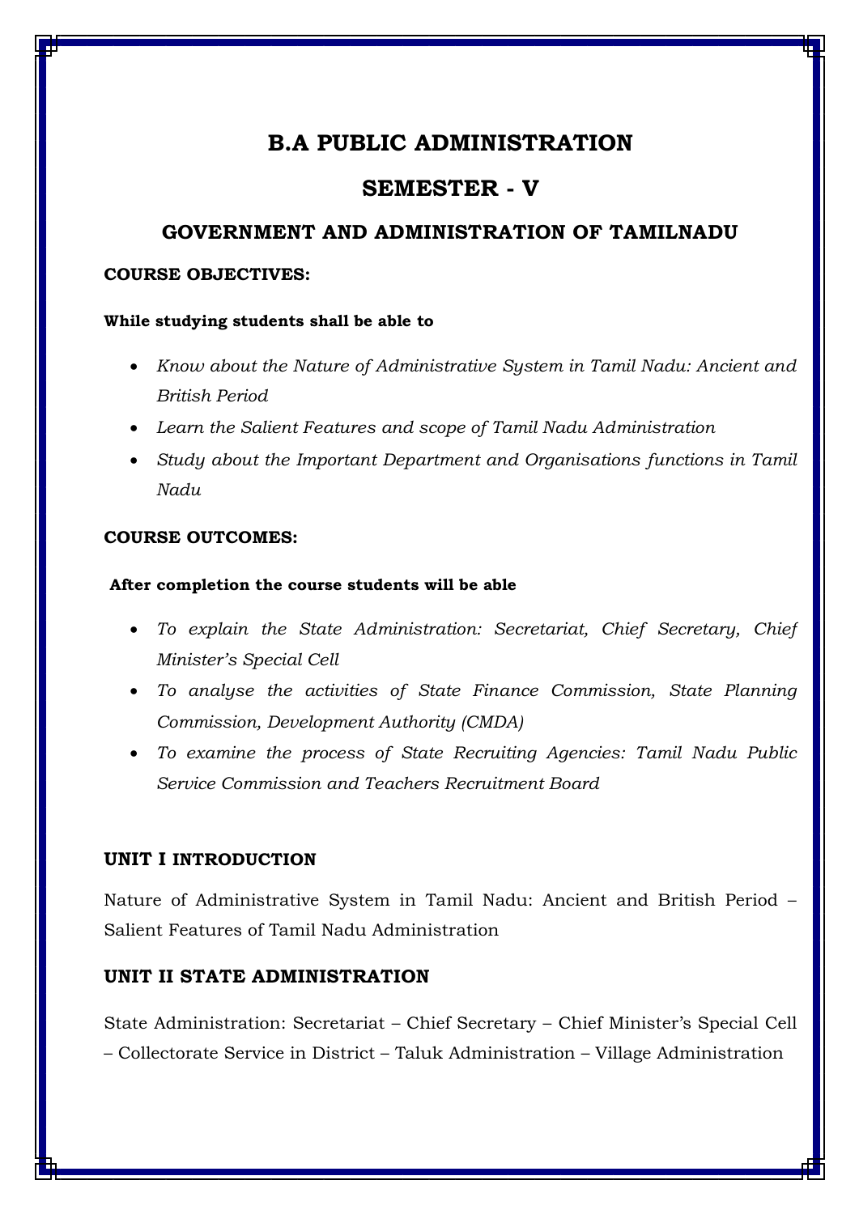# B.A PUBLIC ADMINISTRATION

## SEMESTER - V

### GOVERNMENT AND ADMINISTRATION OF TAMILNADU

**COURSE OBJECTIVES:**

**While studying students shall be able to**

- *Know about the Nature of Administrative System in Tamil Nadu: Ancient and British Period*
- *Learn the Salient Features and scope of Tamil Nadu Administration*
- *Study about the Important Department and Organisations functions in Tamil Nadu*

**COURSE OUTCOMES:**

**After completion the course students will be able**

- *To explain the State Administration: Secretariat, Chief Secretary, Chief Minister's Special Cell*
- *To analyse the activities of State Finance Commission, State Planning Commission, Development Authority (CMDA)*
- *To examine the process of State Recruiting Agencies: Tamil Nadu Public Service Commission and Teachers Recruitment Board*

**UNIT I INTRODUCTION**

Nature of Administrative System in Tamil Nadu: Ancient and British Period – Salient Features of Tamil Nadu Administration

**UNIT II STATE ADMINISTRATION**

State Administration: Secretariat – Chief Secretary – Chief Minister's Special Cell – Collectorate Service in District – Taluk Administration – Village Administration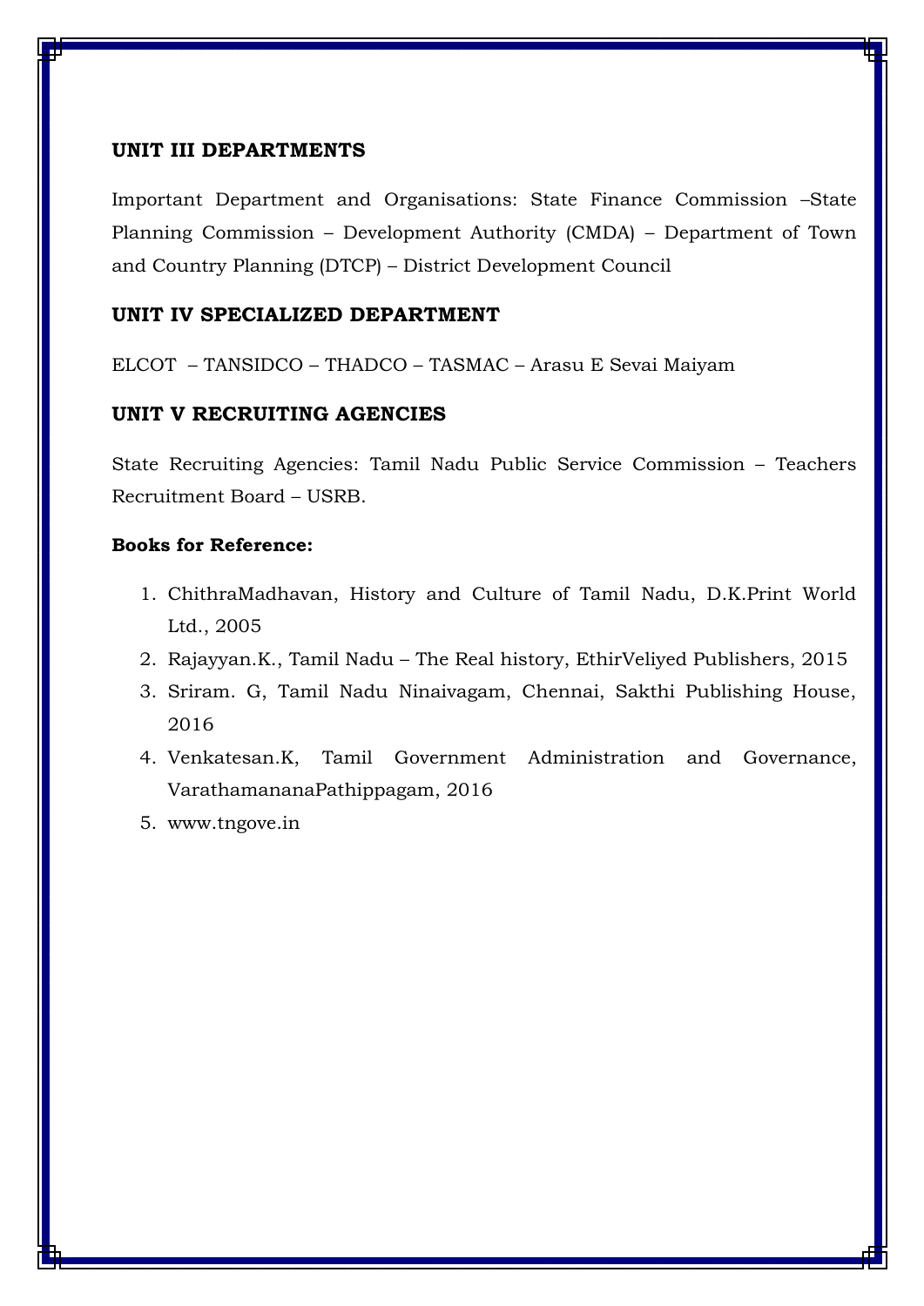**UNIT III DEPARTMENTS**

Important Department and Organisations: State Finance Commission –State Planning Commission – Development Authority (CMDA) – Department of Town and Country Planning (DTCP) – District Development Council

**UNIT IV SPECIALIZED DEPARTMENT**

ELCOT – TANSIDCO – THADCO – TASMAC – Arasu E Sevai Maiyam

**UNIT V RECRUITING AGENCIES**

State Recruiting Agencies: Tamil Nadu Public Service Commission – Teachers Recruitment Board – USRB.

**Books for Reference:**

1. ChithraMadhavan, History and Culture of Tamil Nadu, D.K.Print World Ltd., 2005
2. Rajayyan.K., Tamil Nadu – The Real history, EthirVeliyed Publishers, 2015
3. Sriram. G, Tamil Nadu Ninaivagam, Chennai, Sakthi Publishing House, 2016
4. Venkatesan.K, Tamil Government Administration and Governance, VarathamananaPathippagam, 2016
5. www.tngove.in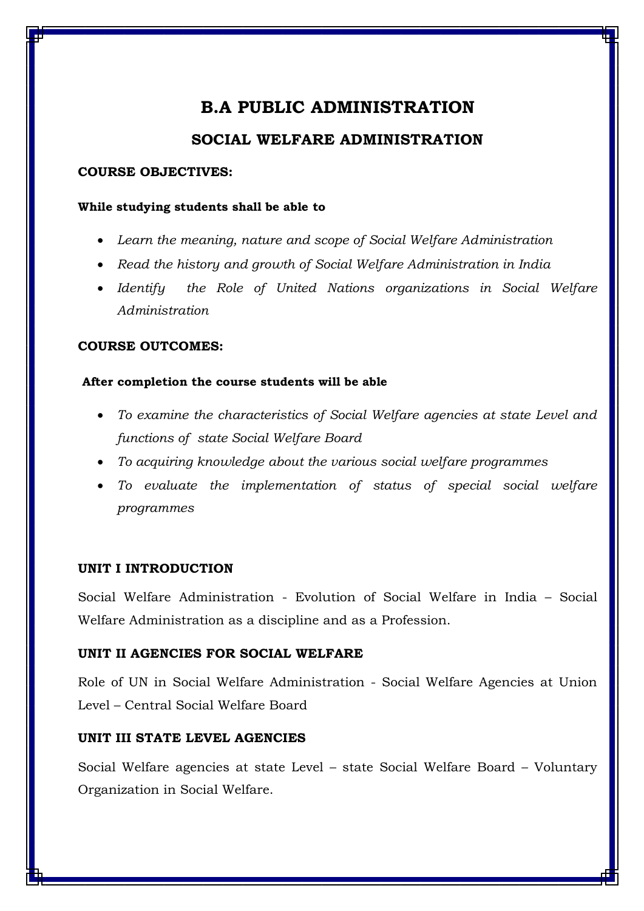# B.A PUBLIC ADMINISTRATION

## SOCIAL WELFARE ADMINISTRATION

**COURSE OBJECTIVES:**

**While studying students shall be able to**

- *Learn the meaning, nature and scope of Social Welfare Administration*
- *Read the history and growth of Social Welfare Administration in India*
- *Identify the Role of United Nations organizations in Social Welfare Administration*

**COURSE OUTCOMES:**

**After completion the course students will be able**

- *To examine the characteristics of Social Welfare agencies at state Level and functions of state Social Welfare Board*
- *To acquiring knowledge about the various social welfare programmes*
- *To evaluate the implementation of status of special social welfare programmes*

**UNIT I INTRODUCTION**

Social Welfare Administration - Evolution of Social Welfare in India – Social Welfare Administration as a discipline and as a Profession.

**UNIT II AGENCIES FOR SOCIAL WELFARE**

Role of UN in Social Welfare Administration - Social Welfare Agencies at Union Level – Central Social Welfare Board

**UNIT III STATE LEVEL AGENCIES**

Social Welfare agencies at state Level – state Social Welfare Board – Voluntary Organization in Social Welfare.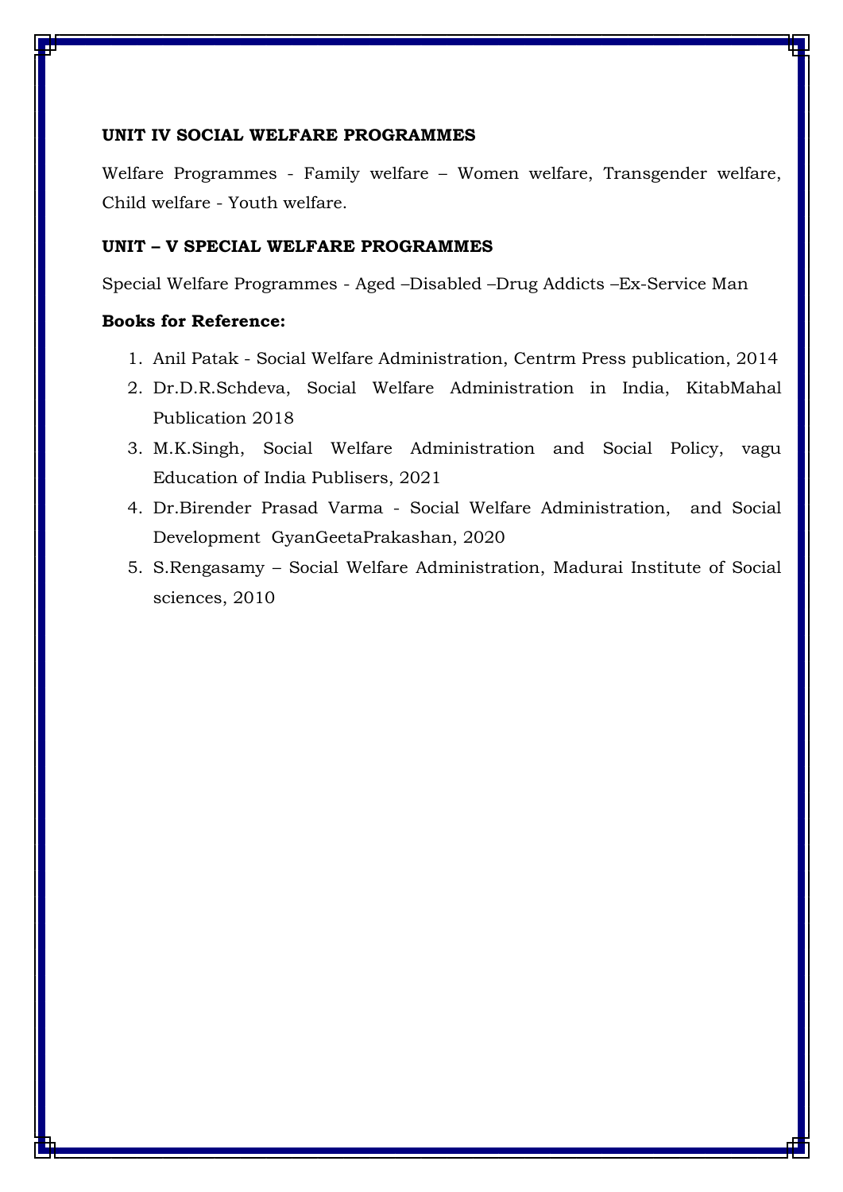**UNIT IV SOCIAL WELFARE PROGRAMMES**

Welfare Programmes - Family welfare – Women welfare, Transgender welfare, Child welfare - Youth welfare.

**UNIT – V SPECIAL WELFARE PROGRAMMES**

Special Welfare Programmes - Aged –Disabled –Drug Addicts –Ex-Service Man

**Books for Reference:**

1. Anil Patak - Social Welfare Administration, Centrm Press publication, 2014
2. Dr.D.R.Schdeva, Social Welfare Administration in India, KitabMahal Publication 2018
3. M.K.Singh, Social Welfare Administration and Social Policy, vagu Education of India Publisers, 2021
4. Dr.Birender Prasad Varma - Social Welfare Administration, and Social Development GyanGeetaPrakashan, 2020
5. S.Rengasamy – Social Welfare Administration, Madurai Institute of Social sciences, 2010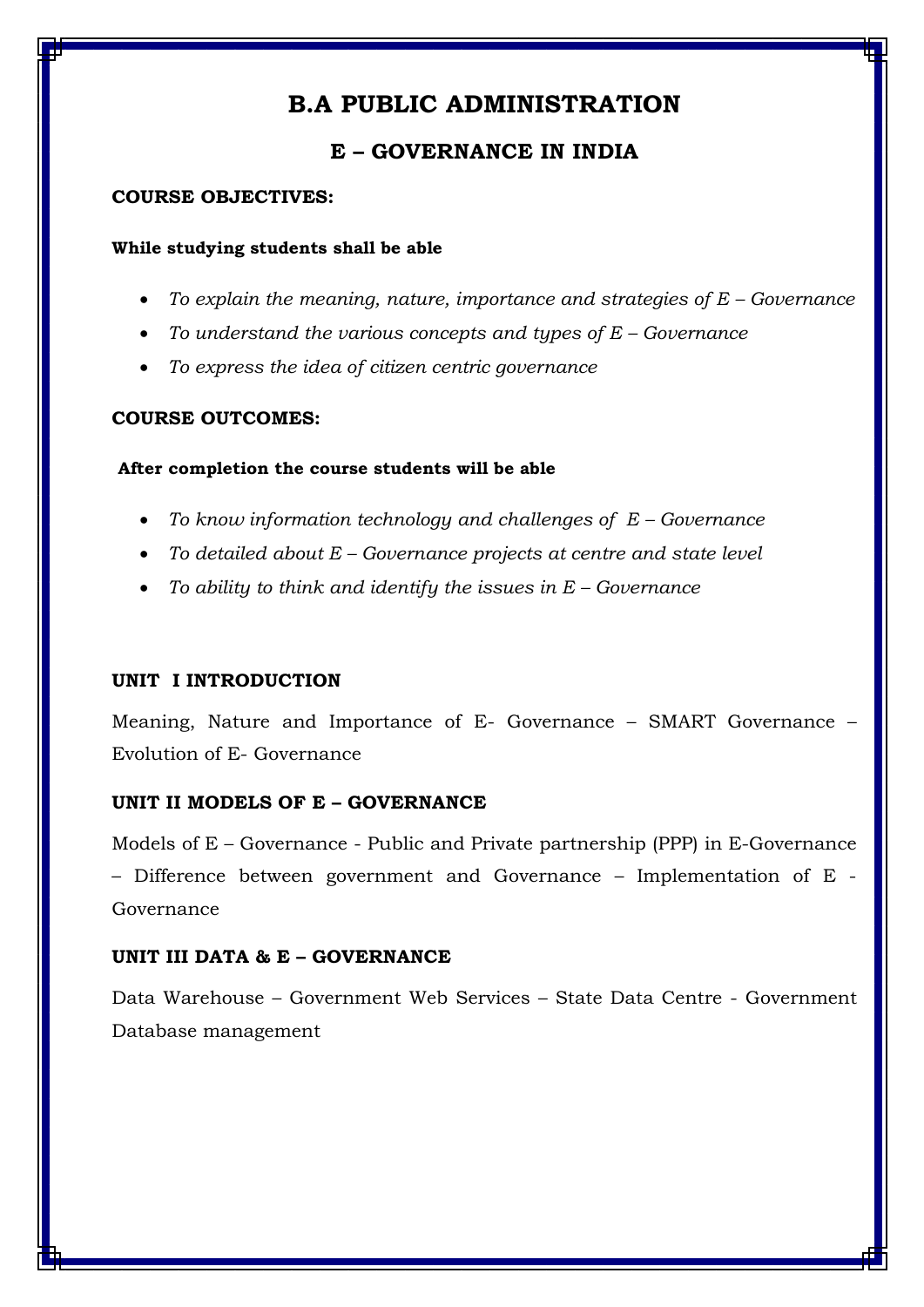# B.A PUBLIC ADMINISTRATION

## E – GOVERNANCE IN INDIA

**COURSE OBJECTIVES:**

**While studying students shall be able**

- *To explain the meaning, nature, importance and strategies of E – Governance*
- *To understand the various concepts and types of E – Governance*
- *To express the idea of citizen centric governance*

**COURSE OUTCOMES:**

**After completion the course students will be able**

- *To know information technology and challenges of E – Governance*
- *To detailed about E – Governance projects at centre and state level*
- *To ability to think and identify the issues in E – Governance*

**UNIT I INTRODUCTION**

Meaning, Nature and Importance of E- Governance – SMART Governance – Evolution of E- Governance

**UNIT II MODELS OF E – GOVERNANCE**

Models of E – Governance - Public and Private partnership (PPP) in E-Governance – Difference between government and Governance – Implementation of E - Governance

**UNIT III DATA & E – GOVERNANCE**

Data Warehouse – Government Web Services – State Data Centre - Government Database management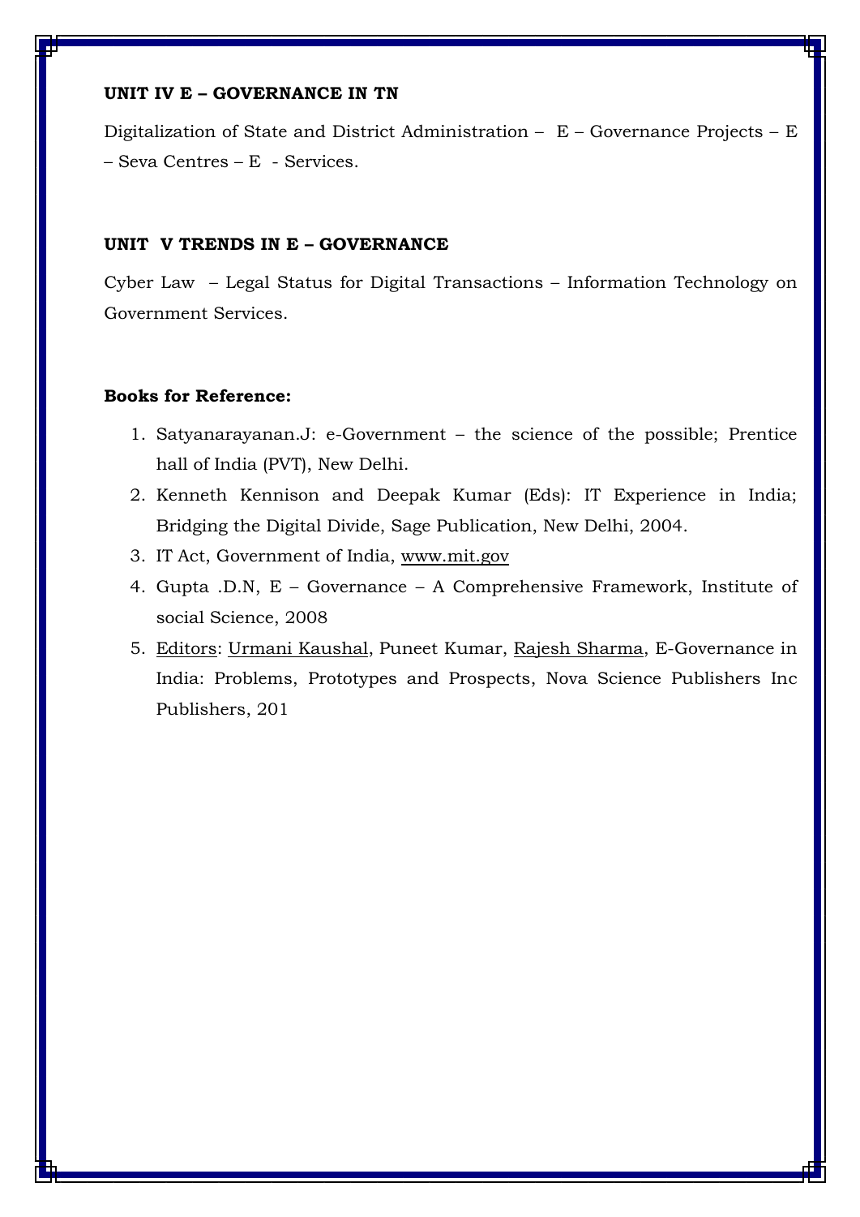**UNIT IV E – GOVERNANCE IN TN**

Digitalization of State and District Administration – E – Governance Projects – E – Seva Centres – E - Services.

**UNIT V TRENDS IN E – GOVERNANCE**

Cyber Law – Legal Status for Digital Transactions – Information Technology on Government Services.

**Books for Reference:**

1. Satyanarayanan.J: e-Government – the science of the possible; Prentice hall of India (PVT), New Delhi.
2. Kenneth Kennison and Deepak Kumar (Eds): IT Experience in India; Bridging the Digital Divide, Sage Publication, New Delhi, 2004.
3. IT Act, Government of India, www.mit.gov
4. Gupta .D.N, E – Governance – A Comprehensive Framework, Institute of social Science, 2008
5. Editors: Urmani Kaushal, Puneet Kumar, Rajesh Sharma, E-Governance in India: Problems, Prototypes and Prospects, Nova Science Publishers Inc Publishers, 201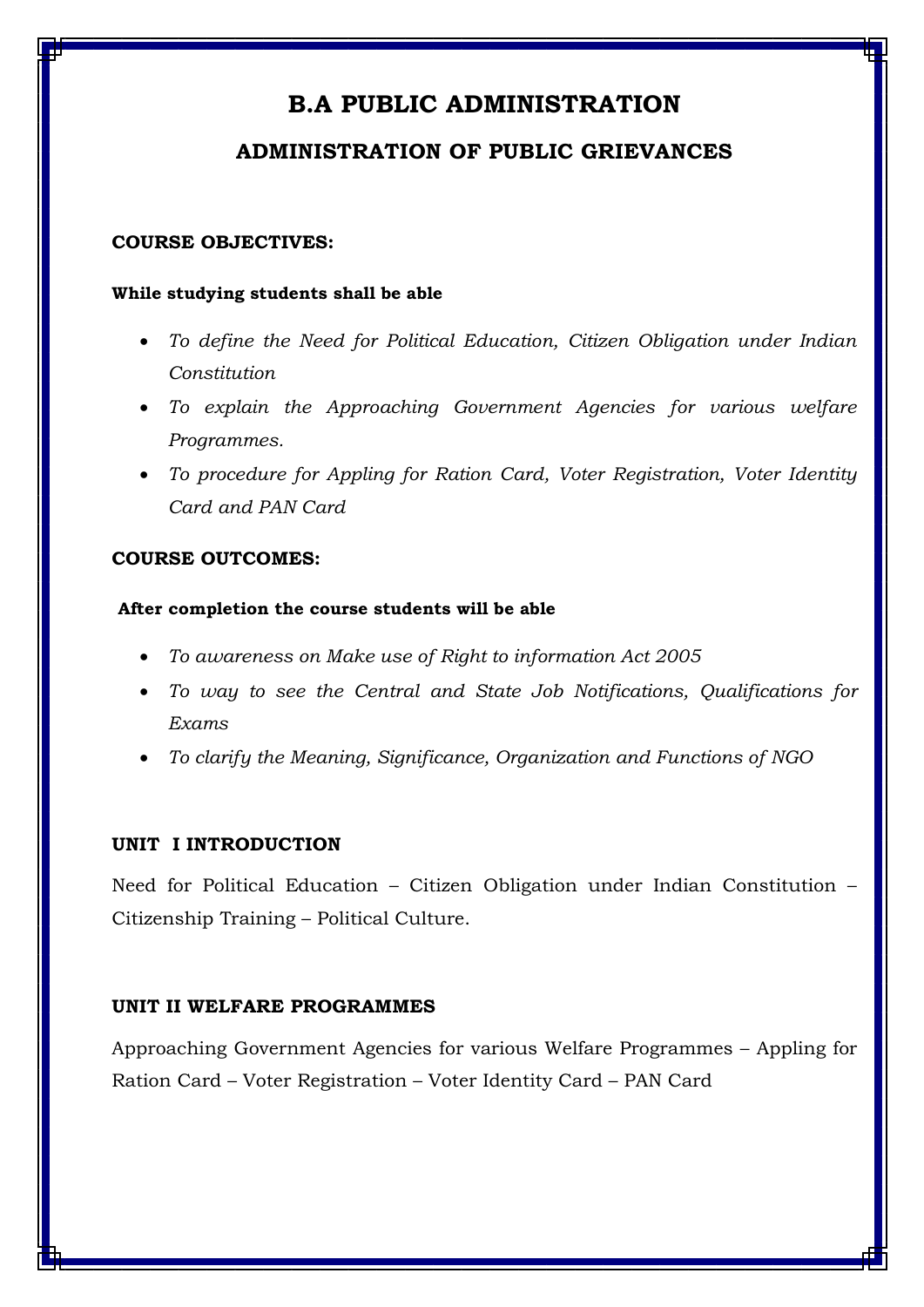# B.A PUBLIC ADMINISTRATION

## ADMINISTRATION OF PUBLIC GRIEVANCES

**COURSE OBJECTIVES:**

**While studying students shall be able**

- *To define the Need for Political Education, Citizen Obligation under Indian Constitution*
- *To explain the Approaching Government Agencies for various welfare Programmes.*
- *To procedure for Appling for Ration Card, Voter Registration, Voter Identity Card and PAN Card*

**COURSE OUTCOMES:**

**After completion the course students will be able**

- *To awareness on Make use of Right to information Act 2005*
- *To way to see the Central and State Job Notifications, Qualifications for Exams*
- *To clarify the Meaning, Significance, Organization and Functions of NGO*

**UNIT I INTRODUCTION**

Need for Political Education – Citizen Obligation under Indian Constitution – Citizenship Training – Political Culture.

**UNIT II WELFARE PROGRAMMES**

Approaching Government Agencies for various Welfare Programmes – Appling for Ration Card – Voter Registration – Voter Identity Card – PAN Card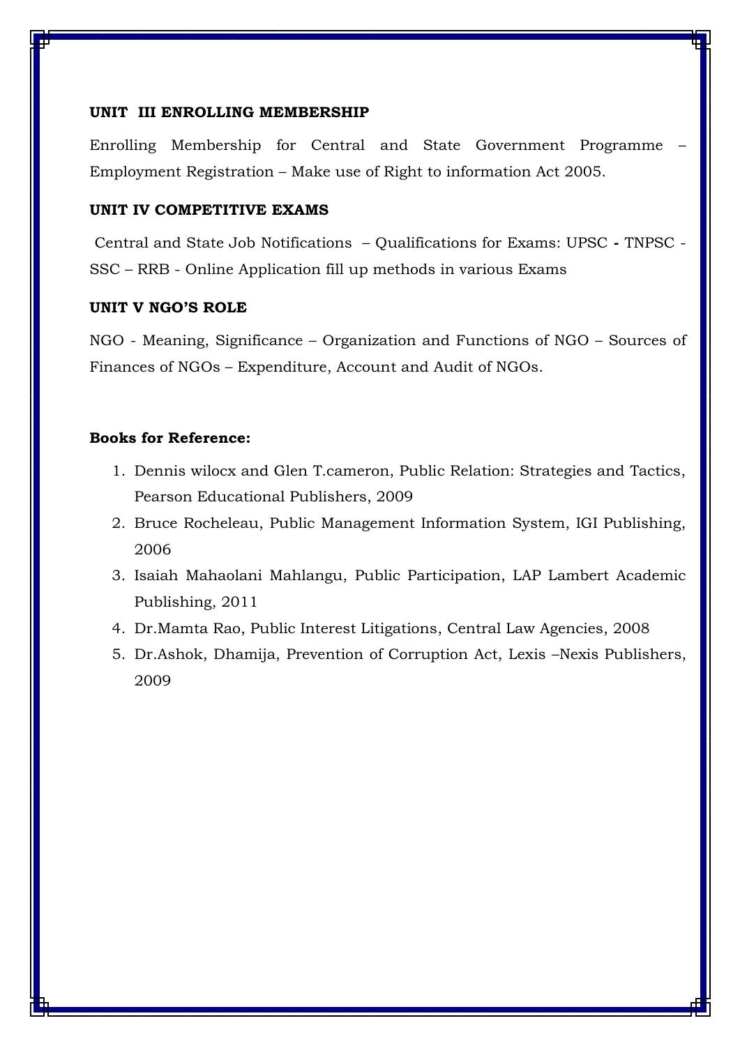**UNIT III ENROLLING MEMBERSHIP**

Enrolling Membership for Central and State Government Programme – Employment Registration – Make use of Right to information Act 2005.

**UNIT IV COMPETITIVE EXAMS**

Central and State Job Notifications – Qualifications for Exams: UPSC - TNPSC - SSC – RRB - Online Application fill up methods in various Exams

**UNIT V NGO'S ROLE**

NGO - Meaning, Significance – Organization and Functions of NGO – Sources of Finances of NGOs – Expenditure, Account and Audit of NGOs.

**Books for Reference:**

1. Dennis wilocx and Glen T.cameron, Public Relation: Strategies and Tactics, Pearson Educational Publishers, 2009
2. Bruce Rocheleau, Public Management Information System, IGI Publishing, 2006
3. Isaiah Mahaolani Mahlangu, Public Participation, LAP Lambert Academic Publishing, 2011
4. Dr.Mamta Rao, Public Interest Litigations, Central Law Agencies, 2008
5. Dr.Ashok, Dhamija, Prevention of Corruption Act, Lexis –Nexis Publishers, 2009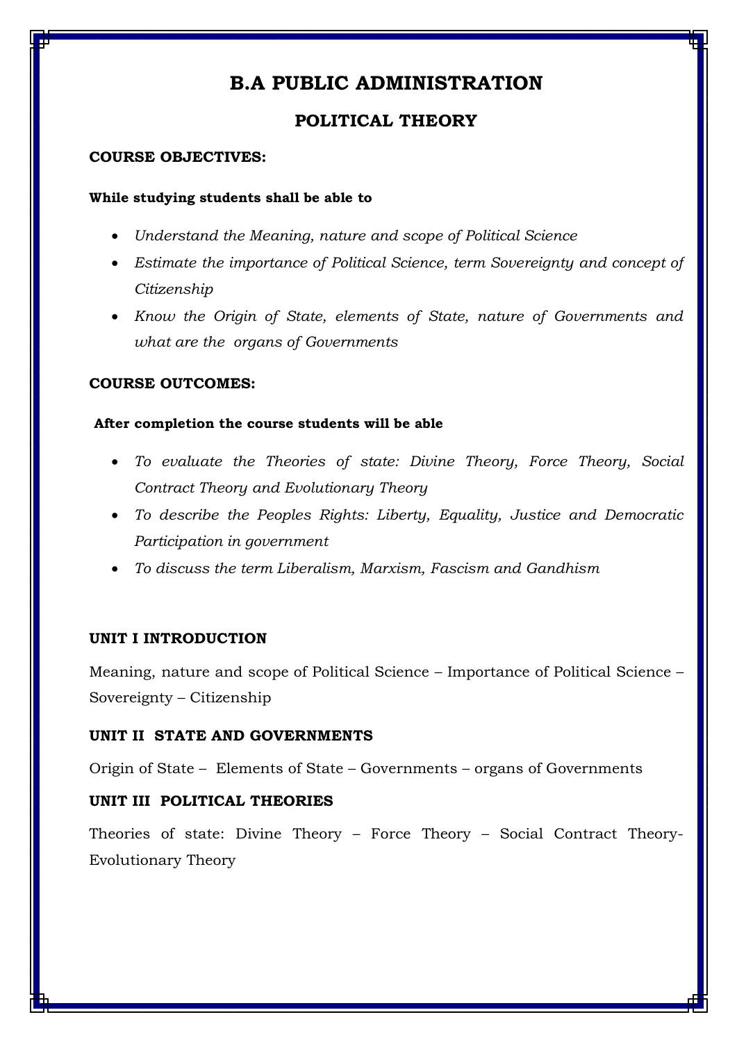# B.A PUBLIC ADMINISTRATION

## POLITICAL THEORY

**COURSE OBJECTIVES:**

**While studying students shall be able to**

- *Understand the Meaning, nature and scope of Political Science*
- *Estimate the importance of Political Science, term Sovereignty and concept of Citizenship*
- *Know the Origin of State, elements of State, nature of Governments and what are the organs of Governments*

**COURSE OUTCOMES:**

**After completion the course students will be able**

- *To evaluate the Theories of state: Divine Theory, Force Theory, Social Contract Theory and Evolutionary Theory*
- *To describe the Peoples Rights: Liberty, Equality, Justice and Democratic Participation in government*
- *To discuss the term Liberalism, Marxism, Fascism and Gandhism*

**UNIT I INTRODUCTION**

Meaning, nature and scope of Political Science – Importance of Political Science – Sovereignty – Citizenship

**UNIT II STATE AND GOVERNMENTS**

Origin of State – Elements of State – Governments – organs of Governments

**UNIT III POLITICAL THEORIES**

Theories of state: Divine Theory – Force Theory – Social Contract Theory- Evolutionary Theory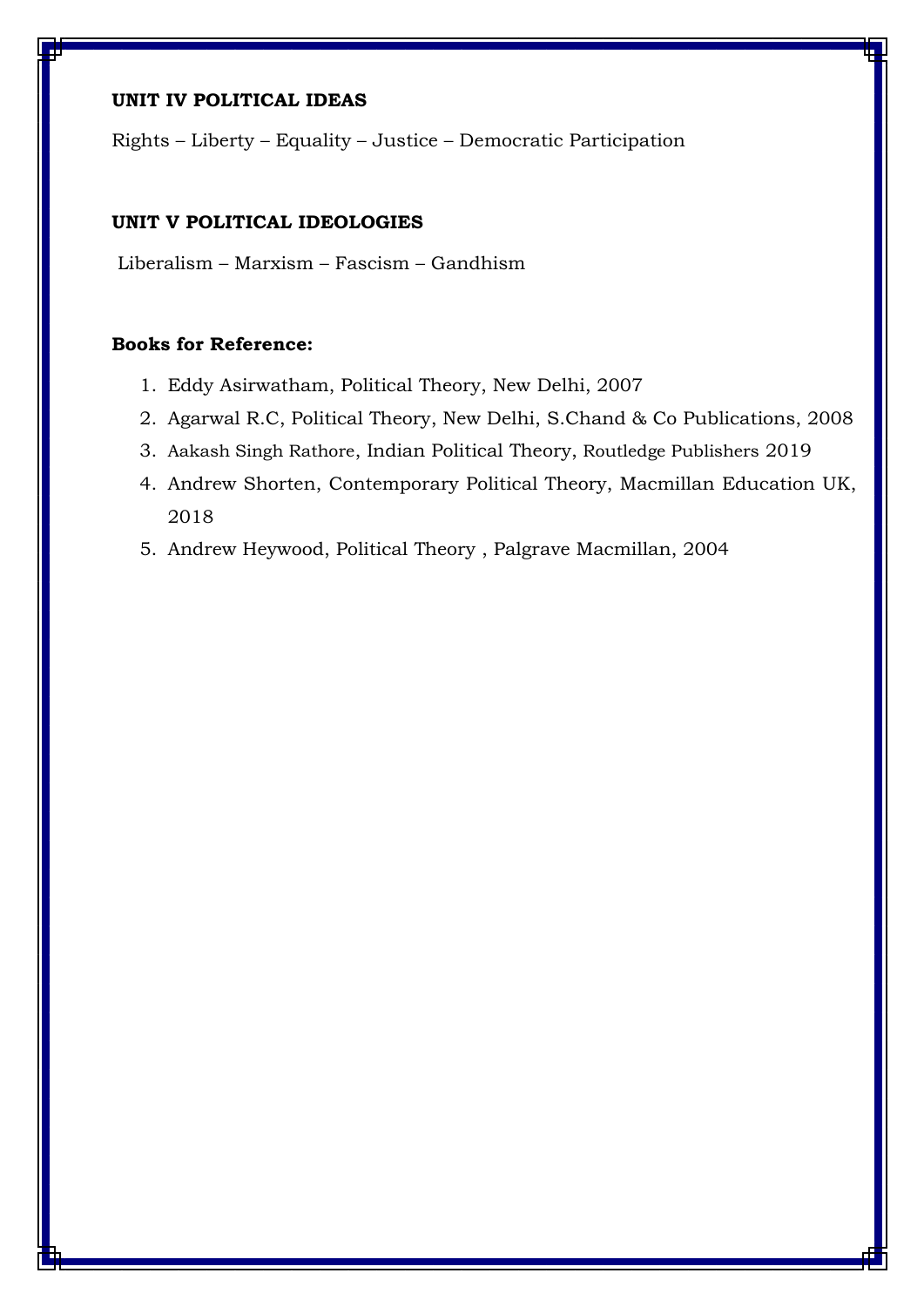**UNIT IV POLITICAL IDEAS**

Rights – Liberty – Equality – Justice – Democratic Participation

**UNIT V POLITICAL IDEOLOGIES**

Liberalism – Marxism – Fascism – Gandhism

**Books for Reference:**

1. Eddy Asirwatham, Political Theory, New Delhi, 2007
2. Agarwal R.C, Political Theory, New Delhi, S.Chand & Co Publications, 2008
3. Aakash Singh Rathore, Indian Political Theory, Routledge Publishers 2019
4. Andrew Shorten, Contemporary Political Theory, Macmillan Education UK, 2018
5. Andrew Heywood, Political Theory , Palgrave Macmillan, 2004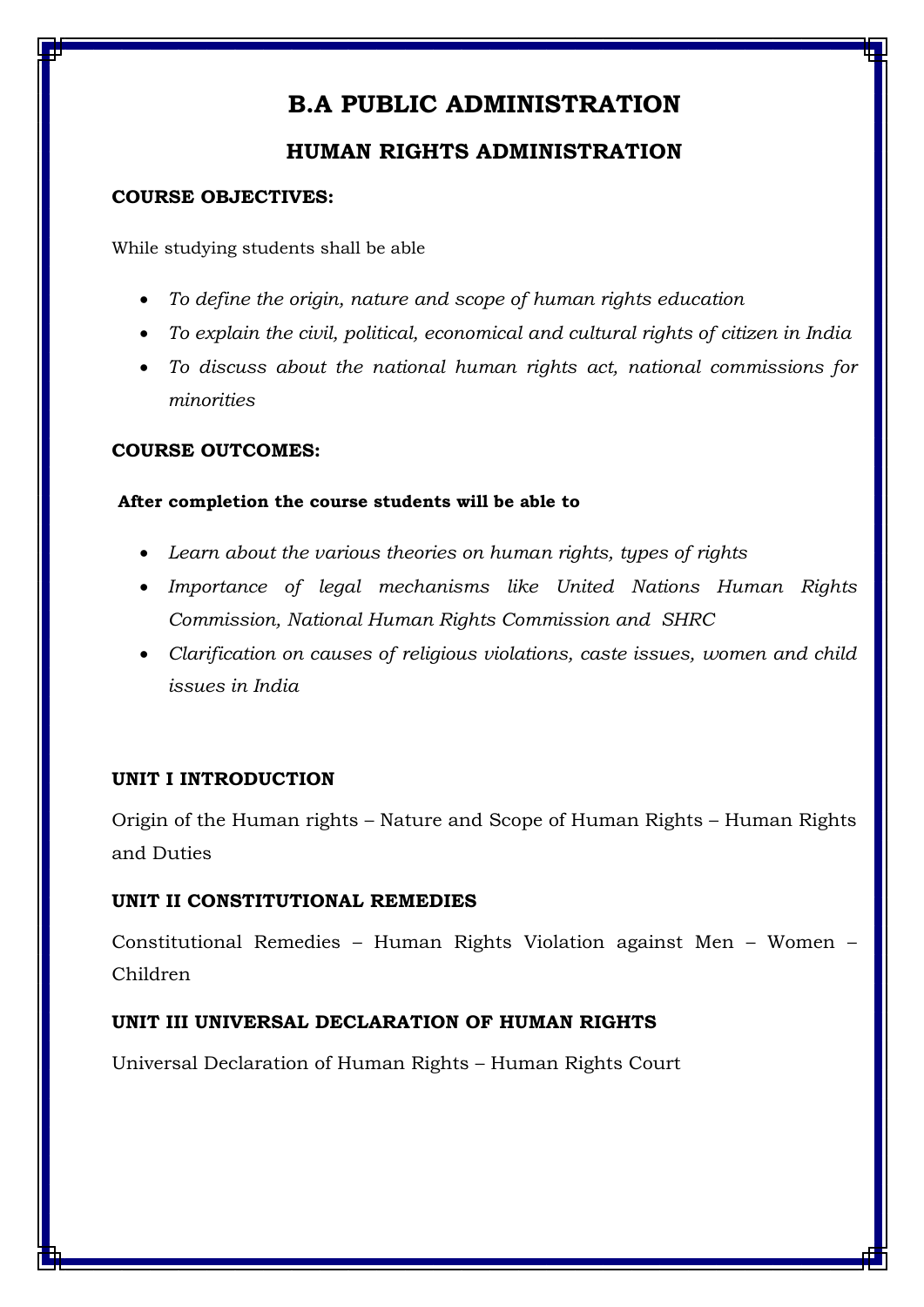# B.A PUBLIC ADMINISTRATION

## HUMAN RIGHTS ADMINISTRATION

**COURSE OBJECTIVES:**

While studying students shall be able

- *To define the origin, nature and scope of human rights education*
- *To explain the civil, political, economical and cultural rights of citizen in India*
- *To discuss about the national human rights act, national commissions for minorities*

**COURSE OUTCOMES:**

**After completion the course students will be able to**

- *Learn about the various theories on human rights, types of rights*
- *Importance of legal mechanisms like United Nations Human Rights Commission, National Human Rights Commission and SHRC*
- *Clarification on causes of religious violations, caste issues, women and child issues in India*

**UNIT I INTRODUCTION**

Origin of the Human rights – Nature and Scope of Human Rights – Human Rights and Duties

**UNIT II CONSTITUTIONAL REMEDIES**

Constitutional Remedies – Human Rights Violation against Men – Women – Children

**UNIT III UNIVERSAL DECLARATION OF HUMAN RIGHTS**

Universal Declaration of Human Rights – Human Rights Court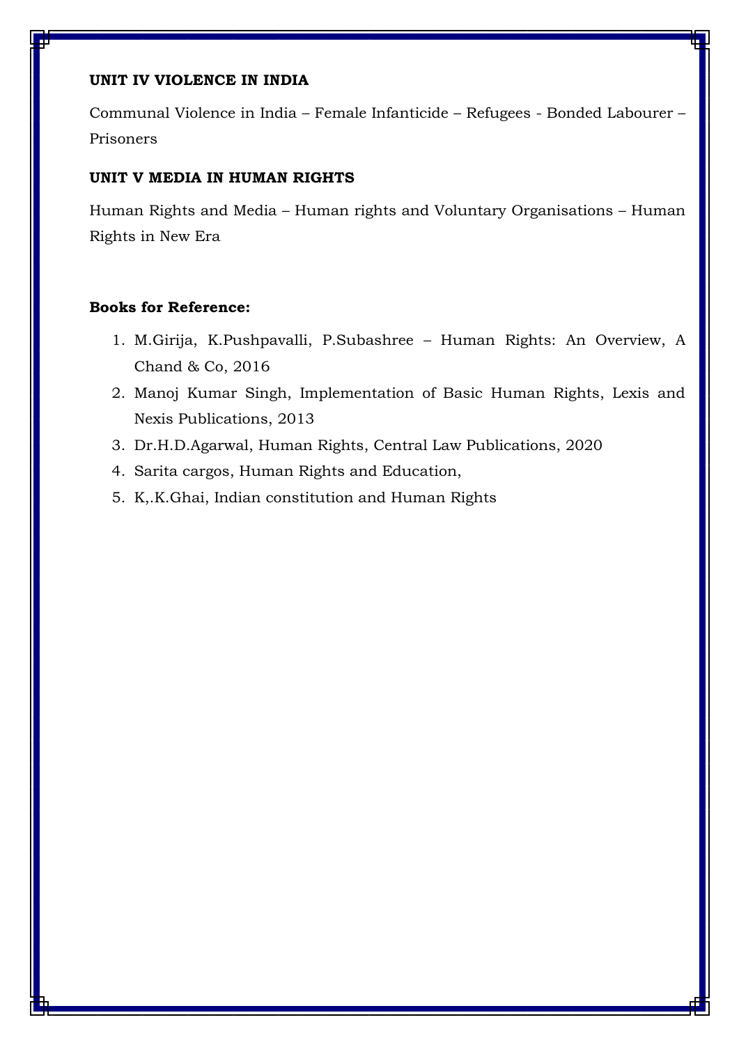**UNIT IV VIOLENCE IN INDIA**

Communal Violence in India – Female Infanticide – Refugees - Bonded Labourer – Prisoners

**UNIT V MEDIA IN HUMAN RIGHTS**

Human Rights and Media – Human rights and Voluntary Organisations – Human Rights in New Era

**Books for Reference:**

1. M.Girija, K.Pushpavalli, P.Subashree – Human Rights: An Overview, A Chand & Co, 2016
2. Manoj Kumar Singh, Implementation of Basic Human Rights, Lexis and Nexis Publications, 2013
3. Dr.H.D.Agarwal, Human Rights, Central Law Publications, 2020
4. Sarita cargos, Human Rights and Education,
5. K,.K.Ghai, Indian constitution and Human Rights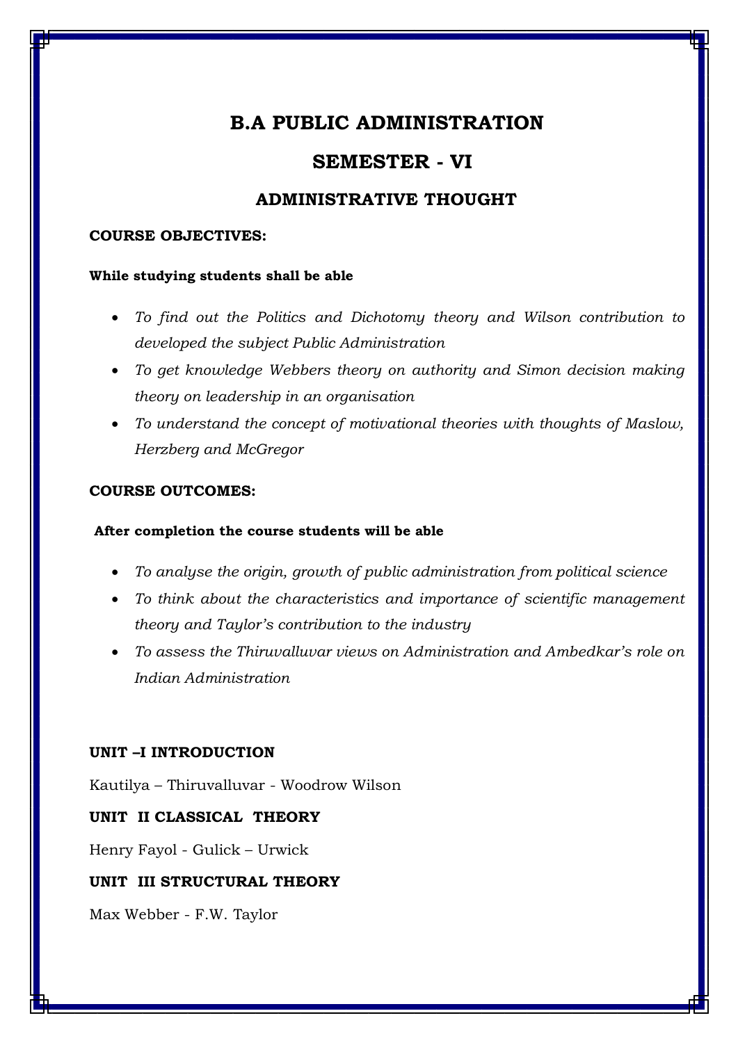# B.A PUBLIC ADMINISTRATION

## SEMESTER - VI

### ADMINISTRATIVE THOUGHT

**COURSE OBJECTIVES:**

**While studying students shall be able**

- *To find out the Politics and Dichotomy theory and Wilson contribution to developed the subject Public Administration*
- *To get knowledge Webbers theory on authority and Simon decision making theory on leadership in an organisation*
- *To understand the concept of motivational theories with thoughts of Maslow, Herzberg and McGregor*

**COURSE OUTCOMES:**

**After completion the course students will be able**

- *To analyse the origin, growth of public administration from political science*
- *To think about the characteristics and importance of scientific management theory and Taylor's contribution to the industry*
- *To assess the Thiruvalluvar views on Administration and Ambedkar's role on Indian Administration*

**UNIT –I INTRODUCTION**

Kautilya – Thiruvalluvar - Woodrow Wilson

**UNIT II CLASSICAL THEORY**

Henry Fayol - Gulick – Urwick

**UNIT III STRUCTURAL THEORY**

Max Webber - F.W. Taylor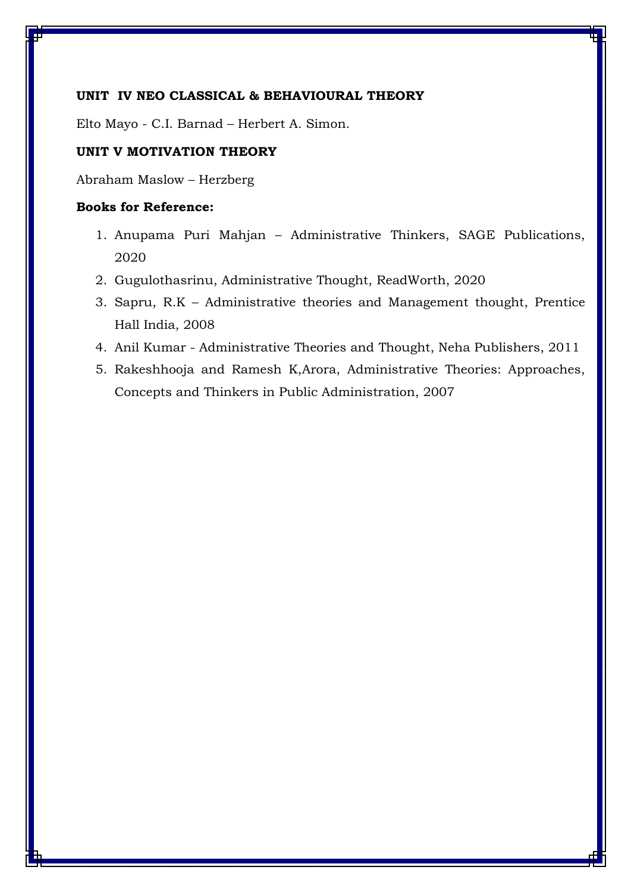**UNIT IV NEO CLASSICAL & BEHAVIOURAL THEORY**

Elto Mayo - C.I. Barnad – Herbert A. Simon.

**UNIT V MOTIVATION THEORY**

Abraham Maslow – Herzberg

**Books for Reference:**

1. Anupama Puri Mahjan – Administrative Thinkers, SAGE Publications, 2020
2. Gugulothasrinu, Administrative Thought, ReadWorth, 2020
3. Sapru, R.K – Administrative theories and Management thought, Prentice Hall India, 2008
4. Anil Kumar - Administrative Theories and Thought, Neha Publishers, 2011
5. Rakeshhooja and Ramesh K,Arora, Administrative Theories: Approaches, Concepts and Thinkers in Public Administration, 2007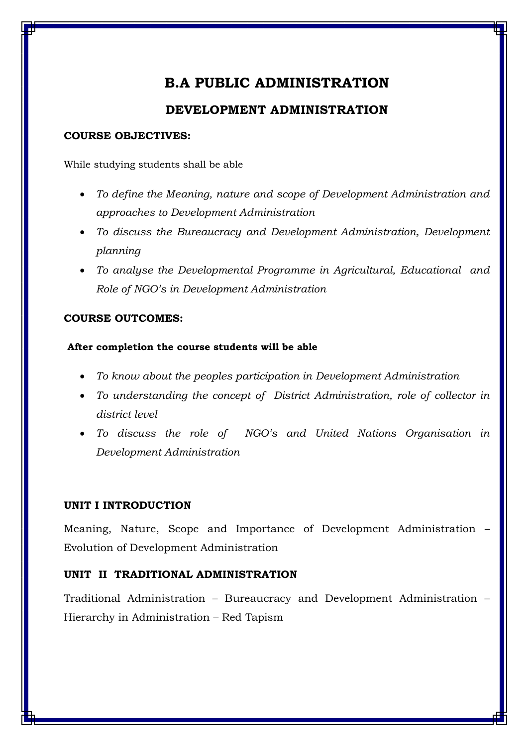# B.A PUBLIC ADMINISTRATION

## DEVELOPMENT ADMINISTRATION

**COURSE OBJECTIVES:**

While studying students shall be able

- *To define the Meaning, nature and scope of Development Administration and approaches to Development Administration*
- *To discuss the Bureaucracy and Development Administration, Development planning*
- *To analyse the Developmental Programme in Agricultural, Educational and Role of NGO's in Development Administration*

**COURSE OUTCOMES:**

**After completion the course students will be able**

- *To know about the peoples participation in Development Administration*
- *To understanding the concept of District Administration, role of collector in district level*
- *To discuss the role of NGO's and United Nations Organisation in Development Administration*

**UNIT I INTRODUCTION**

Meaning, Nature, Scope and Importance of Development Administration – Evolution of Development Administration

**UNIT II TRADITIONAL ADMINISTRATION**

Traditional Administration – Bureaucracy and Development Administration – Hierarchy in Administration – Red Tapism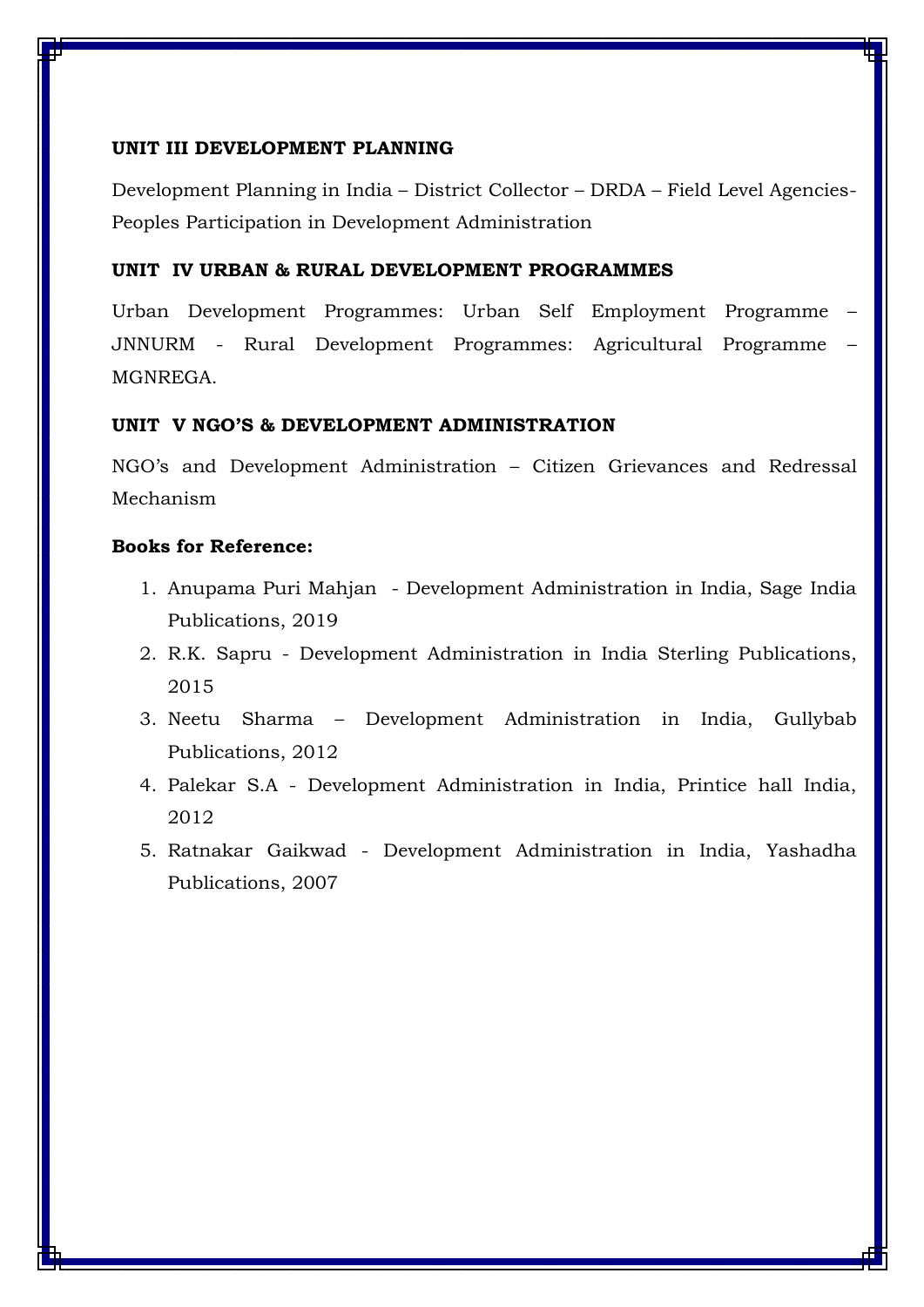**UNIT III DEVELOPMENT PLANNING**

Development Planning in India – District Collector – DRDA – Field Level Agencies-Peoples Participation in Development Administration

**UNIT IV URBAN & RURAL DEVELOPMENT PROGRAMMES**

Urban Development Programmes: Urban Self Employment Programme – JNNURM - Rural Development Programmes: Agricultural Programme – MGNREGA.

**UNIT V NGO'S & DEVELOPMENT ADMINISTRATION**

NGO's and Development Administration – Citizen Grievances and Redressal Mechanism

**Books for Reference:**

1. Anupama Puri Mahjan - Development Administration in India, Sage India Publications, 2019
2. R.K. Sapru - Development Administration in India Sterling Publications, 2015
3. Neetu Sharma – Development Administration in India, Gullybab Publications, 2012
4. Palekar S.A - Development Administration in India, Printice hall India, 2012
5. Ratnakar Gaikwad - Development Administration in India, Yashadha Publications, 2007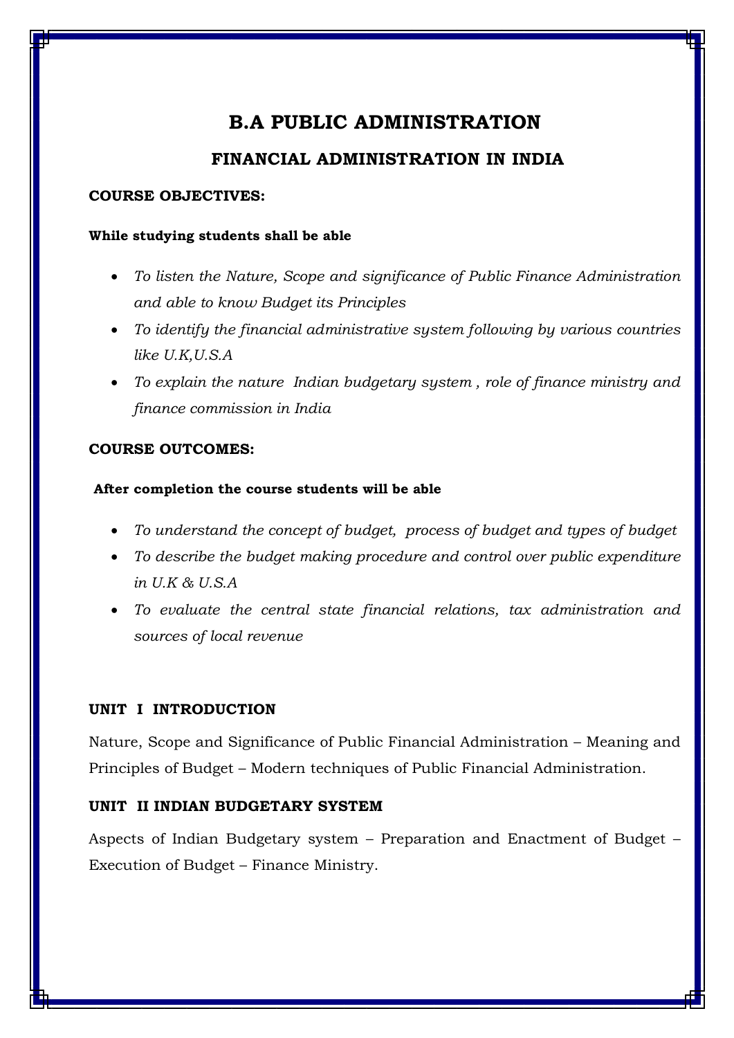# B.A PUBLIC ADMINISTRATION

## FINANCIAL ADMINISTRATION IN INDIA

**COURSE OBJECTIVES:**

**While studying students shall be able**

- *To listen the Nature, Scope and significance of Public Finance Administration and able to know Budget its Principles*
- *To identify the financial administrative system following by various countries like U.K,U.S.A*
- *To explain the nature Indian budgetary system , role of finance ministry and finance commission in India*

**COURSE OUTCOMES:**

**After completion the course students will be able**

- *To understand the concept of budget, process of budget and types of budget*
- *To describe the budget making procedure and control over public expenditure in U.K & U.S.A*
- *To evaluate the central state financial relations, tax administration and sources of local revenue*

**UNIT I INTRODUCTION**

Nature, Scope and Significance of Public Financial Administration – Meaning and Principles of Budget – Modern techniques of Public Financial Administration.

**UNIT II INDIAN BUDGETARY SYSTEM**

Aspects of Indian Budgetary system – Preparation and Enactment of Budget – Execution of Budget – Finance Ministry.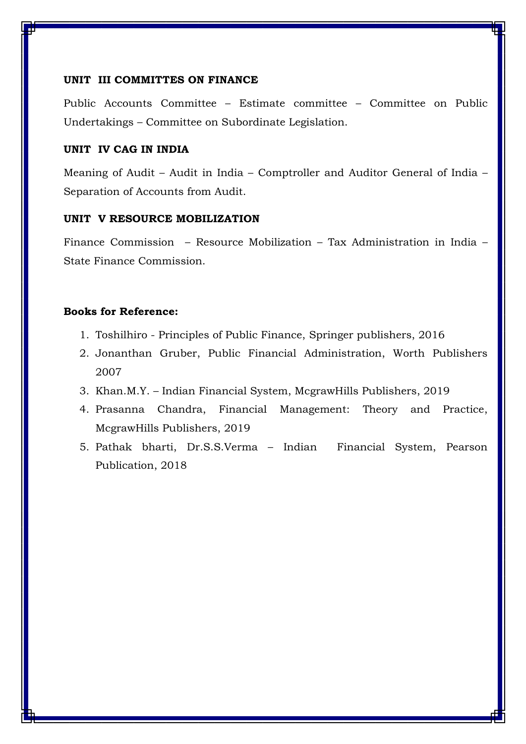**UNIT III COMMITTES ON FINANCE**

Public Accounts Committee – Estimate committee – Committee on Public Undertakings – Committee on Subordinate Legislation.

**UNIT IV CAG IN INDIA**

Meaning of Audit – Audit in India – Comptroller and Auditor General of India – Separation of Accounts from Audit.

**UNIT V RESOURCE MOBILIZATION**

Finance Commission – Resource Mobilization – Tax Administration in India – State Finance Commission.

**Books for Reference:**

1. Toshilhiro - Principles of Public Finance, Springer publishers, 2016
2. Jonanthan Gruber, Public Financial Administration, Worth Publishers 2007
3. Khan.M.Y. – Indian Financial System, McgrawHills Publishers, 2019
4. Prasanna Chandra, Financial Management: Theory and Practice, McgrawHills Publishers, 2019
5. Pathak bharti, Dr.S.S.Verma – Indian Financial System, Pearson Publication, 2018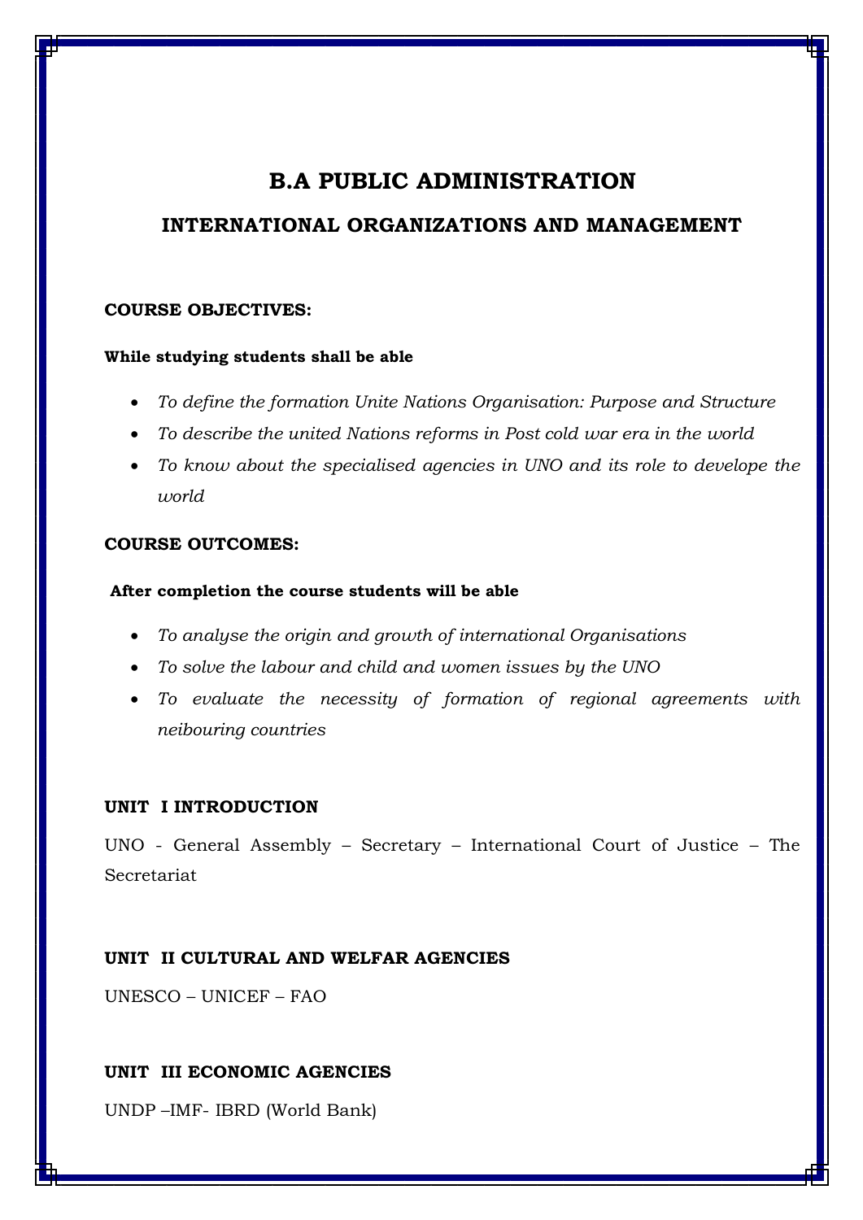# B.A PUBLIC ADMINISTRATION

## INTERNATIONAL ORGANIZATIONS AND MANAGEMENT

**COURSE OBJECTIVES:**

**While studying students shall be able**

- *To define the formation Unite Nations Organisation: Purpose and Structure*
- *To describe the united Nations reforms in Post cold war era in the world*
- *To know about the specialised agencies in UNO and its role to develope the world*

**COURSE OUTCOMES:**

**After completion the course students will be able**

- *To analyse the origin and growth of international Organisations*
- *To solve the labour and child and women issues by the UNO*
- *To evaluate the necessity of formation of regional agreements with neibouring countries*

**UNIT I INTRODUCTION**

UNO - General Assembly – Secretary – International Court of Justice – The Secretariat

**UNIT II CULTURAL AND WELFAR AGENCIES**

UNESCO – UNICEF – FAO

**UNIT III ECONOMIC AGENCIES**

UNDP –IMF- IBRD (World Bank)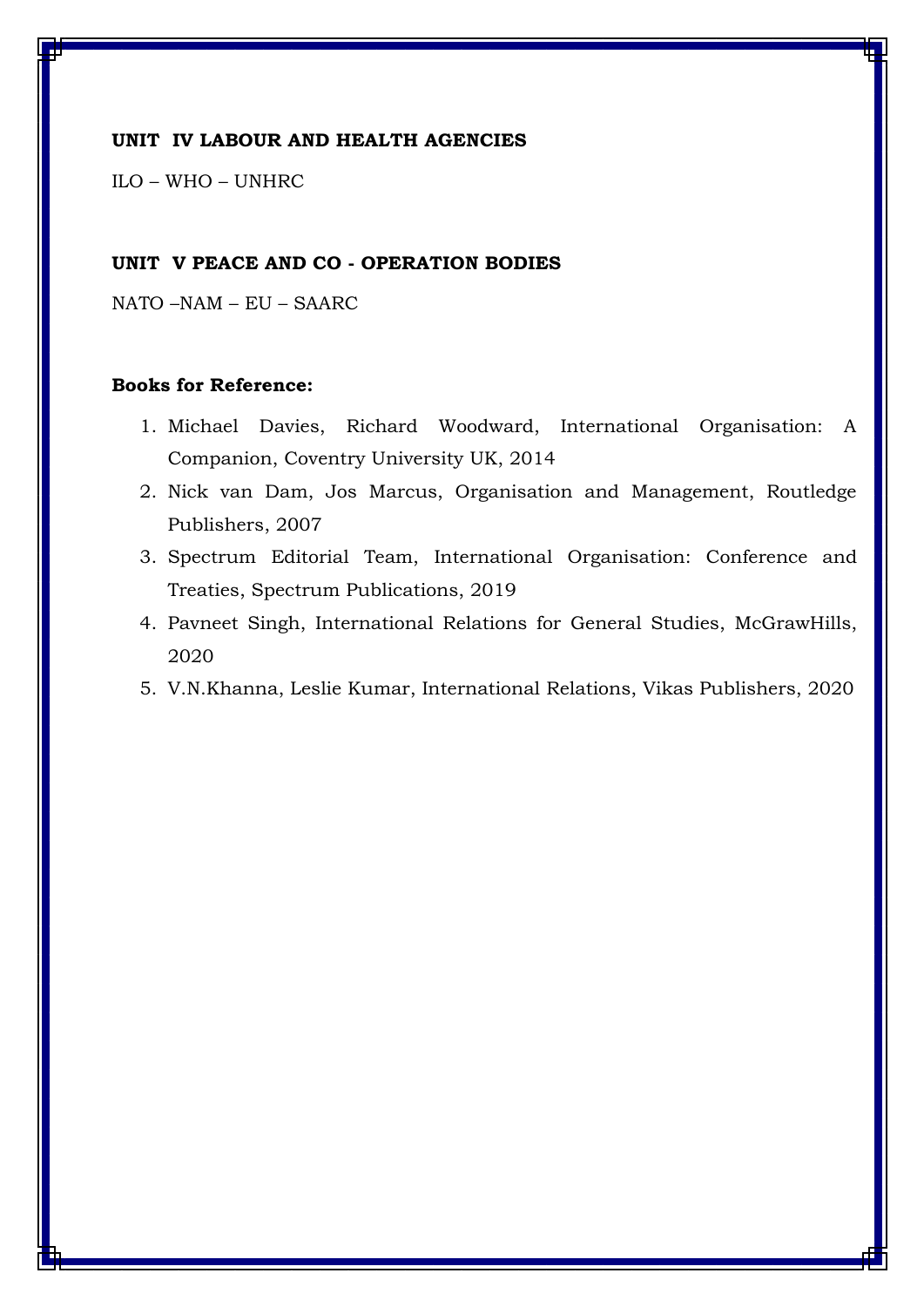**UNIT IV LABOUR AND HEALTH AGENCIES**

ILO – WHO – UNHRC

**UNIT V PEACE AND CO - OPERATION BODIES**

NATO –NAM – EU – SAARC

**Books for Reference:**

1. Michael Davies, Richard Woodward, International Organisation: A Companion, Coventry University UK, 2014
2. Nick van Dam, Jos Marcus, Organisation and Management, Routledge Publishers, 2007
3. Spectrum Editorial Team, International Organisation: Conference and Treaties, Spectrum Publications, 2019
4. Pavneet Singh, International Relations for General Studies, McGrawHills, 2020
5. V.N.Khanna, Leslie Kumar, International Relations, Vikas Publishers, 2020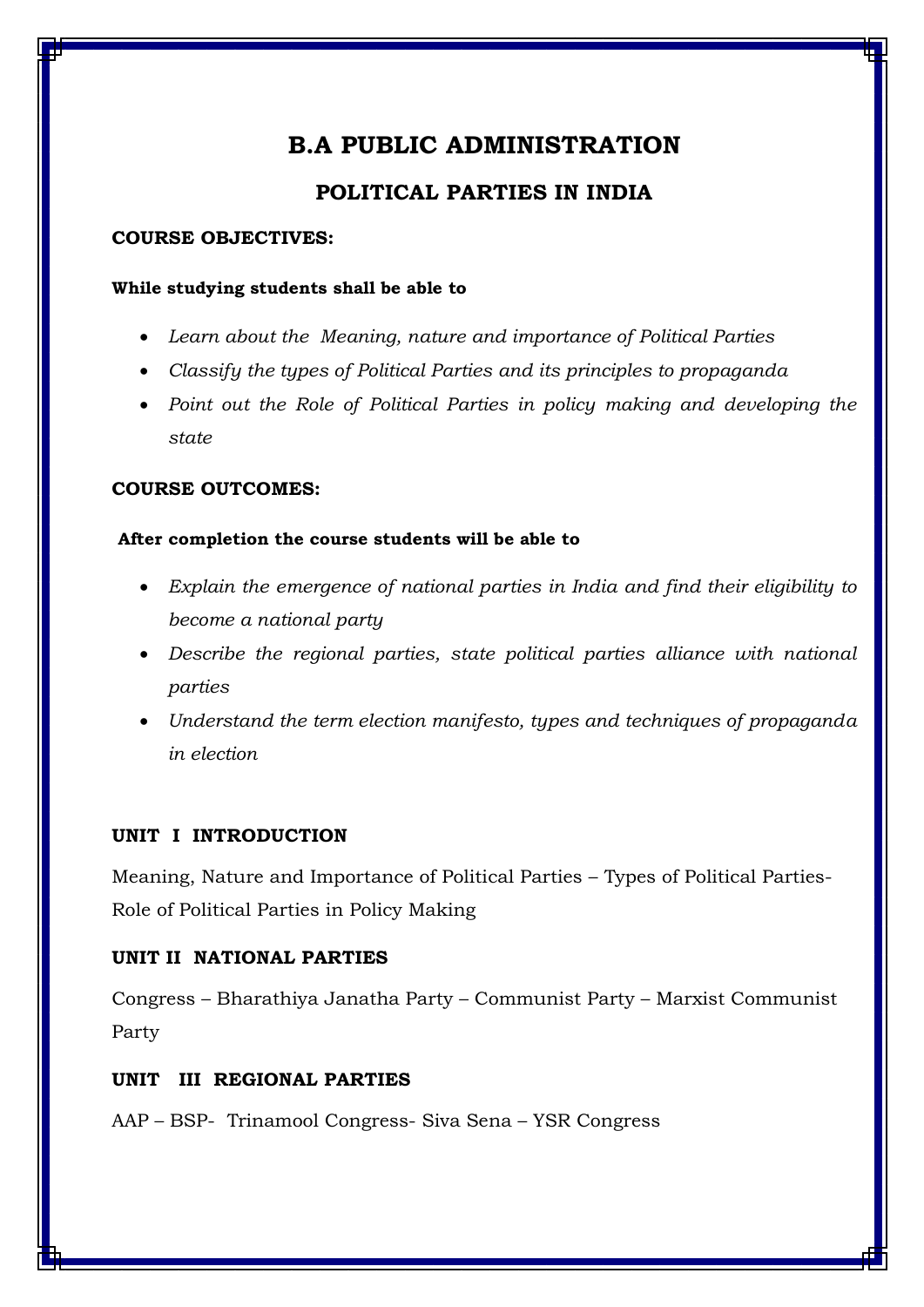# B.A PUBLIC ADMINISTRATION

## POLITICAL PARTIES IN INDIA

**COURSE OBJECTIVES:**

**While studying students shall be able to**

- *Learn about the Meaning, nature and importance of Political Parties*
- *Classify the types of Political Parties and its principles to propaganda*
- *Point out the Role of Political Parties in policy making and developing the state*

**COURSE OUTCOMES:**

**After completion the course students will be able to**

- *Explain the emergence of national parties in India and find their eligibility to become a national party*
- *Describe the regional parties, state political parties alliance with national parties*
- *Understand the term election manifesto, types and techniques of propaganda in election*

**UNIT I INTRODUCTION**

Meaning, Nature and Importance of Political Parties – Types of Political Parties- Role of Political Parties in Policy Making

**UNIT II NATIONAL PARTIES**

Congress – Bharathiya Janatha Party – Communist Party – Marxist Communist Party

**UNIT III REGIONAL PARTIES**

AAP – BSP- Trinamool Congress- Siva Sena – YSR Congress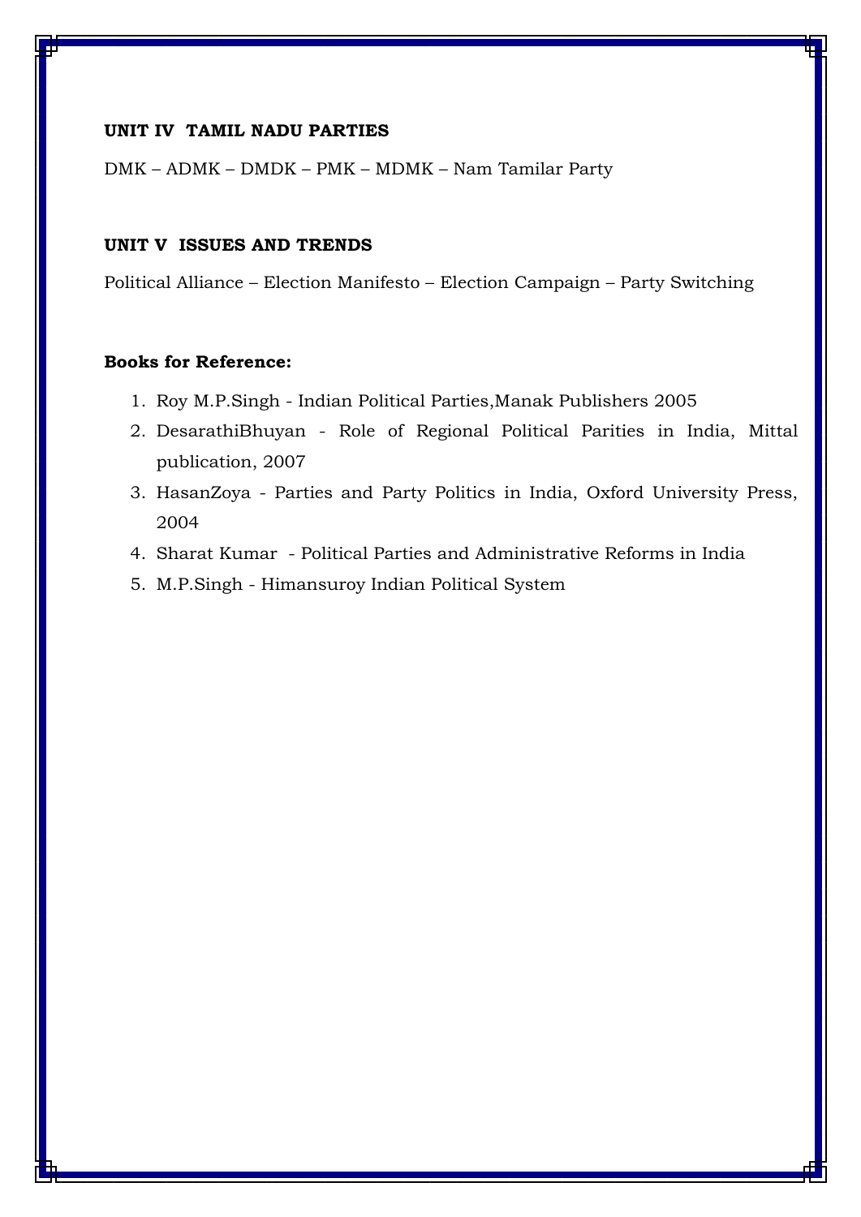**UNIT IV TAMIL NADU PARTIES**

DMK – ADMK – DMDK – PMK – MDMK – Nam Tamilar Party

**UNIT V ISSUES AND TRENDS**

Political Alliance – Election Manifesto – Election Campaign – Party Switching

**Books for Reference:**

1. Roy M.P.Singh - Indian Political Parties,Manak Publishers 2005
2. DesarathiBhuyan - Role of Regional Political Parities in India, Mittal publication, 2007
3. HasanZoya - Parties and Party Politics in India, Oxford University Press, 2004
4. Sharat Kumar - Political Parties and Administrative Reforms in India
5. M.P.Singh - Himansuroy Indian Political System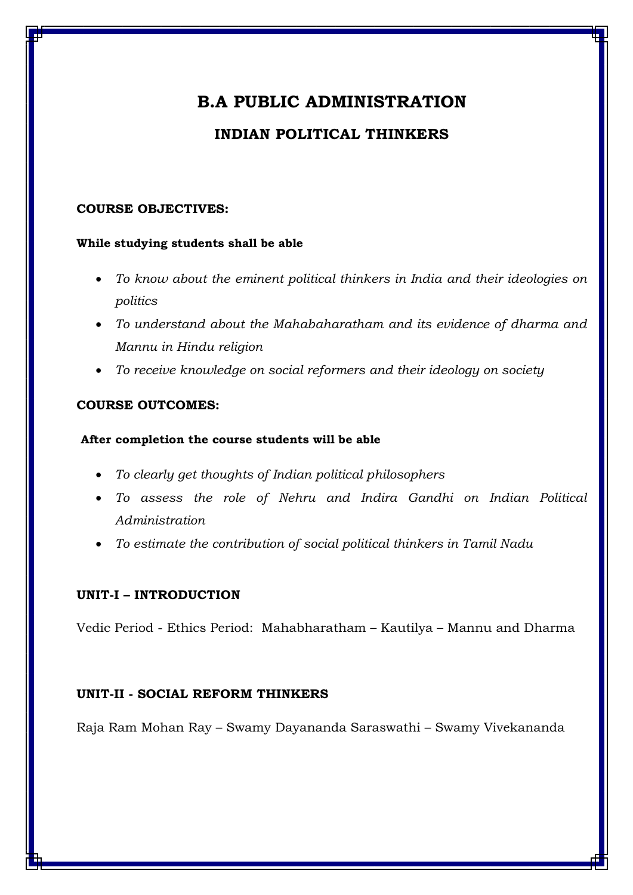# B.A PUBLIC ADMINISTRATION

## INDIAN POLITICAL THINKERS

**COURSE OBJECTIVES:**

**While studying students shall be able**

- *To know about the eminent political thinkers in India and their ideologies on politics*
- *To understand about the Mahabaharatham and its evidence of dharma and Mannu in Hindu religion*
- *To receive knowledge on social reformers and their ideology on society*

**COURSE OUTCOMES:**

**After completion the course students will be able**

- *To clearly get thoughts of Indian political philosophers*
- *To assess the role of Nehru and Indira Gandhi on Indian Political Administration*
- *To estimate the contribution of social political thinkers in Tamil Nadu*

**UNIT-I – INTRODUCTION**

Vedic Period - Ethics Period: Mahabharatham – Kautilya – Mannu and Dharma

**UNIT-II - SOCIAL REFORM THINKERS**

Raja Ram Mohan Ray – Swamy Dayananda Saraswathi – Swamy Vivekananda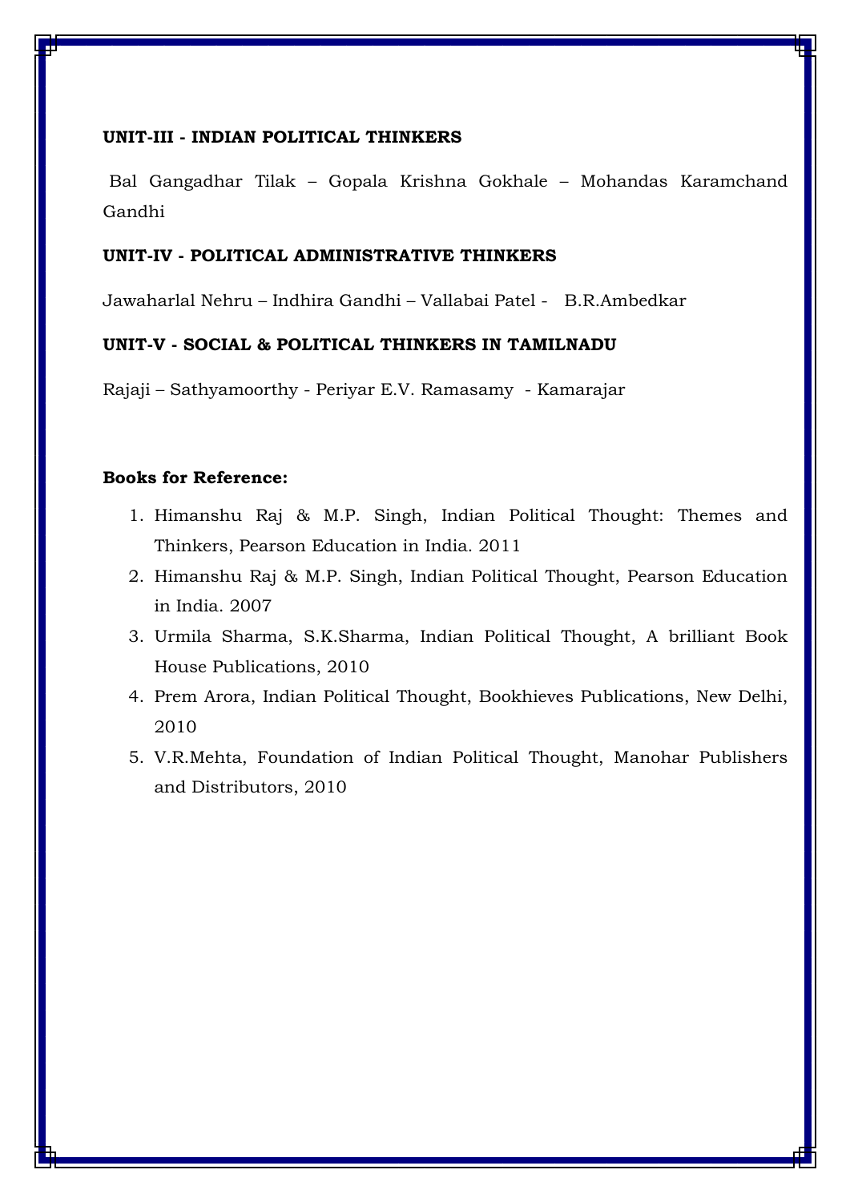**UNIT-III - INDIAN POLITICAL THINKERS**

Bal Gangadhar Tilak – Gopala Krishna Gokhale – Mohandas Karamchand Gandhi

**UNIT-IV - POLITICAL ADMINISTRATIVE THINKERS**

Jawaharlal Nehru – Indhira Gandhi – Vallabai Patel - B.R.Ambedkar

**UNIT-V - SOCIAL & POLITICAL THINKERS IN TAMILNADU**

Rajaji – Sathyamoorthy - Periyar E.V. Ramasamy - Kamarajar

**Books for Reference:**

1. Himanshu Raj & M.P. Singh, Indian Political Thought: Themes and Thinkers, Pearson Education in India. 2011
2. Himanshu Raj & M.P. Singh, Indian Political Thought, Pearson Education in India. 2007
3. Urmila Sharma, S.K.Sharma, Indian Political Thought, A brilliant Book House Publications, 2010
4. Prem Arora, Indian Political Thought, Bookhieves Publications, New Delhi, 2010
5. V.R.Mehta, Foundation of Indian Political Thought, Manohar Publishers and Distributors, 2010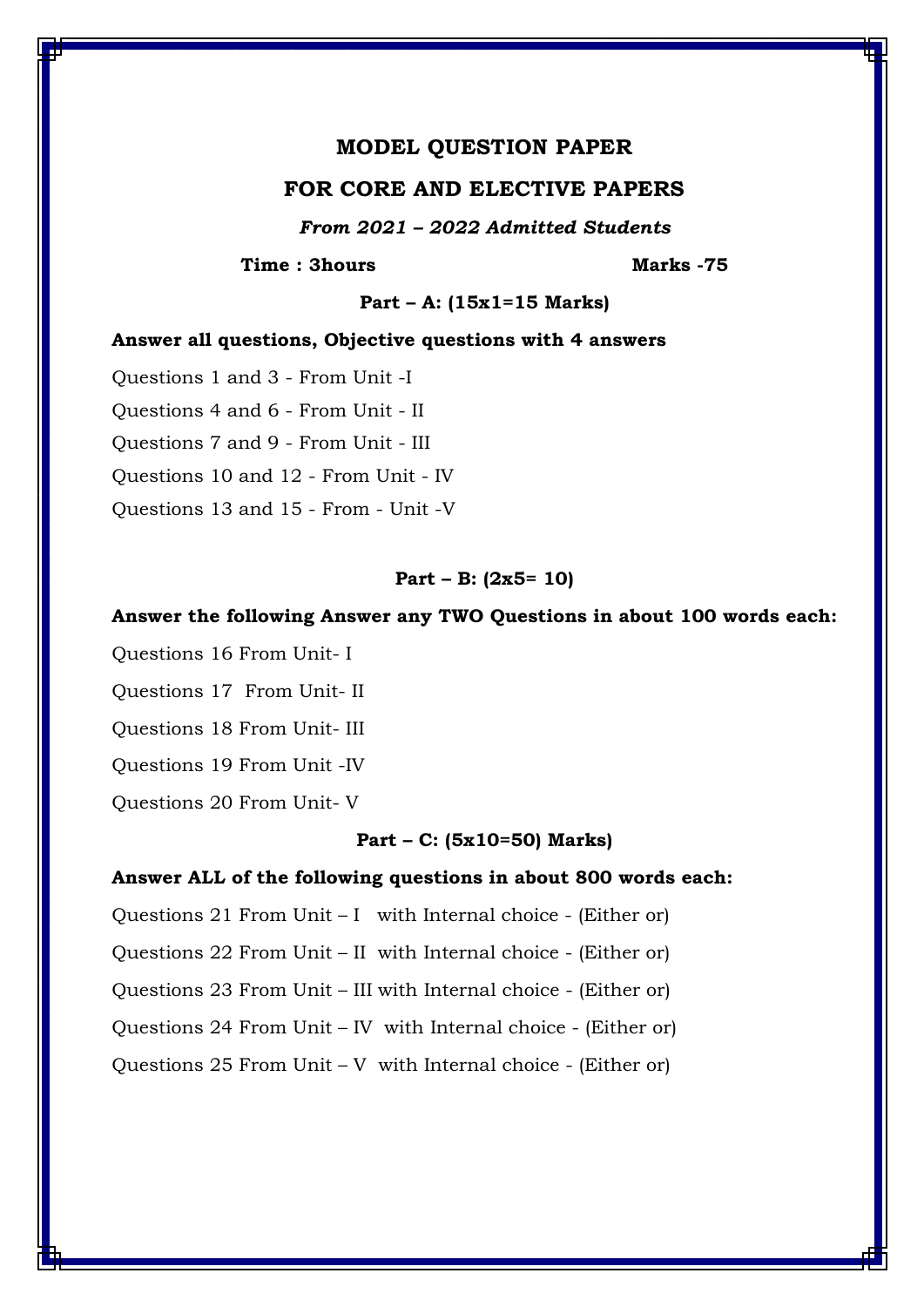# MODEL QUESTION PAPER

## FOR CORE AND ELECTIVE PAPERS

***From 2021 – 2022 Admitted Students***

**Time : 3hours** **Marks -75**

**Part – A: (15x1=15 Marks)**

**Answer all questions, Objective questions with 4 answers**

Questions 1 and 3 - From Unit -I

Questions 4 and 6 - From Unit - II

Questions 7 and 9 - From Unit - III

Questions 10 and 12 - From Unit - IV

Questions 13 and 15 - From - Unit -V

**Part – B: (2x5= 10)**

**Answer the following Answer any TWO Questions in about 100 words each:**

Questions 16 From Unit- I

Questions 17 From Unit- II

Questions 18 From Unit- III

Questions 19 From Unit -IV

Questions 20 From Unit- V

**Part – C: (5x10=50) Marks)**

**Answer ALL of the following questions in about 800 words each:**

Questions 21 From Unit – I with Internal choice - (Either or)

Questions 22 From Unit – II with Internal choice - (Either or)

Questions 23 From Unit – III with Internal choice - (Either or)

Questions 24 From Unit – IV with Internal choice - (Either or)

Questions 25 From Unit – V with Internal choice - (Either or)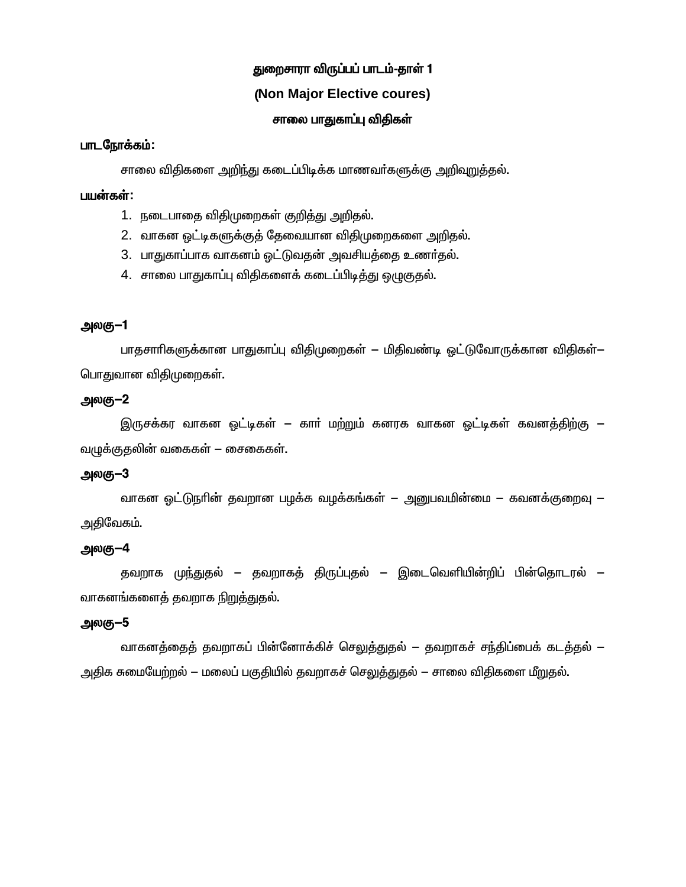# துறைசாரா விருப்பப் பாடம்-தாள் 1

## (Non Major Elective coures)

## சாலை பாதுகாப்பு விதிகள்

**பாடநோக்கம்:**

சாலை விதிகளை அறிந்து கடைப்பிடிக்க மாணவர்களுக்கு அறிவுறுத்தல்.

**பயன்கள்:**

1. நடைபாதை விதிமுறைகள் குறித்து அறிதல்.
2. வாகன ஓட்டிகளுக்குத் தேவையான விதிமுறைகளை அறிதல்.
3. பாதுகாப்பாக வாகனம் ஓட்டுவதன் அவசியத்தை உணர்தல்.
4. சாலை பாதுகாப்பு விதிகளைக் கடைப்பிடித்து ஒழுகுதல்.

**அலகு–1**

பாதசாரிகளுக்கான பாதுகாப்பு விதிமுறைகள் – மிதிவண்டி ஓட்டுவோருக்கான விதிகள்– பொதுவான விதிமுறைகள்.

**அலகு–2**

இருசக்கர வாகன ஓட்டிகள் – கார் மற்றும் கனரக வாகன ஓட்டிகள் கவனத்திற்கு – வழுக்குதலின் வகைகள் – சைகைகள்.

**அலகு–3**

வாகன ஓட்டுநரின் தவறான பழக்க வழக்கங்கள் – அனுபவமின்மை – கவனக்குறைவு – அதிவேகம்.

**அலகு–4**

தவறாக முந்துதல் – தவறாகத் திருப்புதல் – இடைவெளியின்றிப் பின்தொடரல் – வாகனங்களைத் தவறாக நிறுத்துதல்.

**அலகு–5**

வாகனத்தைத் தவறாகப் பின்னோக்கிச் செலுத்துதல் – தவறாகச் சந்திப்பைக் கடத்தல் – அதிக சுமையேற்றல் – மலைப் பகுதியில் தவறாகச் செலுத்துதல் – சாலை விதிகளை மீறுதல்.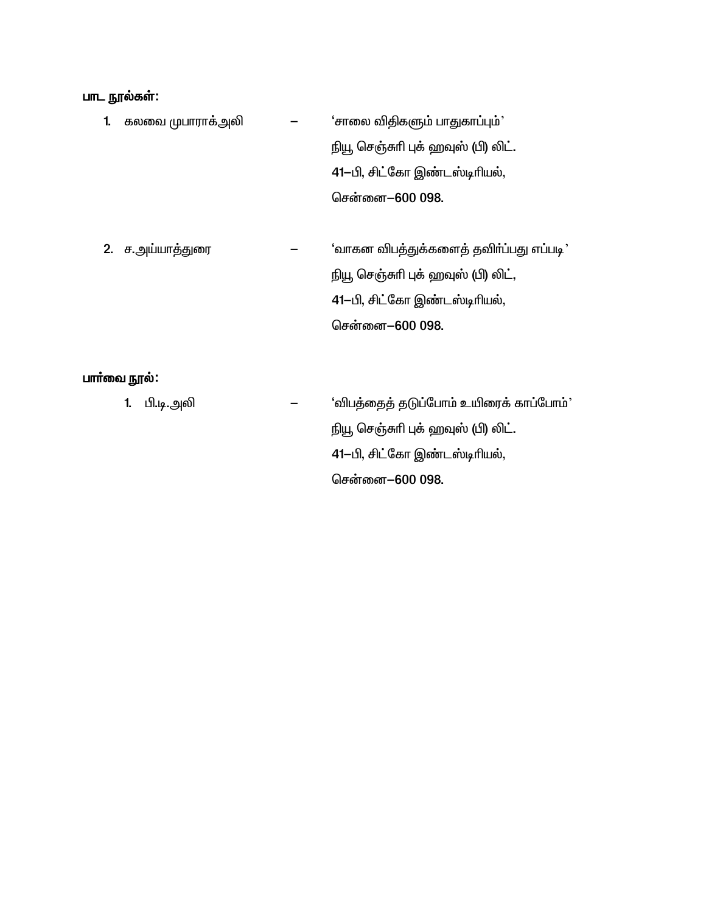**பாட நூல்கள்:**

1. கலவை முபாராக்அலி – ‘சாலை விதிகளும் பாதுகாப்பும்’
   நியூ செஞ்சுரி புக் ஹவுஸ் (பி) லிட்.
   41–பி, சிட்கோ இண்டஸ்டிரியல்,
   சென்னை–600 098.

2. ச.அய்யாத்துரை – ‘வாகன விபத்துக்களைத் தவிர்ப்பது எப்படி’
   நியூ செஞ்சுரி புக் ஹவுஸ் (பி) லிட்,
   41–பி, சிட்கோ இண்டஸ்டிரியல்,
   சென்னை–600 098.

**பார்வை நூல்:**

1. பி.டி.அலி – ‘விபத்தைத் தடுப்போம் உயிரைக் காப்போம்’
   நியூ செஞ்சுரி புக் ஹவுஸ் (பி) லிட்.
   41–பி, சிட்கோ இண்டஸ்டிரியல்,
   சென்னை–600 098.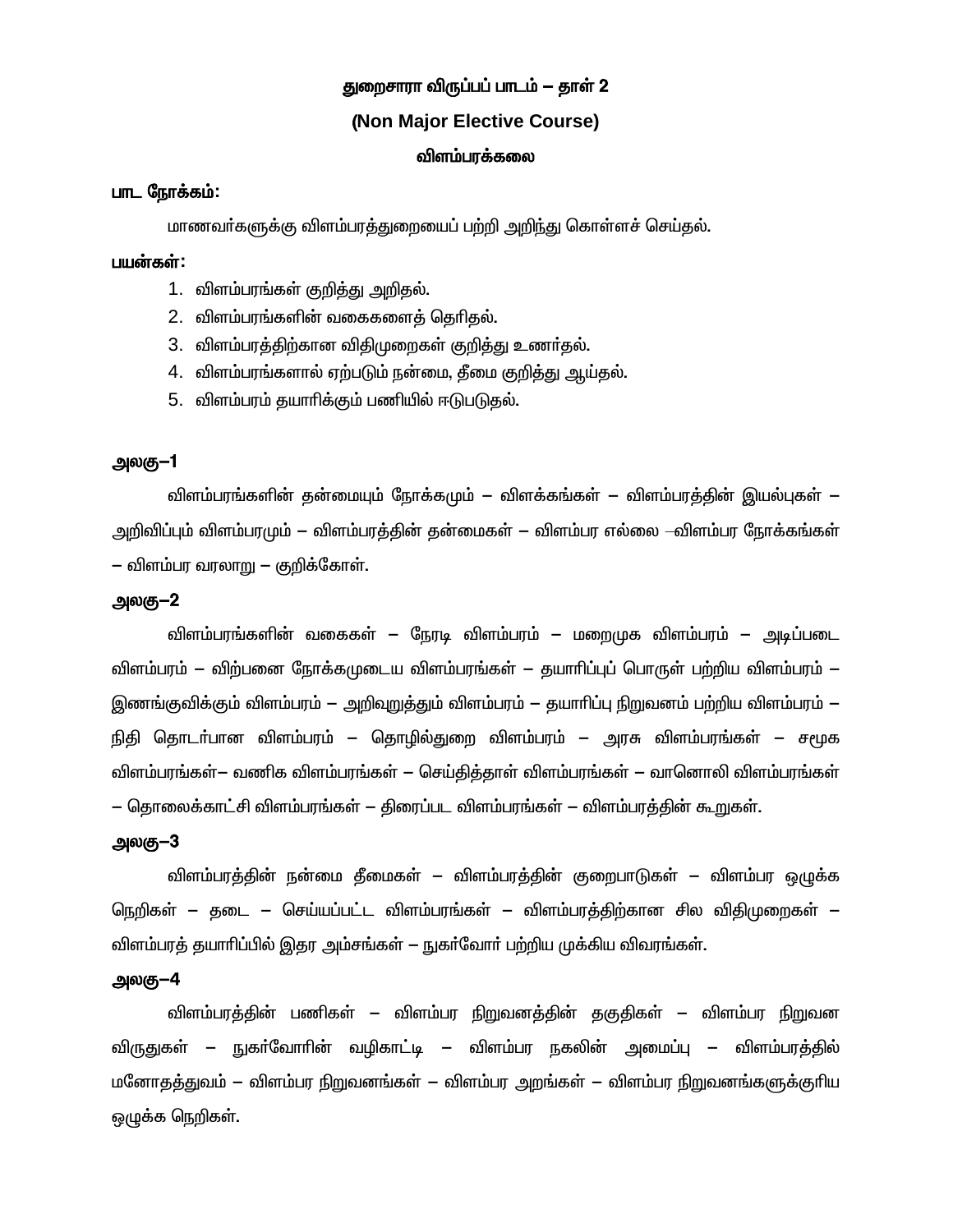# துறைசாரா விருப்பப் பாடம் – தாள் 2

## (Non Major Elective Course)

## விளம்பரக்கலை

**பாட நோக்கம்:**

மாணவர்களுக்கு விளம்பரத்துறையைப் பற்றி அறிந்து கொள்ளச் செய்தல்.

**பயன்கள்:**

1. விளம்பரங்கள் குறித்து அறிதல்.
2. விளம்பரங்களின் வகைகளைத் தெரிதல்.
3. விளம்பரத்திற்கான விதிமுறைகள் குறித்து உணர்தல்.
4. விளம்பரங்களால் ஏற்படும் நன்மை, தீமை குறித்து ஆய்தல்.
5. விளம்பரம் தயாரிக்கும் பணியில் ஈடுபடுதல்.

**அலகு–1**

விளம்பரங்களின் தன்மையும் நோக்கமும் – விளக்கங்கள் – விளம்பரத்தின் இயல்புகள் – அறிவிப்பும் விளம்பரமும் – விளம்பரத்தின் தன்மைகள் – விளம்பர எல்லை –விளம்பர நோக்கங்கள் – விளம்பர வரலாறு – குறிக்கோள்.

**அலகு–2**

விளம்பரங்களின் வகைகள் – நேரடி விளம்பரம் – மறைமுக விளம்பரம் – அடிப்படை விளம்பரம் – விற்பனை நோக்கமுடைய விளம்பரங்கள் – தயாரிப்புப் பொருள் பற்றிய விளம்பரம் – இணங்குவிக்கும் விளம்பரம் – அறிவுறுத்தும் விளம்பரம் – தயாரிப்பு நிறுவனம் பற்றிய விளம்பரம் – நிதி தொடர்பான விளம்பரம் – தொழில்துறை விளம்பரம் – அரசு விளம்பரங்கள் – சமூக விளம்பரங்கள்– வணிக விளம்பரங்கள் – செய்தித்தாள் விளம்பரங்கள் – வானொலி விளம்பரங்கள் – தொலைக்காட்சி விளம்பரங்கள் – திரைப்பட விளம்பரங்கள் – விளம்பரத்தின் கூறுகள்.

**அலகு–3**

விளம்பரத்தின் நன்மை தீமைகள் – விளம்பரத்தின் குறைபாடுகள் – விளம்பர ஒழுக்க நெறிகள் – தடை – செய்யப்பட்ட விளம்பரங்கள் – விளம்பரத்திற்கான சில விதிமுறைகள் – விளம்பரத் தயாரிப்பில் இதர அம்சங்கள் – நுகர்வோர் பற்றிய முக்கிய விவரங்கள்.

**அலகு–4**

விளம்பரத்தின் பணிகள் – விளம்பர நிறுவனத்தின் தகுதிகள் – விளம்பர நிறுவன விருதுகள் – நுகர்வோரின் வழிகாட்டி – விளம்பர நகலின் அமைப்பு – விளம்பரத்தில் மனோதத்துவம் – விளம்பர நிறுவனங்கள் – விளம்பர அறங்கள் – விளம்பர நிறுவனங்களுக்குரிய ஒழுக்க நெறிகள்.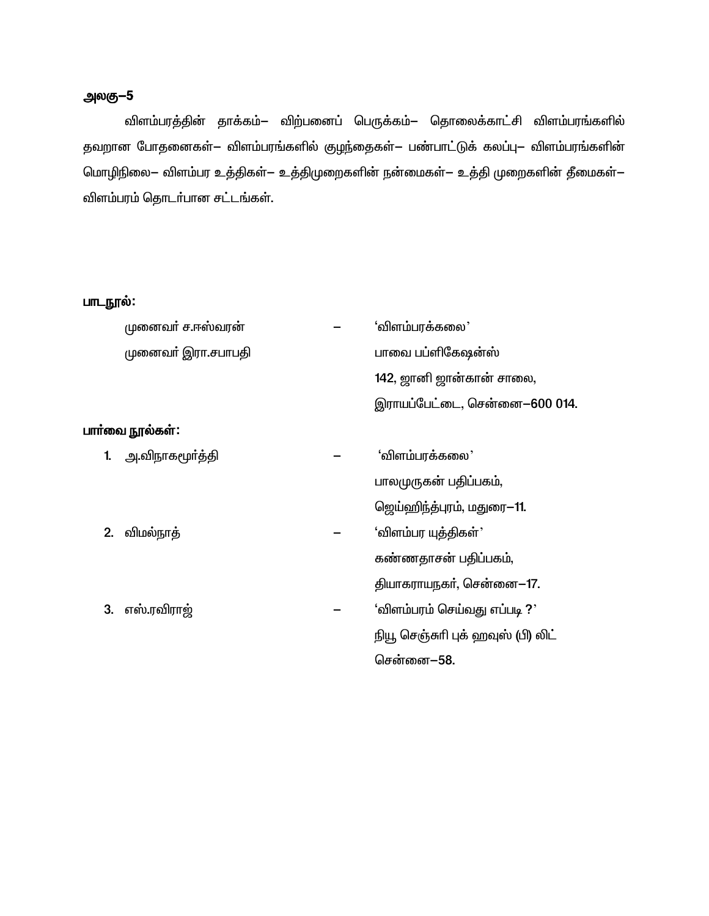**அலகு–5**

விளம்பரத்தின் தாக்கம்– விற்பனைப் பெருக்கம்– தொலைக்காட்சி விளம்பரங்களில் தவறான போதனைகள்– விளம்பரங்களில் குழந்தைகள்– பண்பாட்டுக் கலப்பு– விளம்பரங்களின் மொழிநிலை– விளம்பர உத்திகள்– உத்திமுறைகளின் நன்மைகள்– உத்தி முறைகளின் தீமைகள்– விளம்பரம் தொடர்பான சட்டங்கள்.

**பாடநூல்:**

முனைவர் ச.ஈஸ்வரன் – 'விளம்பரக்கலை'
முனைவர் இரா.சபாபதி
பாவை பப்ளிகேஷன்ஸ்
142, ஜானி ஜான்கான் சாலை,
இராயப்பேட்டை, சென்னை–600 014.

**பார்வை நூல்கள்:**

1. அ.விநாகமூர்த்தி – 'விளம்பரக்கலை'
   பாலமுருகன் பதிப்பகம்,
   ஜெய்ஹிந்த்புரம், மதுரை–11.
2. விமல்நாத் – 'விளம்பர யுத்திகள்'
   கண்ணதாசன் பதிப்பகம்,
   தியாகராயநகர், சென்னை–17.
3. எஸ்.ரவிராஜ் – 'விளம்பரம் செய்வது எப்படி ?'
   நியூ செஞ்சுரி புக் ஹவுஸ் (பி) லிட்
   சென்னை–58.